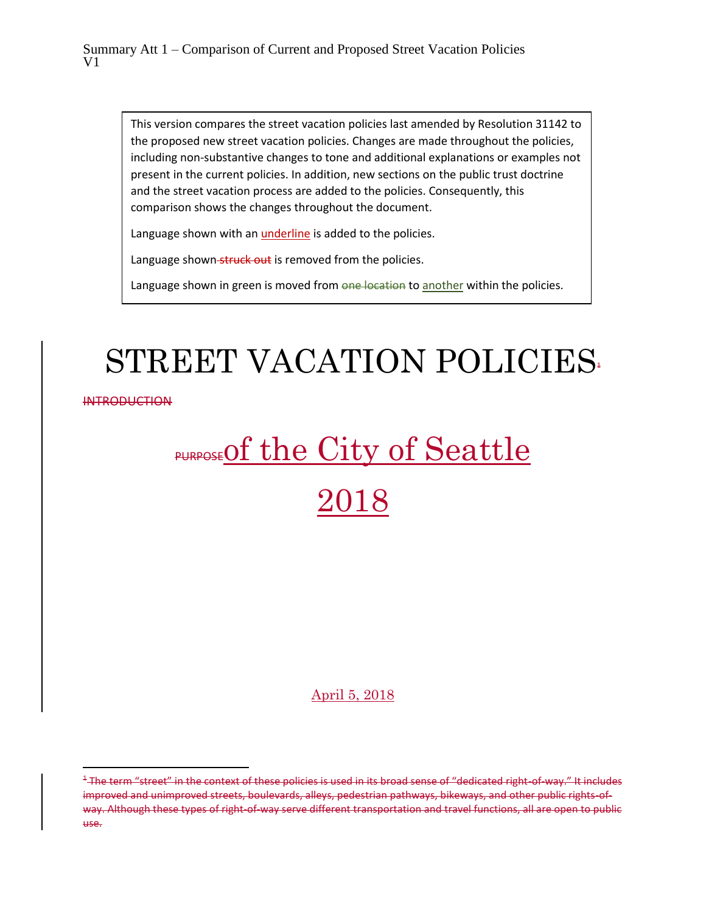Summary Att 1 – Comparison of Current and Proposed Street Vacation Policies
V1

> This version compares the street vacation policies last amended by Resolution 31142 to the proposed new street vacation policies. Changes are made throughout the policies, including non-substantive changes to tone and additional explanations or examples not present in the current policies. In addition, new sections on the public trust doctrine and the street vacation process are added to the policies. Consequently, this comparison shows the changes throughout the document.
>
> Language shown with an <u>underline</u> is added to the policies.
>
> Language shown ~~struck out~~ is removed from the policies.
>
> Language shown in green is moved from ~~one location~~ to <u>another</u> within the policies.

# STREET VACATION POLICIES~~[1]~~

~~INTRODUCTION~~

# ~~PURPOSE~~<u>of the City of Seattle</u>

# <u>2018</u>

<u>April 5, 2018</u>

~~[1] The term "street" in the context of these policies is used in its broad sense of "dedicated right-of-way." It includes improved and unimproved streets, boulevards, alleys, pedestrian pathways, bikeways, and other public rights-of-way. Although these types of right-of-way serve different transportation and travel functions, all are open to public use.~~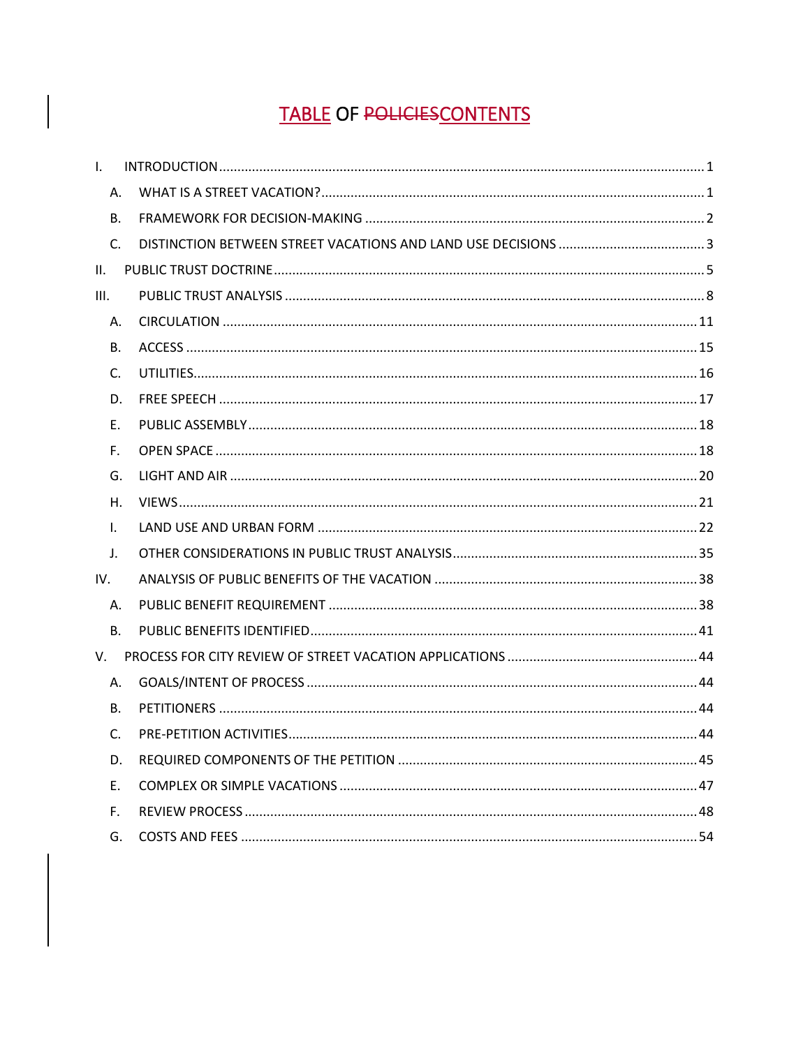# TABLE OF ~~POLICIES~~CONTENTS

I. INTRODUCTION .......... 1

  A. WHAT IS A STREET VACATION? .......... 1

  B. FRAMEWORK FOR DECISION-MAKING .......... 2

  C. DISTINCTION BETWEEN STREET VACATIONS AND LAND USE DECISIONS .......... 3

II. PUBLIC TRUST DOCTRINE .......... 5

III. PUBLIC TRUST ANALYSIS .......... 8

  A. CIRCULATION .......... 11

  B. ACCESS .......... 15

  C. UTILITIES .......... 16

  D. FREE SPEECH .......... 17

  E. PUBLIC ASSEMBLY .......... 18

  F. OPEN SPACE .......... 18

  G. LIGHT AND AIR .......... 20

  H. VIEWS .......... 21

  I. LAND USE AND URBAN FORM .......... 22

  J. OTHER CONSIDERATIONS IN PUBLIC TRUST ANALYSIS .......... 35

IV. ANALYSIS OF PUBLIC BENEFITS OF THE VACATION .......... 38

  A. PUBLIC BENEFIT REQUIREMENT .......... 38

  B. PUBLIC BENEFITS IDENTIFIED .......... 41

V. PROCESS FOR CITY REVIEW OF STREET VACATION APPLICATIONS .......... 44

  A. GOALS/INTENT OF PROCESS .......... 44

  B. PETITIONERS .......... 44

  C. PRE-PETITION ACTIVITIES .......... 44

  D. REQUIRED COMPONENTS OF THE PETITION .......... 45

  E. COMPLEX OR SIMPLE VACATIONS .......... 47

  F. REVIEW PROCESS .......... 48

  G. COSTS AND FEES .......... 54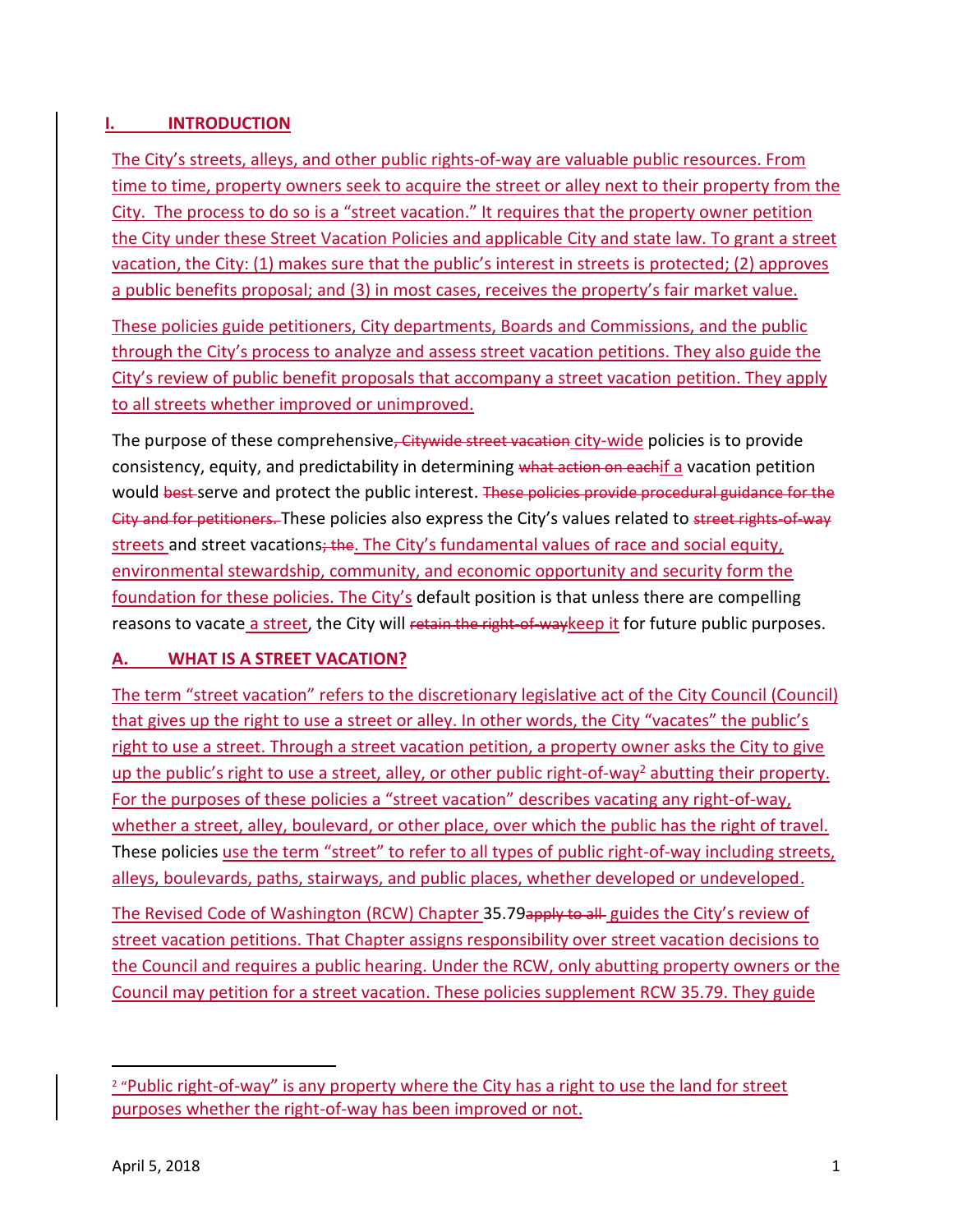## I. INTRODUCTION

The City's streets, alleys, and other public rights-of-way are valuable public resources. From time to time, property owners seek to acquire the street or alley next to their property from the City. The process to do so is a "street vacation." It requires that the property owner petition the City under these Street Vacation Policies and applicable City and state law. To grant a street vacation, the City: (1) makes sure that the public's interest in streets is protected; (2) approves a public benefits proposal; and (3) in most cases, receives the property's fair market value.

These policies guide petitioners, City departments, Boards and Commissions, and the public through the City's process to analyze and assess street vacation petitions. They also guide the City's review of public benefit proposals that accompany a street vacation petition. They apply to all streets whether improved or unimproved.

The purpose of these comprehensive~~, Citywide street vacation~~ city-wide policies is to provide consistency, equity, and predictability in determining ~~what action on each~~if a vacation petition would ~~best~~ serve and protect the public interest. ~~These policies provide procedural guidance for the City and for petitioners.~~ These policies also express the City's values related to ~~street rights-of-way~~ streets and street vacations~~; the~~. The City's fundamental values of race and social equity, environmental stewardship, community, and economic opportunity and security form the foundation for these policies. The City's default position is that unless there are compelling reasons to vacate a street, the City will ~~retain the right-of-way~~keep it for future public purposes.

### A. WHAT IS A STREET VACATION?

The term "street vacation" refers to the discretionary legislative act of the City Council (Council) that gives up the right to use a street or alley. In other words, the City "vacates" the public's right to use a street. Through a street vacation petition, a property owner asks the City to give up the public's right to use a street, alley, or other public right-of-way[2] abutting their property. For the purposes of these policies a "street vacation" describes vacating any right-of-way, whether a street, alley, boulevard, or other place, over which the public has the right of travel. These policies use the term "street" to refer to all types of public right-of-way including streets, alleys, boulevards, paths, stairways, and public places, whether developed or undeveloped.

The Revised Code of Washington (RCW) Chapter 35.79~~apply to all~~ guides the City's review of street vacation petitions. That Chapter assigns responsibility over street vacation decisions to the Council and requires a public hearing. Under the RCW, only abutting property owners or the Council may petition for a street vacation. These policies supplement RCW 35.79. They guide

[2] "Public right-of-way" is any property where the City has a right to use the land for street purposes whether the right-of-way has been improved or not.

April 5, 2018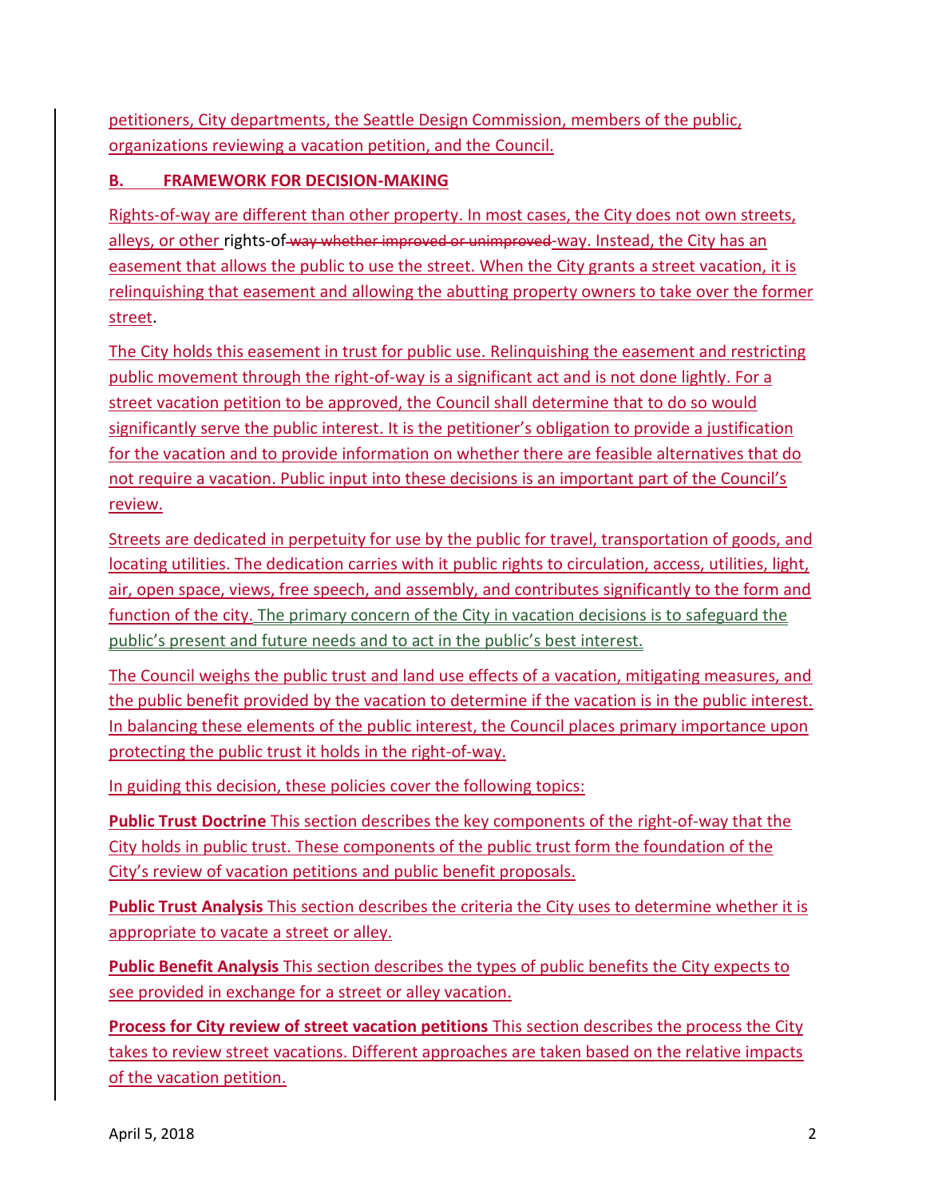petitioners, City departments, the Seattle Design Commission, members of the public, organizations reviewing a vacation petition, and the Council.

## B. FRAMEWORK FOR DECISION-MAKING

Rights-of-way are different than other property. In most cases, the City does not own streets, alleys, or other rights-of-~~way whether improved or unimproved~~-way. Instead, the City has an easement that allows the public to use the street. When the City grants a street vacation, it is relinquishing that easement and allowing the abutting property owners to take over the former street.

The City holds this easement in trust for public use. Relinquishing the easement and restricting public movement through the right-of-way is a significant act and is not done lightly. For a street vacation petition to be approved, the Council shall determine that to do so would significantly serve the public interest. It is the petitioner's obligation to provide a justification for the vacation and to provide information on whether there are feasible alternatives that do not require a vacation. Public input into these decisions is an important part of the Council's review.

Streets are dedicated in perpetuity for use by the public for travel, transportation of goods, and locating utilities. The dedication carries with it public rights to circulation, access, utilities, light, air, open space, views, free speech, and assembly, and contributes significantly to the form and function of the city. The primary concern of the City in vacation decisions is to safeguard the public's present and future needs and to act in the public's best interest.

The Council weighs the public trust and land use effects of a vacation, mitigating measures, and the public benefit provided by the vacation to determine if the vacation is in the public interest. In balancing these elements of the public interest, the Council places primary importance upon protecting the public trust it holds in the right-of-way.

In guiding this decision, these policies cover the following topics:

**Public Trust Doctrine** This section describes the key components of the right-of-way that the City holds in public trust. These components of the public trust form the foundation of the City's review of vacation petitions and public benefit proposals.

**Public Trust Analysis** This section describes the criteria the City uses to determine whether it is appropriate to vacate a street or alley.

**Public Benefit Analysis** This section describes the types of public benefits the City expects to see provided in exchange for a street or alley vacation.

**Process for City review of street vacation petitions** This section describes the process the City takes to review street vacations. Different approaches are taken based on the relative impacts of the vacation petition.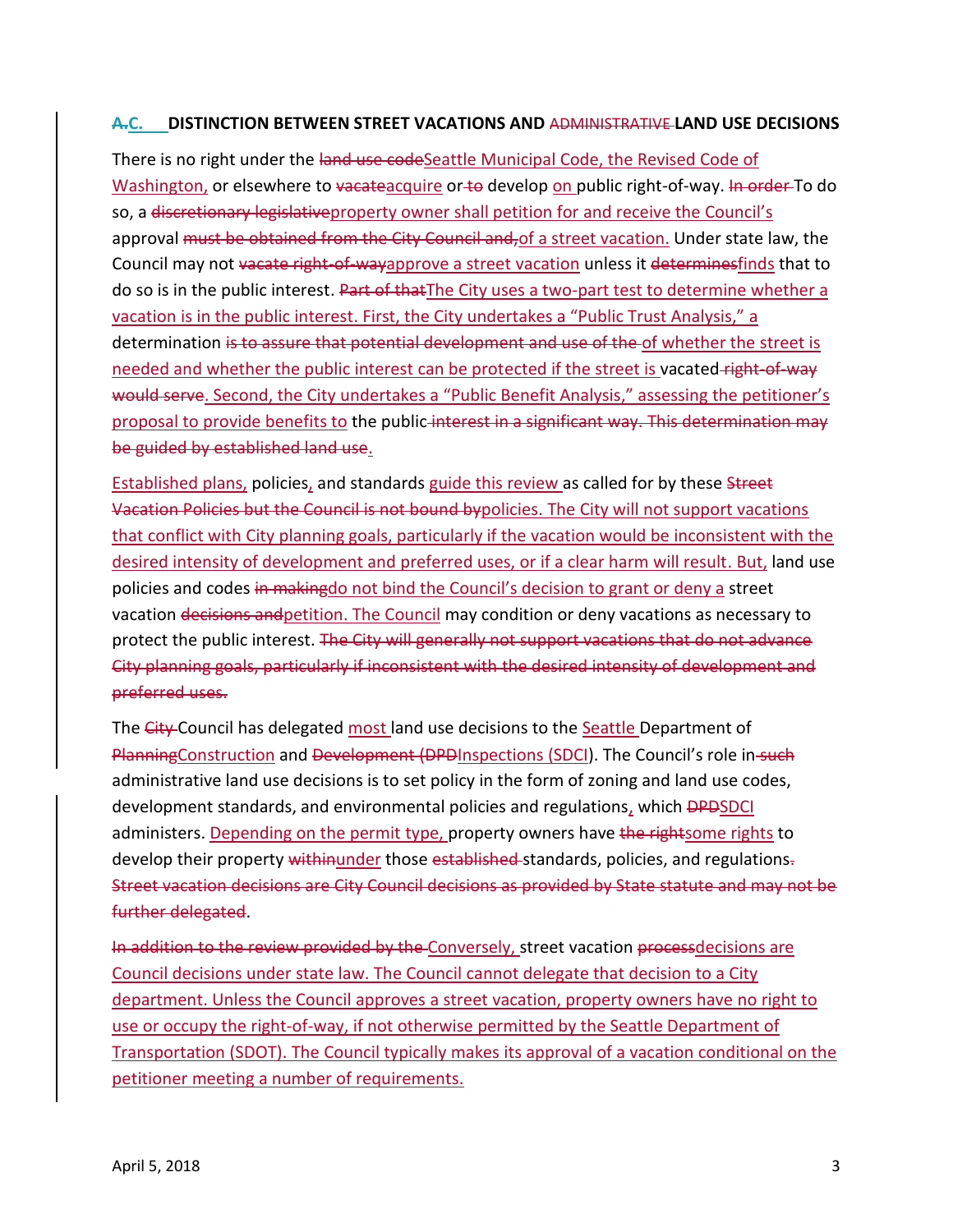## ~~A.~~C. DISTINCTION BETWEEN STREET VACATIONS AND ~~ADMINISTRATIVE~~ LAND USE DECISIONS

There is no right under the ~~land use code~~Seattle Municipal Code, the Revised Code of Washington, or elsewhere to ~~vacate~~acquire or ~~to~~ develop on public right-of-way. ~~In order~~ To do so, a ~~discretionary legislative~~property owner shall petition for and receive the Council's approval ~~must be obtained from the City Council and,~~of a street vacation. Under state law, the Council may not ~~vacate right-of-way~~approve a street vacation unless it ~~determines~~finds that to do so is in the public interest. ~~Part of that~~The City uses a two-part test to determine whether a vacation is in the public interest. First, the City undertakes a "Public Trust Analysis," a determination ~~is to assure that potential development and use of the~~ of whether the street is needed and whether the public interest can be protected if the street is vacated ~~right-of-way would serve~~. Second, the City undertakes a "Public Benefit Analysis," assessing the petitioner's proposal to provide benefits to the public ~~interest in a significant way. This determination may be guided by established land use~~.

Established plans, policies, and standards guide this review as called for by these ~~Street Vacation Policies but the Council is not bound by~~policies. The City will not support vacations that conflict with City planning goals, particularly if the vacation would be inconsistent with the desired intensity of development and preferred uses, or if a clear harm will result. But, land use policies and codes ~~in making~~do not bind the Council's decision to grant or deny a street vacation ~~decisions and~~petition. The Council may condition or deny vacations as necessary to protect the public interest. ~~The City will generally not support vacations that do not advance City planning goals, particularly if inconsistent with the desired intensity of development and preferred uses.~~

The ~~City~~ Council has delegated most land use decisions to the Seattle Department of ~~Planning~~Construction and ~~Development (DPD~~Inspections (SDCI). The Council's role in ~~such~~ administrative land use decisions is to set policy in the form of zoning and land use codes, development standards, and environmental policies and regulations, which ~~DPD~~SDCI administers. Depending on the permit type, property owners have ~~the right~~some rights to develop their property ~~within~~under those ~~established~~ standards, policies, and regulations~~. Street vacation decisions are City Council decisions as provided by State statute and may not be further delegated~~.

~~In addition to the review provided by the~~ Conversely, street vacation ~~process~~decisions are Council decisions under state law. The Council cannot delegate that decision to a City department. Unless the Council approves a street vacation, property owners have no right to use or occupy the right-of-way, if not otherwise permitted by the Seattle Department of Transportation (SDOT). The Council typically makes its approval of a vacation conditional on the petitioner meeting a number of requirements.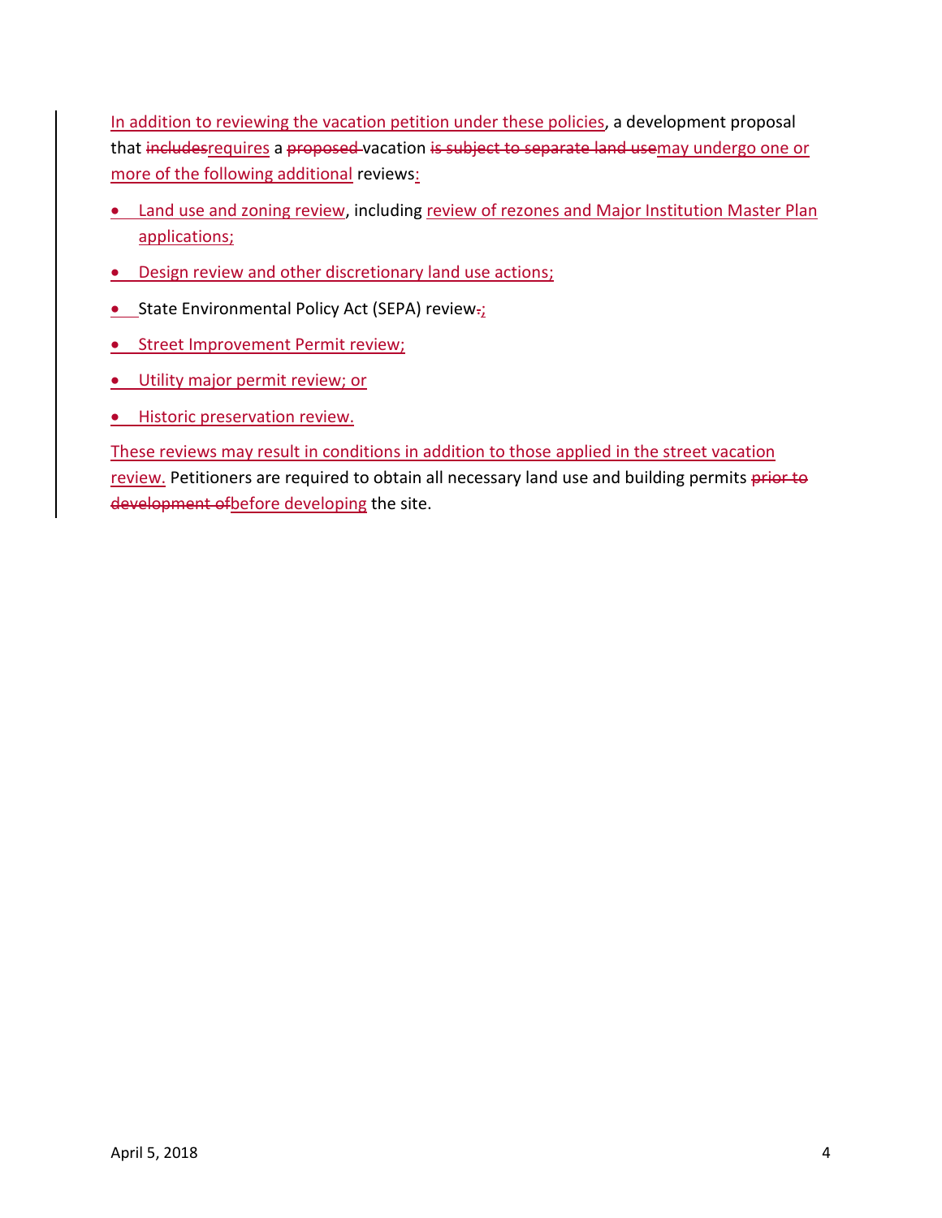In addition to reviewing the vacation petition under these policies, a development proposal that ~~includes~~requires a ~~proposed~~ vacation ~~is subject to separate land use~~may undergo one or more of the following additional reviews:

- Land use and zoning review, including review of rezones and Major Institution Master Plan applications;
- Design review and other discretionary land use actions;
- State Environmental Policy Act (SEPA) review~~.~~;
- Street Improvement Permit review;
- Utility major permit review; or
- Historic preservation review.

These reviews may result in conditions in addition to those applied in the street vacation review. Petitioners are required to obtain all necessary land use and building permits ~~prior to development of~~before developing the site.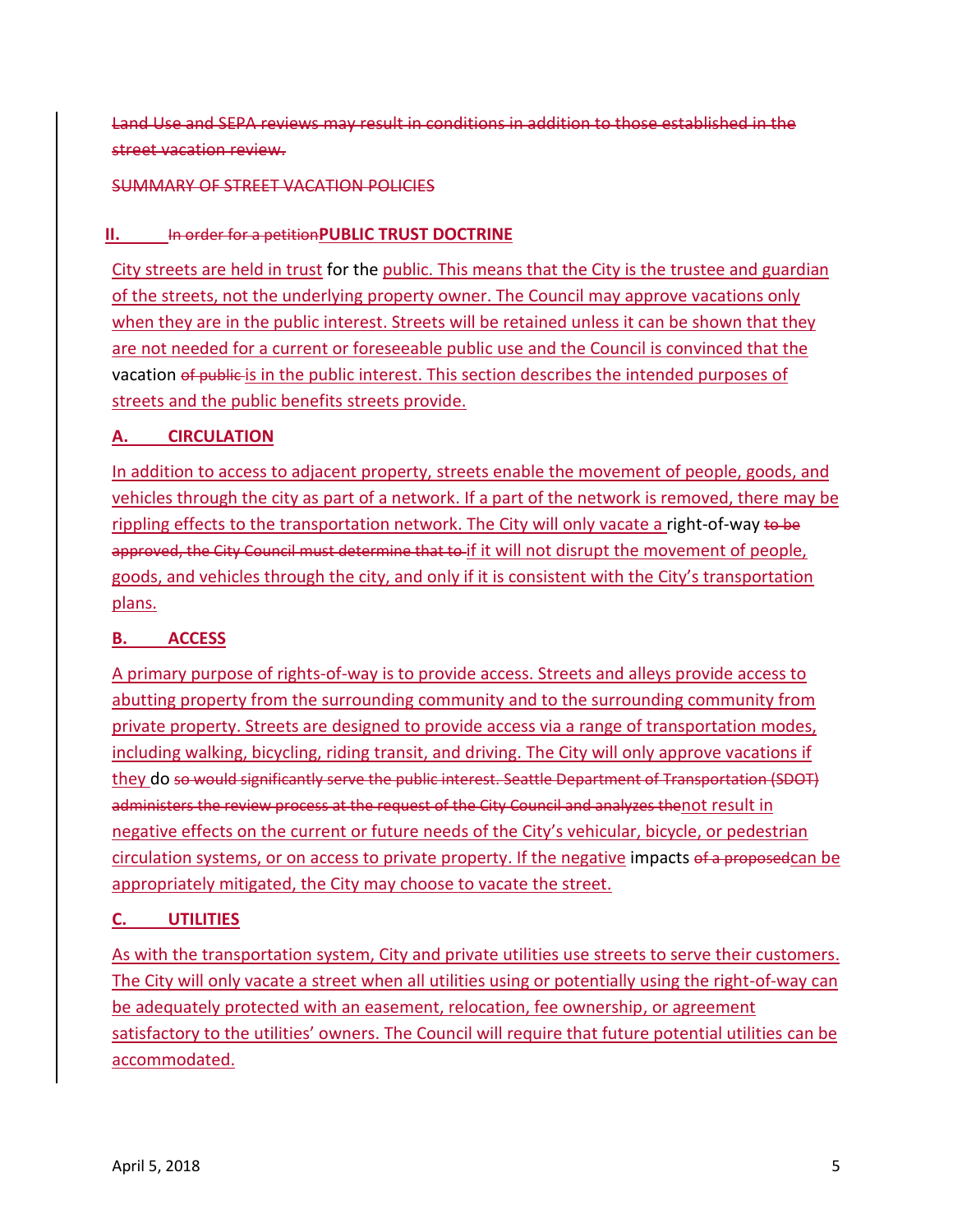~~Land Use and SEPA reviews may result in conditions in addition to those established in the street vacation review.~~

~~SUMMARY OF STREET VACATION POLICIES~~

## II. ~~In order for a petition~~PUBLIC TRUST DOCTRINE

City streets are held in trust for the public. This means that the City is the trustee and guardian of the streets, not the underlying property owner. The Council may approve vacations only when they are in the public interest. Streets will be retained unless it can be shown that they are not needed for a current or foreseeable public use and the Council is convinced that the vacation ~~of public~~ is in the public interest. This section describes the intended purposes of streets and the public benefits streets provide.

### A. CIRCULATION

In addition to access to adjacent property, streets enable the movement of people, goods, and vehicles through the city as part of a network. If a part of the network is removed, there may be rippling effects to the transportation network. The City will only vacate a right-of-way ~~to be approved, the City Council must determine that to~~ if it will not disrupt the movement of people, goods, and vehicles through the city, and only if it is consistent with the City's transportation plans.

### B. ACCESS

A primary purpose of rights-of-way is to provide access. Streets and alleys provide access to abutting property from the surrounding community and to the surrounding community from private property. Streets are designed to provide access via a range of transportation modes, including walking, bicycling, riding transit, and driving. The City will only approve vacations if they do ~~so would significantly serve the public interest. Seattle Department of Transportation (SDOT) administers the review process at the request of the City Council and analyzes the~~not result in negative effects on the current or future needs of the City's vehicular, bicycle, or pedestrian circulation systems, or on access to private property. If the negative impacts ~~of a proposed~~can be appropriately mitigated, the City may choose to vacate the street.

### C. UTILITIES

As with the transportation system, City and private utilities use streets to serve their customers. The City will only vacate a street when all utilities using or potentially using the right-of-way can be adequately protected with an easement, relocation, fee ownership, or agreement satisfactory to the utilities' owners. The Council will require that future potential utilities can be accommodated.

April 5, 2018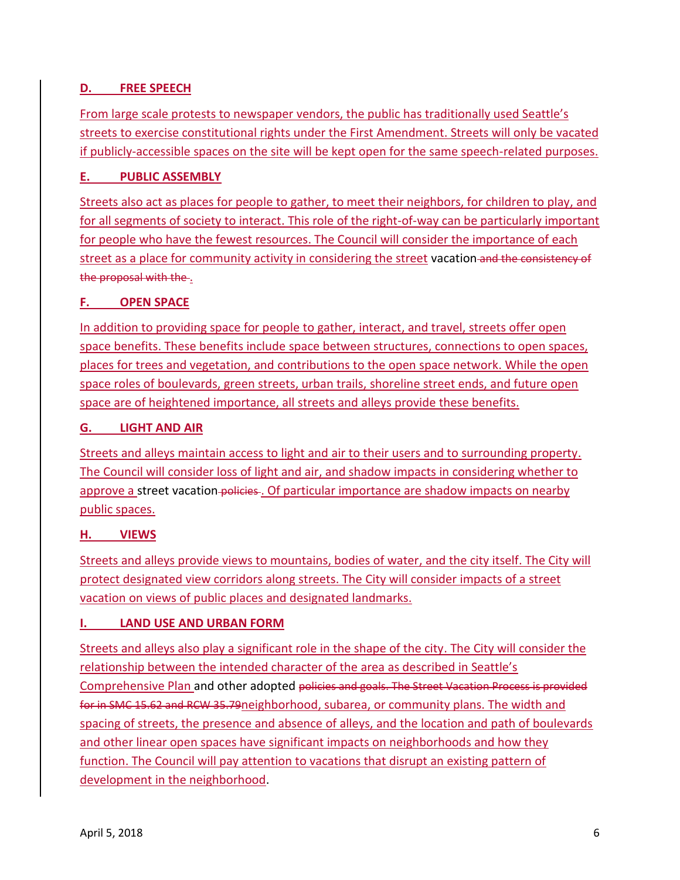## D. FREE SPEECH

From large scale protests to newspaper vendors, the public has traditionally used Seattle's streets to exercise constitutional rights under the First Amendment. Streets will only be vacated if publicly-accessible spaces on the site will be kept open for the same speech-related purposes.

## E. PUBLIC ASSEMBLY

Streets also act as places for people to gather, to meet their neighbors, for children to play, and for all segments of society to interact. This role of the right-of-way can be particularly important for people who have the fewest resources. The Council will consider the importance of each street as a place for community activity in considering the street vacation ~~and the consistency of the proposal with the~~ .

## F. OPEN SPACE

In addition to providing space for people to gather, interact, and travel, streets offer open space benefits. These benefits include space between structures, connections to open spaces, places for trees and vegetation, and contributions to the open space network. While the open space roles of boulevards, green streets, urban trails, shoreline street ends, and future open space are of heightened importance, all streets and alleys provide these benefits.

## G. LIGHT AND AIR

Streets and alleys maintain access to light and air to their users and to surrounding property. The Council will consider loss of light and air, and shadow impacts in considering whether to approve a street vacation ~~policies~~ . Of particular importance are shadow impacts on nearby public spaces.

## H. VIEWS

Streets and alleys provide views to mountains, bodies of water, and the city itself. The City will protect designated view corridors along streets. The City will consider impacts of a street vacation on views of public places and designated landmarks.

## I. LAND USE AND URBAN FORM

Streets and alleys also play a significant role in the shape of the city. The City will consider the relationship between the intended character of the area as described in Seattle's Comprehensive Plan and other adopted ~~policies and goals. The Street Vacation Process is provided for in SMC 15.62 and RCW 35.79~~neighborhood, subarea, or community plans. The width and spacing of streets, the presence and absence of alleys, and the location and path of boulevards and other linear open spaces have significant impacts on neighborhoods and how they function. The Council will pay attention to vacations that disrupt an existing pattern of development in the neighborhood.

April 5, 2018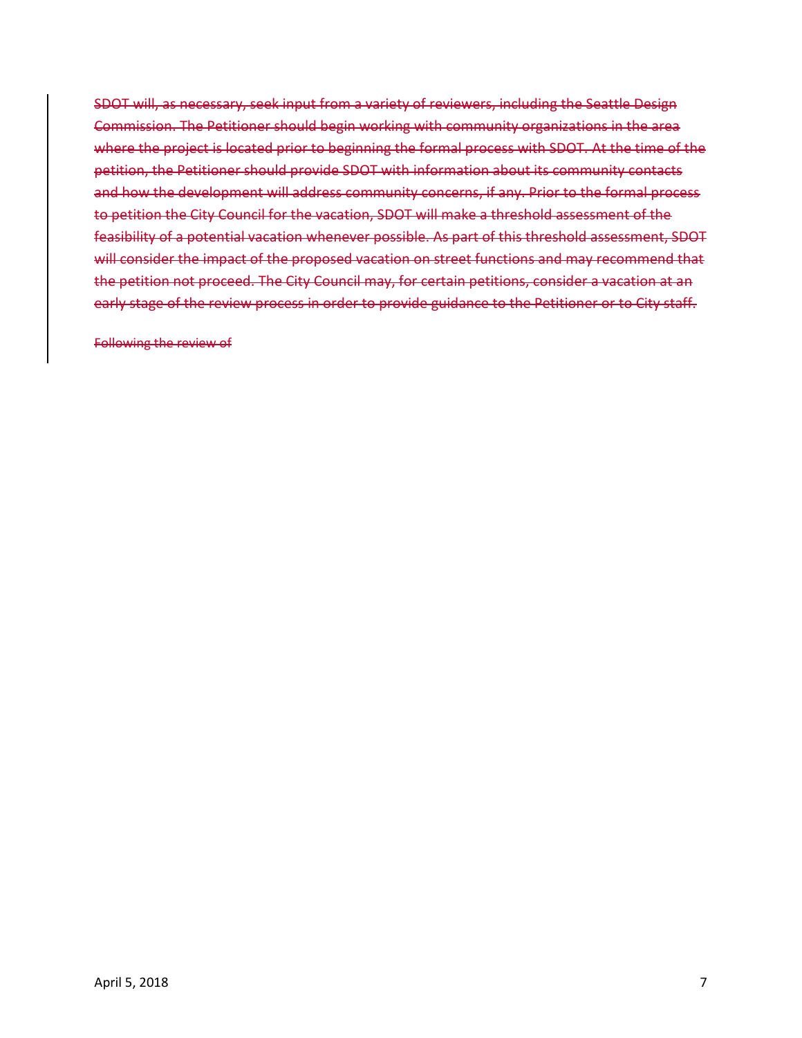~~SDOT will, as necessary, seek input from a variety of reviewers, including the Seattle Design Commission. The Petitioner should begin working with community organizations in the area where the project is located prior to beginning the formal process with SDOT. At the time of the petition, the Petitioner should provide SDOT with information about its community contacts and how the development will address community concerns, if any. Prior to the formal process to petition the City Council for the vacation, SDOT will make a threshold assessment of the feasibility of a potential vacation whenever possible. As part of this threshold assessment, SDOT will consider the impact of the proposed vacation on street functions and may recommend that the petition not proceed. The City Council may, for certain petitions, consider a vacation at an early stage of the review process in order to provide guidance to the Petitioner or to City staff.~~

~~Following the review of~~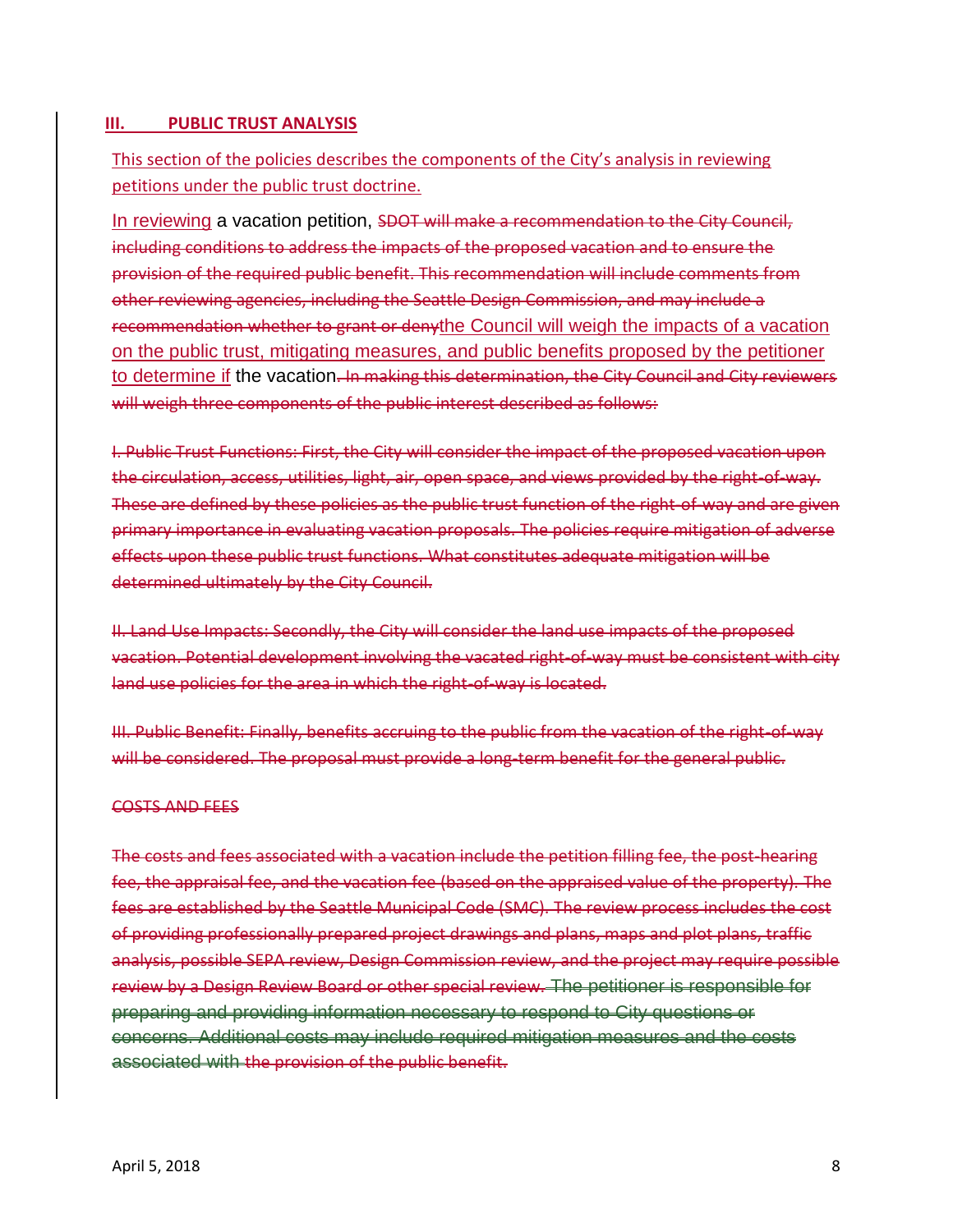## III. PUBLIC TRUST ANALYSIS

This section of the policies describes the components of the City's analysis in reviewing petitions under the public trust doctrine.

In reviewing a vacation petition, ~~SDOT will make a recommendation to the City Council, including conditions to address the impacts of the proposed vacation and to ensure the provision of the required public benefit. This recommendation will include comments from other reviewing agencies, including the Seattle Design Commission, and may include a recommendation whether to grant or deny~~the Council will weigh the impacts of a vacation on the public trust, mitigating measures, and public benefits proposed by the petitioner to determine if the vacation~~. In making this determination, the City Council and City reviewers will weigh three components of the public interest described as follows:~~

~~I. Public Trust Functions: First, the City will consider the impact of the proposed vacation upon the circulation, access, utilities, light, air, open space, and views provided by the right-of-way. These are defined by these policies as the public trust function of the right-of-way and are given primary importance in evaluating vacation proposals. The policies require mitigation of adverse effects upon these public trust functions. What constitutes adequate mitigation will be determined ultimately by the City Council.~~

~~II. Land Use Impacts: Secondly, the City will consider the land use impacts of the proposed vacation. Potential development involving the vacated right-of-way must be consistent with city land use policies for the area in which the right-of-way is located.~~

~~III. Public Benefit: Finally, benefits accruing to the public from the vacation of the right-of-way will be considered. The proposal must provide a long-term benefit for the general public.~~

~~COSTS AND FEES~~

~~The costs and fees associated with a vacation include the petition filling fee, the post-hearing fee, the appraisal fee, and the vacation fee (based on the appraised value of the property). The fees are established by the Seattle Municipal Code (SMC). The review process includes the cost of providing professionally prepared project drawings and plans, maps and plot plans, traffic analysis, possible SEPA review, Design Commission review, and the project may require possible review by a Design Review Board or other special review. The petitioner is responsible for preparing and providing information necessary to respond to City questions or concerns. Additional costs may include required mitigation measures and the costs associated with the provision of the public benefit.~~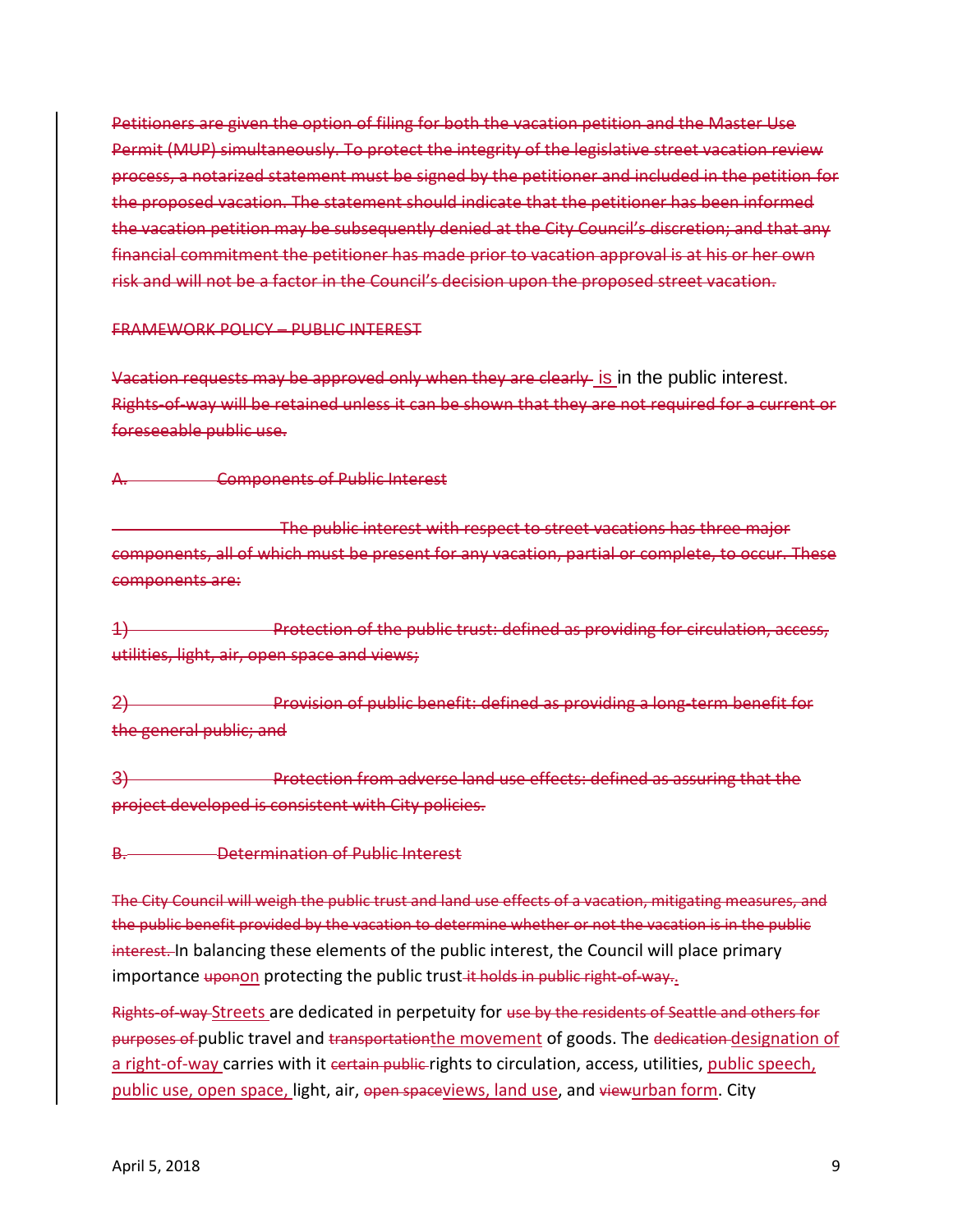~~Petitioners are given the option of filing for both the vacation petition and the Master Use Permit (MUP) simultaneously. To protect the integrity of the legislative street vacation review process, a notarized statement must be signed by the petitioner and included in the petition for the proposed vacation. The statement should indicate that the petitioner has been informed the vacation petition may be subsequently denied at the City Council's discretion; and that any financial commitment the petitioner has made prior to vacation approval is at his or her own risk and will not be a factor in the Council's decision upon the proposed street vacation.~~

~~FRAMEWORK POLICY – PUBLIC INTEREST~~

~~Vacation requests may be approved only when they are clearly~~ is in the public interest. ~~Rights-of-way will be retained unless it can be shown that they are not required for a current or foreseeable public use.~~

~~A. Components of Public Interest~~

~~The public interest with respect to street vacations has three major components, all of which must be present for any vacation, partial or complete, to occur. These components are:~~

~~1) Protection of the public trust: defined as providing for circulation, access, utilities, light, air, open space and views;~~

~~2) Provision of public benefit: defined as providing a long-term benefit for the general public; and~~

~~3) Protection from adverse land use effects: defined as assuring that the project developed is consistent with City policies.~~

~~B. Determination of Public Interest~~

~~The City Council will weigh the public trust and land use effects of a vacation, mitigating measures, and the public benefit provided by the vacation to determine whether or not the vacation is in the public interest.~~ In balancing these elements of the public interest, the Council will place primary importance ~~upon~~on protecting the public trust~~ it holds in public right-of-way.~~.

~~Rights-of-way~~ Streets are dedicated in perpetuity for ~~use by the residents of Seattle and others for purposes of~~ public travel and ~~transportation~~the movement of goods. The ~~dedication~~ designation of a right-of-way carries with it ~~certain public~~ rights to circulation, access, utilities, public speech, public use, open space, light, air, ~~open space~~views, land use, and ~~view~~urban form. City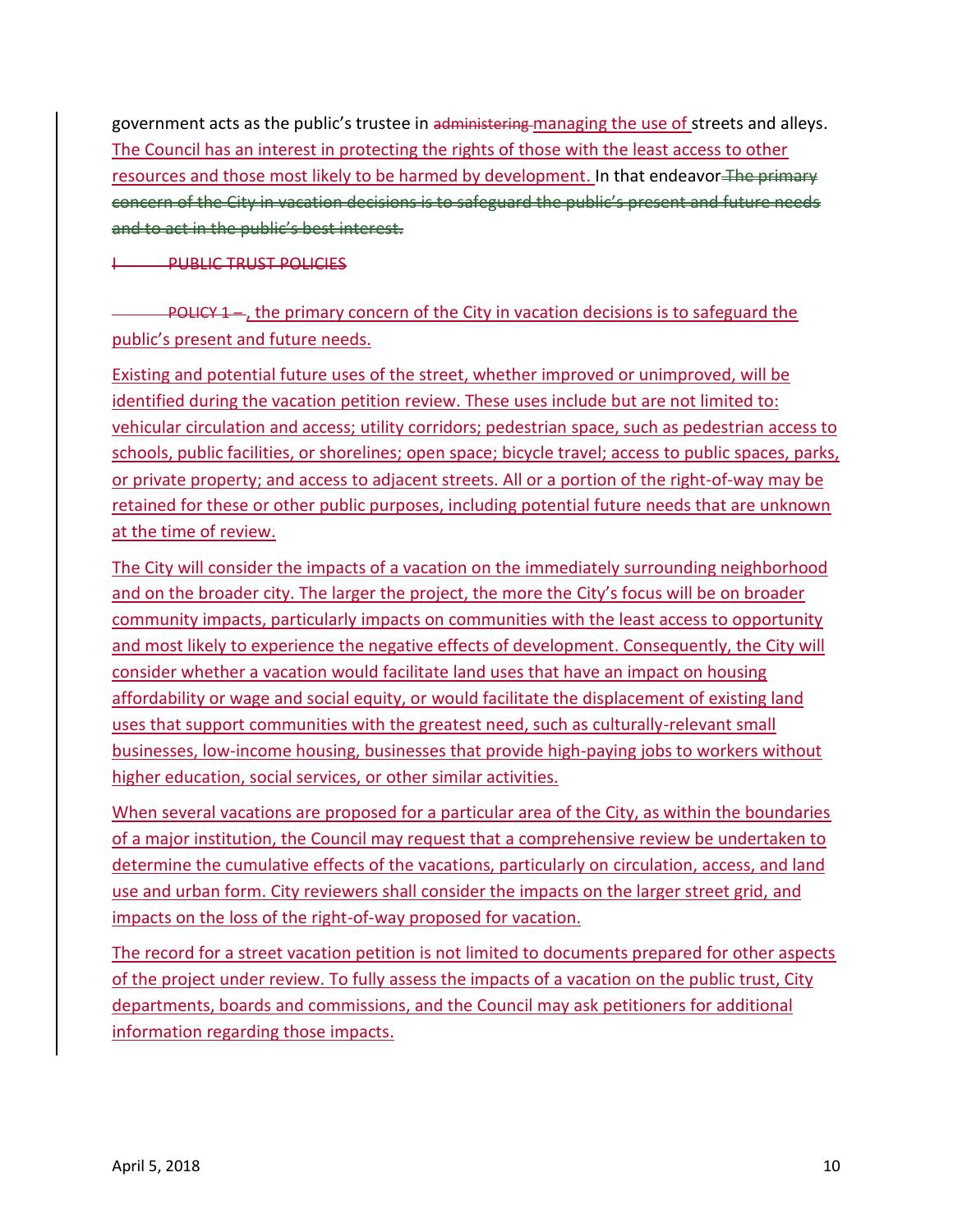government acts as the public's trustee in ~~administering~~ managing the use of streets and alleys. The Council has an interest in protecting the rights of those with the least access to other resources and those most likely to be harmed by development. In that endeavor ~~The primary concern of the City in vacation decisions is to safeguard the public's present and future needs and to act in the public's best interest.~~

~~I PUBLIC TRUST POLICIES~~

~~POLICY 1 –~~ , the primary concern of the City in vacation decisions is to safeguard the public's present and future needs.

Existing and potential future uses of the street, whether improved or unimproved, will be identified during the vacation petition review. These uses include but are not limited to: vehicular circulation and access; utility corridors; pedestrian space, such as pedestrian access to schools, public facilities, or shorelines; open space; bicycle travel; access to public spaces, parks, or private property; and access to adjacent streets. All or a portion of the right-of-way may be retained for these or other public purposes, including potential future needs that are unknown at the time of review.

The City will consider the impacts of a vacation on the immediately surrounding neighborhood and on the broader city. The larger the project, the more the City's focus will be on broader community impacts, particularly impacts on communities with the least access to opportunity and most likely to experience the negative effects of development. Consequently, the City will consider whether a vacation would facilitate land uses that have an impact on housing affordability or wage and social equity, or would facilitate the displacement of existing land uses that support communities with the greatest need, such as culturally-relevant small businesses, low-income housing, businesses that provide high-paying jobs to workers without higher education, social services, or other similar activities.

When several vacations are proposed for a particular area of the City, as within the boundaries of a major institution, the Council may request that a comprehensive review be undertaken to determine the cumulative effects of the vacations, particularly on circulation, access, and land use and urban form. City reviewers shall consider the impacts on the larger street grid, and impacts on the loss of the right-of-way proposed for vacation.

The record for a street vacation petition is not limited to documents prepared for other aspects of the project under review. To fully assess the impacts of a vacation on the public trust, City departments, boards and commissions, and the Council may ask petitioners for additional information regarding those impacts.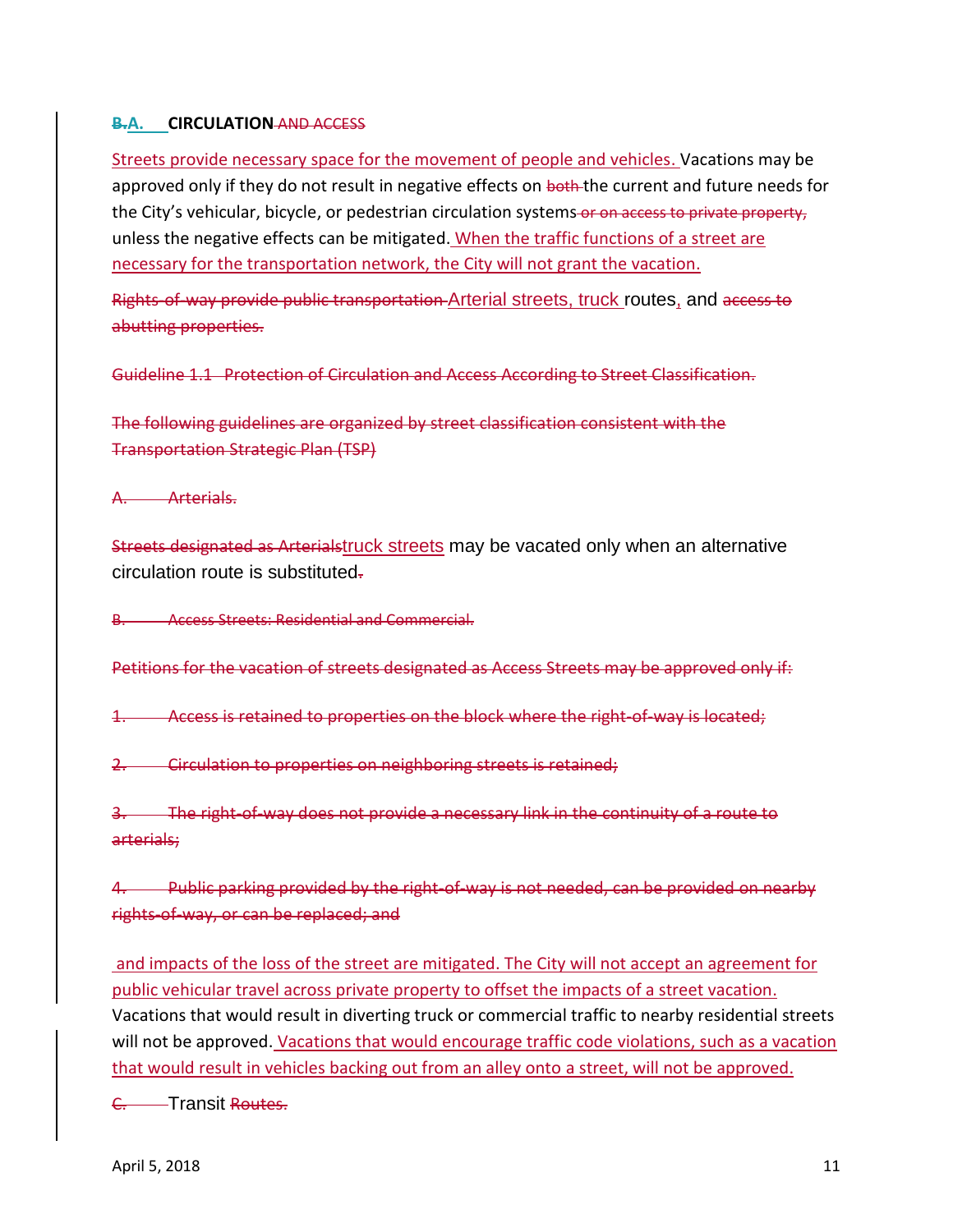**~~B.~~A. CIRCULATION ~~AND ACCESS~~**

Streets provide necessary space for the movement of people and vehicles. Vacations may be approved only if they do not result in negative effects on ~~both~~ the current and future needs for the City's vehicular, bicycle, or pedestrian circulation systems ~~or on access to private property,~~ unless the negative effects can be mitigated. When the traffic functions of a street are necessary for the transportation network, the City will not grant the vacation.

~~Rights-of-way provide public transportation~~ Arterial streets, truck routes, and ~~access to abutting properties.~~

~~Guideline 1.1 Protection of Circulation and Access According to Street Classification.~~

~~The following guidelines are organized by street classification consistent with the Transportation Strategic Plan (TSP)~~

~~A. Arterials.~~

~~Streets designated as Arterials~~truck streets may be vacated only when an alternative circulation route is substituted~~.~~

~~B. Access Streets: Residential and Commercial.~~

~~Petitions for the vacation of streets designated as Access Streets may be approved only if:~~

~~1. Access is retained to properties on the block where the right-of-way is located;~~

~~2. Circulation to properties on neighboring streets is retained;~~

~~3. The right-of-way does not provide a necessary link in the continuity of a route to arterials;~~

~~4. Public parking provided by the right-of-way is not needed, can be provided on nearby rights-of-way, or can be replaced; and~~

and impacts of the loss of the street are mitigated. The City will not accept an agreement for public vehicular travel across private property to offset the impacts of a street vacation. Vacations that would result in diverting truck or commercial traffic to nearby residential streets will not be approved. Vacations that would encourage traffic code violations, such as a vacation that would result in vehicles backing out from an alley onto a street, will not be approved.

~~C.~~ Transit ~~Routes.~~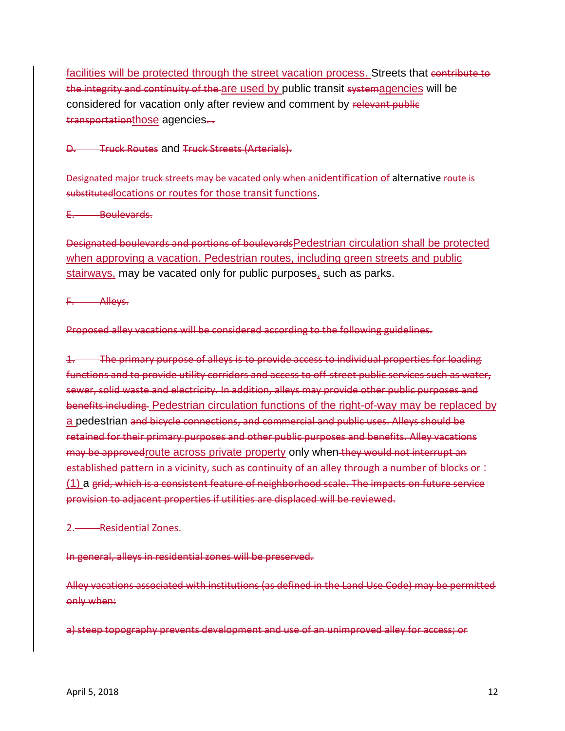facilities will be protected through the street vacation process. Streets that ~~contribute to the integrity and continuity of the~~ are used by public transit ~~system~~agencies will be considered for vacation only after review and comment by ~~relevant public transportation~~those agencies~~.~~.

~~D. Truck Routes~~ and ~~Truck Streets (Arterials).~~

~~Designated major truck streets may be vacated only when an~~identification of alternative ~~route is substituted~~locations or routes for those transit functions.

~~E. Boulevards.~~

~~Designated boulevards and portions of boulevards~~Pedestrian circulation shall be protected when approving a vacation. Pedestrian routes, including green streets and public stairways, may be vacated only for public purposes, such as parks.

~~F. Alleys.~~

~~Proposed alley vacations will be considered according to the following guidelines.~~

~~1. The primary purpose of alleys is to provide access to individual properties for loading functions and to provide utility corridors and access to off-street public services such as water, sewer, solid waste and electricity. In addition, alleys may provide other public purposes and benefits including~~ Pedestrian circulation functions of the right-of-way may be replaced by a pedestrian ~~and bicycle connections, and commercial and public uses. Alleys should be retained for their primary purposes and other public purposes and benefits. Alley vacations may be approved~~route across private property only when ~~they would not interrupt an established pattern in a vicinity, such as continuity of an alley through a number of blocks or~~ : (1) a ~~grid, which is a consistent feature of neighborhood scale. The impacts on future service provision to adjacent properties if utilities are displaced will be reviewed.~~

~~2. Residential Zones.~~

~~In general, alleys in residential zones will be preserved.~~

~~Alley vacations associated with institutions (as defined in the Land Use Code) may be permitted only when:~~

~~a) steep topography prevents development and use of an unimproved alley for access; or~~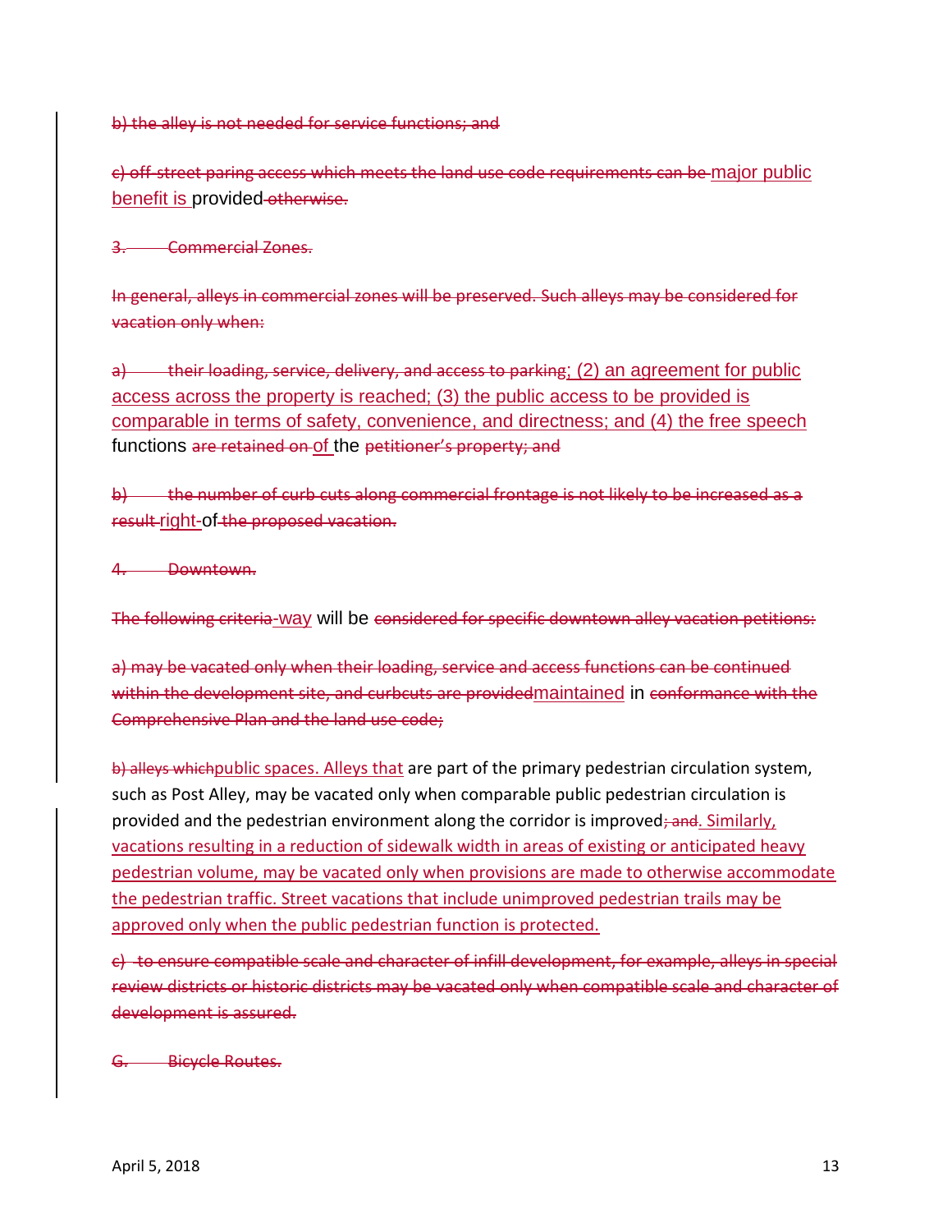~~b) the alley is not needed for service functions; and~~

~~c) off-street paring access which meets the land use code requirements can be~~ major public benefit is provided ~~otherwise.~~

~~3. Commercial Zones.~~

~~In general, alleys in commercial zones will be preserved. Such alleys may be considered for vacation only when:~~

~~a) their loading, service, delivery, and access to parking~~; (2) an agreement for public access across the property is reached; (3) the public access to be provided is comparable in terms of safety, convenience, and directness; and (4) the free speech functions ~~are retained on~~ of the ~~petitioner's property; and~~

~~b) the number of curb cuts along commercial frontage is not likely to be increased as a result~~ right-of ~~the proposed vacation.~~

~~4. Downtown.~~

~~The following criteria~~-way will be ~~considered for specific downtown alley vacation petitions:~~

~~a) may be vacated only when their loading, service and access functions can be continued within the development site, and curbcuts are provided~~maintained in ~~conformance with the Comprehensive Plan and the land use code;~~

~~b) alleys which~~public spaces. Alleys that are part of the primary pedestrian circulation system, such as Post Alley, may be vacated only when comparable public pedestrian circulation is provided and the pedestrian environment along the corridor is improved~~; and~~. Similarly, vacations resulting in a reduction of sidewalk width in areas of existing or anticipated heavy pedestrian volume, may be vacated only when provisions are made to otherwise accommodate the pedestrian traffic. Street vacations that include unimproved pedestrian trails may be approved only when the public pedestrian function is protected.

~~c) to ensure compatible scale and character of infill development, for example, alleys in special review districts or historic districts may be vacated only when compatible scale and character of development is assured.~~

~~G. Bicycle Routes.~~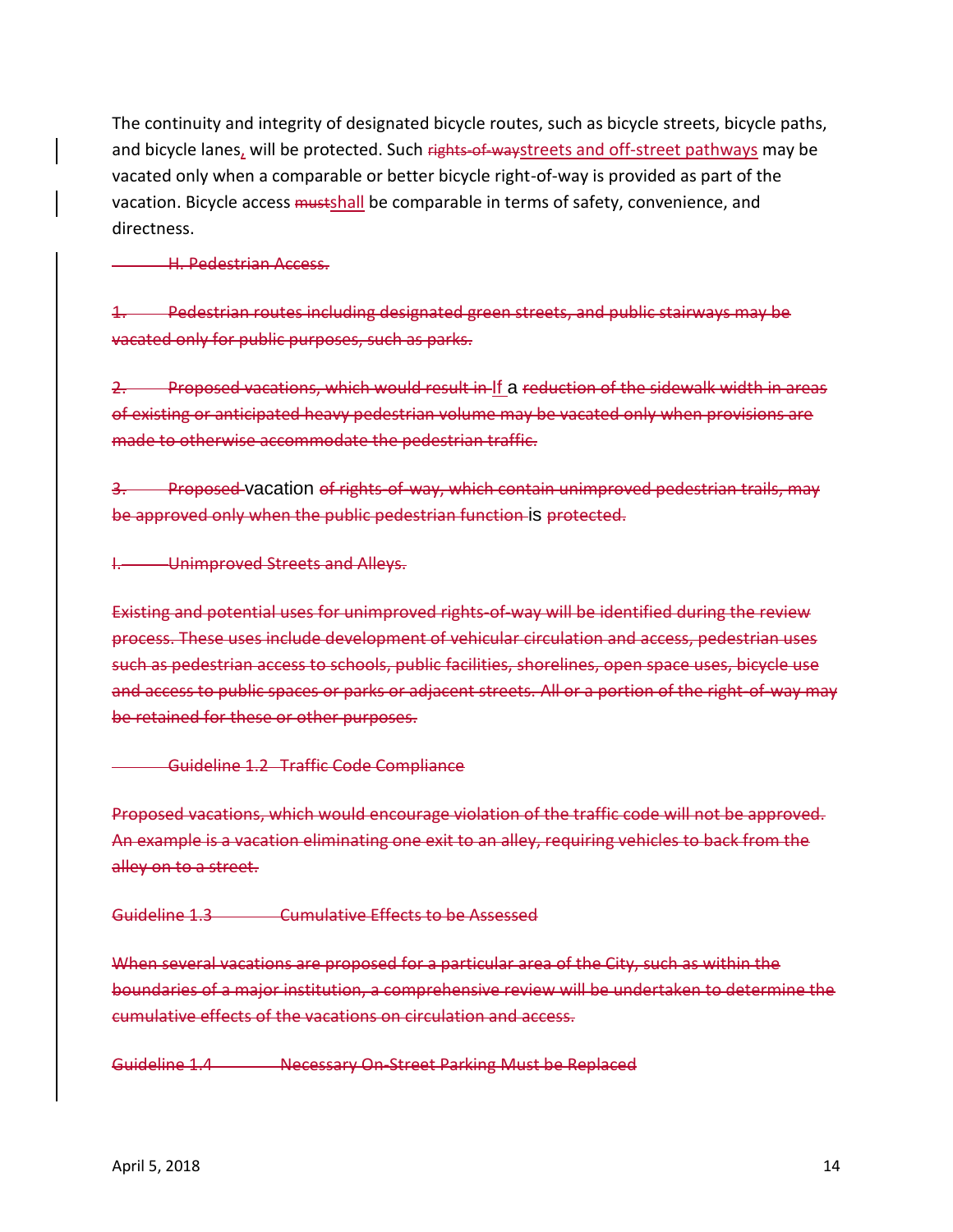The continuity and integrity of designated bicycle routes, such as bicycle streets, bicycle paths, and bicycle lanes, will be protected. Such ~~rights-of-way~~streets and off-street pathways may be vacated only when a comparable or better bicycle right-of-way is provided as part of the vacation. Bicycle access ~~must~~shall be comparable in terms of safety, convenience, and directness.

~~H. Pedestrian Access.~~

~~1. Pedestrian routes including designated green streets, and public stairways may be vacated only for public purposes, such as parks.~~

~~2. Proposed vacations, which would result in~~ If a ~~reduction of the sidewalk width in areas of existing or anticipated heavy pedestrian volume may be vacated only when provisions are made to otherwise accommodate the pedestrian traffic.~~

~~3. Proposed~~ vacation ~~of rights-of-way, which contain unimproved pedestrian trails, may be approved only when the public pedestrian function~~ is ~~protected.~~

~~I. Unimproved Streets and Alleys.~~

~~Existing and potential uses for unimproved rights-of-way will be identified during the review process. These uses include development of vehicular circulation and access, pedestrian uses such as pedestrian access to schools, public facilities, shorelines, open space uses, bicycle use and access to public spaces or parks or adjacent streets. All or a portion of the right-of-way may be retained for these or other purposes.~~

~~Guideline 1.2 Traffic Code Compliance~~

~~Proposed vacations, which would encourage violation of the traffic code will not be approved. An example is a vacation eliminating one exit to an alley, requiring vehicles to back from the alley on to a street.~~

~~Guideline 1.3 Cumulative Effects to be Assessed~~

~~When several vacations are proposed for a particular area of the City, such as within the boundaries of a major institution, a comprehensive review will be undertaken to determine the cumulative effects of the vacations on circulation and access.~~

~~Guideline 1.4 Necessary On-Street Parking Must be Replaced~~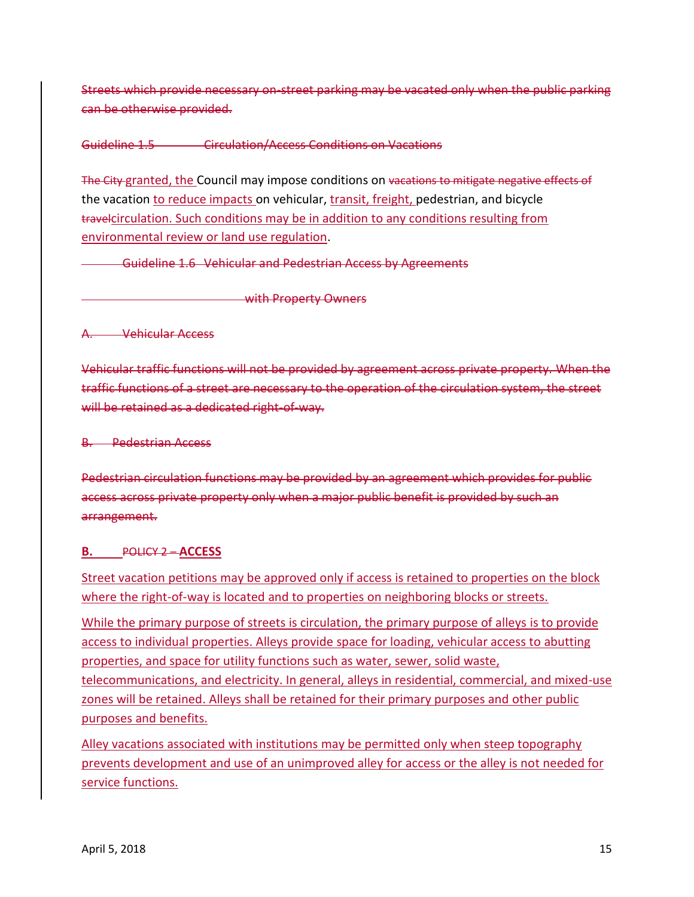~~Streets which provide necessary on-street parking may be vacated only when the public parking can be otherwise provided.~~

~~Guideline 1.5 Circulation/Access Conditions on Vacations~~

~~The City~~ <u>granted, the</u> Council may impose conditions on ~~vacations to mitigate negative effects of~~ the vacation <u>to reduce impacts</u> on vehicular, <u>transit, freight,</u> pedestrian, and bicycle ~~travel~~<u>circulation. Such conditions may be in addition to any conditions resulting from environmental review or land use regulation</u>.

~~Guideline 1.6 Vehicular and Pedestrian Access by Agreements with Property Owners~~

~~A. Vehicular Access~~

~~Vehicular traffic functions will not be provided by agreement across private property. When the traffic functions of a street are necessary to the operation of the circulation system, the street will be retained as a dedicated right-of-way.~~

~~B. Pedestrian Access~~

~~Pedestrian circulation functions may be provided by an agreement which provides for public access across private property only when a major public benefit is provided by such an arrangement.~~

**<u>B.</u>** ~~POLICY 2 –~~ **<u>ACCESS</u>**

<u>Street vacation petitions may be approved only if access is retained to properties on the block where the right-of-way is located and to properties on neighboring blocks or streets.</u>

<u>While the primary purpose of streets is circulation, the primary purpose of alleys is to provide access to individual properties. Alleys provide space for loading, vehicular access to abutting properties, and space for utility functions such as water, sewer, solid waste, telecommunications, and electricity. In general, alleys in residential, commercial, and mixed-use zones will be retained. Alleys shall be retained for their primary purposes and other public purposes and benefits.</u>

<u>Alley vacations associated with institutions may be permitted only when steep topography prevents development and use of an unimproved alley for access or the alley is not needed for service functions.</u>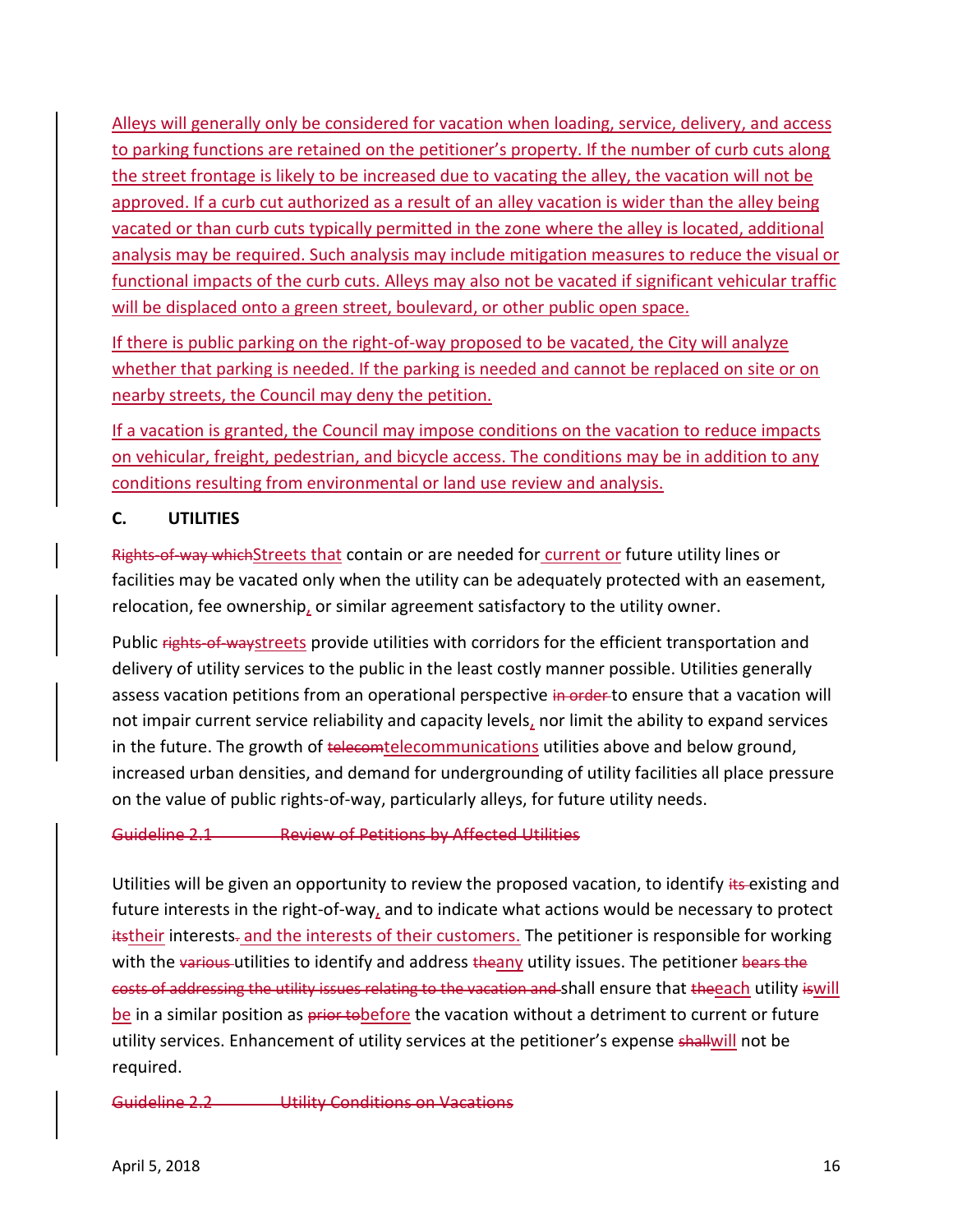Alleys will generally only be considered for vacation when loading, service, delivery, and access to parking functions are retained on the petitioner's property. If the number of curb cuts along the street frontage is likely to be increased due to vacating the alley, the vacation will not be approved. If a curb cut authorized as a result of an alley vacation is wider than the alley being vacated or than curb cuts typically permitted in the zone where the alley is located, additional analysis may be required. Such analysis may include mitigation measures to reduce the visual or functional impacts of the curb cuts. Alleys may also not be vacated if significant vehicular traffic will be displaced onto a green street, boulevard, or other public open space.

If there is public parking on the right-of-way proposed to be vacated, the City will analyze whether that parking is needed. If the parking is needed and cannot be replaced on site or on nearby streets, the Council may deny the petition.

If a vacation is granted, the Council may impose conditions on the vacation to reduce impacts on vehicular, freight, pedestrian, and bicycle access. The conditions may be in addition to any conditions resulting from environmental or land use review and analysis.

## C. UTILITIES

~~Rights-of-way which~~Streets that contain or are needed for current or future utility lines or facilities may be vacated only when the utility can be adequately protected with an easement, relocation, fee ownership, or similar agreement satisfactory to the utility owner.

Public ~~rights-of-way~~streets provide utilities with corridors for the efficient transportation and delivery of utility services to the public in the least costly manner possible. Utilities generally assess vacation petitions from an operational perspective ~~in order~~ to ensure that a vacation will not impair current service reliability and capacity levels, nor limit the ability to expand services in the future. The growth of ~~telecom~~telecommunications utilities above and below ground, increased urban densities, and demand for undergrounding of utility facilities all place pressure on the value of public rights-of-way, particularly alleys, for future utility needs.

~~Guideline 2.1 Review of Petitions by Affected Utilities~~

Utilities will be given an opportunity to review the proposed vacation, to identify ~~its~~ existing and future interests in the right-of-way, and to indicate what actions would be necessary to protect ~~its~~their interests~~.~~ and the interests of their customers. The petitioner is responsible for working with the ~~various~~ utilities to identify and address ~~the~~any utility issues. The petitioner ~~bears the costs of addressing the utility issues relating to the vacation and~~ shall ensure that ~~the~~each utility ~~is~~will be in a similar position as ~~prior to~~before the vacation without a detriment to current or future utility services. Enhancement of utility services at the petitioner's expense ~~shall~~will not be required.

~~Guideline 2.2 Utility Conditions on Vacations~~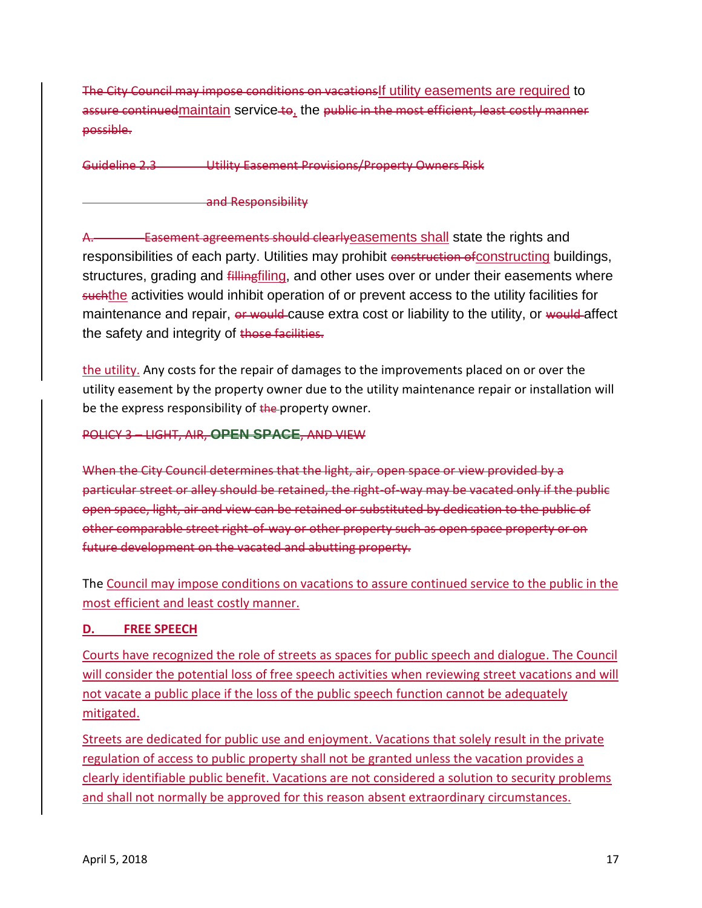~~The City Council may impose conditions on vacations~~If utility easements are required to ~~assure continued~~maintain service ~~to~~, the ~~public in the most efficient, least costly manner possible.~~

~~Guideline 2.3 Utility Easement Provisions/Property Owners Risk and Responsibility~~

~~A. Easement agreements should clearly~~easements shall state the rights and responsibilities of each party. Utilities may prohibit ~~construction of~~constructing buildings, structures, grading and ~~filling~~filing, and other uses over or under their easements where ~~such~~the activities would inhibit operation of or prevent access to the utility facilities for maintenance and repair, ~~or would~~ cause extra cost or liability to the utility, or ~~would~~ affect the safety and integrity of ~~those facilities.~~

the utility. Any costs for the repair of damages to the improvements placed on or over the utility easement by the property owner due to the utility maintenance repair or installation will be the express responsibility of ~~the~~ property owner.

~~POLICY 3 – LIGHT, AIR, **OPEN SPACE**, AND VIEW~~

~~When the City Council determines that the light, air, open space or view provided by a particular street or alley should be retained, the right-of-way may be vacated only if the public open space, light, air and view can be retained or substituted by dedication to the public of other comparable street right-of-way or other property such as open space property or on future development on the vacated and abutting property.~~

The Council may impose conditions on vacations to assure continued service to the public in the most efficient and least costly manner.

**D. FREE SPEECH**

Courts have recognized the role of streets as spaces for public speech and dialogue. The Council will consider the potential loss of free speech activities when reviewing street vacations and will not vacate a public place if the loss of the public speech function cannot be adequately mitigated.

Streets are dedicated for public use and enjoyment. Vacations that solely result in the private regulation of access to public property shall not be granted unless the vacation provides a clearly identifiable public benefit. Vacations are not considered a solution to security problems and shall not normally be approved for this reason absent extraordinary circumstances.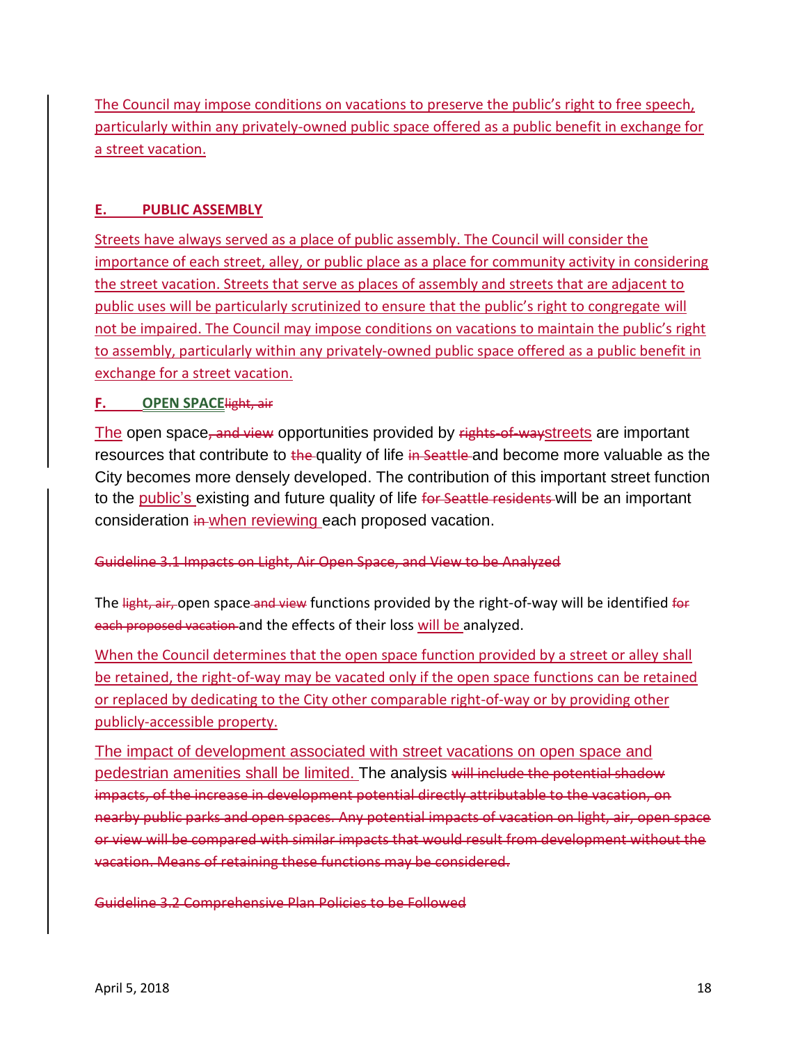The Council may impose conditions on vacations to preserve the public's right to free speech, particularly within any privately-owned public space offered as a public benefit in exchange for a street vacation.

## E. PUBLIC ASSEMBLY

Streets have always served as a place of public assembly. The Council will consider the importance of each street, alley, or public place as a place for community activity in considering the street vacation. Streets that serve as places of assembly and streets that are adjacent to public uses will be particularly scrutinized to ensure that the public's right to congregate will not be impaired. The Council may impose conditions on vacations to maintain the public's right to assembly, particularly within any privately-owned public space offered as a public benefit in exchange for a street vacation.

## F. OPEN SPACE~~light, air~~

The open space~~, and view~~ opportunities provided by ~~rights-of-way~~streets are important resources that contribute to ~~the~~ quality of life ~~in Seattle~~ and become more valuable as the City becomes more densely developed. The contribution of this important street function to the public's existing and future quality of life ~~for Seattle residents~~ will be an important consideration ~~in~~ when reviewing each proposed vacation.

~~Guideline 3.1 Impacts on Light, Air Open Space, and View to be Analyzed~~

The ~~light, air,~~ open space ~~and view~~ functions provided by the right-of-way will be identified ~~for each proposed vacation~~ and the effects of their loss will be analyzed.

When the Council determines that the open space function provided by a street or alley shall be retained, the right-of-way may be vacated only if the open space functions can be retained or replaced by dedicating to the City other comparable right-of-way or by providing other publicly-accessible property.

The impact of development associated with street vacations on open space and pedestrian amenities shall be limited. The analysis ~~will include the potential shadow impacts, of the increase in development potential directly attributable to the vacation, on nearby public parks and open spaces. Any potential impacts of vacation on light, air, open space or view will be compared with similar impacts that would result from development without the vacation. Means of retaining these functions may be considered.~~

~~Guideline 3.2 Comprehensive Plan Policies to be Followed~~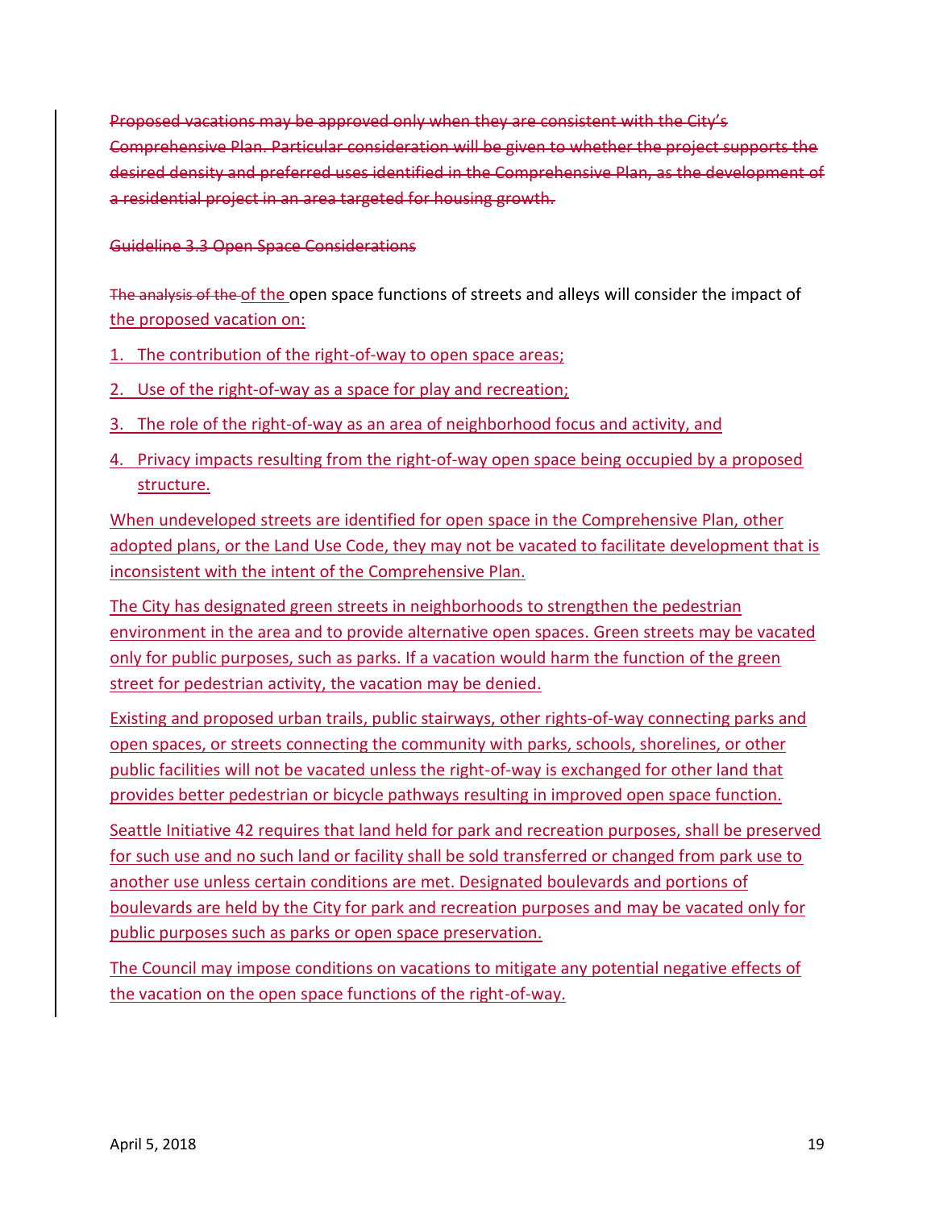~~Proposed vacations may be approved only when they are consistent with the City's Comprehensive Plan. Particular consideration will be given to whether the project supports the desired density and preferred uses identified in the Comprehensive Plan, as the development of a residential project in an area targeted for housing growth.~~

~~Guideline 3.3 Open Space Considerations~~

~~The analysis of the~~ of the open space functions of streets and alleys will consider the impact of the proposed vacation on:

1. The contribution of the right-of-way to open space areas;
2. Use of the right-of-way as a space for play and recreation;
3. The role of the right-of-way as an area of neighborhood focus and activity, and
4. Privacy impacts resulting from the right-of-way open space being occupied by a proposed structure.

When undeveloped streets are identified for open space in the Comprehensive Plan, other adopted plans, or the Land Use Code, they may not be vacated to facilitate development that is inconsistent with the intent of the Comprehensive Plan.

The City has designated green streets in neighborhoods to strengthen the pedestrian environment in the area and to provide alternative open spaces. Green streets may be vacated only for public purposes, such as parks. If a vacation would harm the function of the green street for pedestrian activity, the vacation may be denied.

Existing and proposed urban trails, public stairways, other rights-of-way connecting parks and open spaces, or streets connecting the community with parks, schools, shorelines, or other public facilities will not be vacated unless the right-of-way is exchanged for other land that provides better pedestrian or bicycle pathways resulting in improved open space function.

Seattle Initiative 42 requires that land held for park and recreation purposes, shall be preserved for such use and no such land or facility shall be sold transferred or changed from park use to another use unless certain conditions are met. Designated boulevards and portions of boulevards are held by the City for park and recreation purposes and may be vacated only for public purposes such as parks or open space preservation.

The Council may impose conditions on vacations to mitigate any potential negative effects of the vacation on the open space functions of the right-of-way.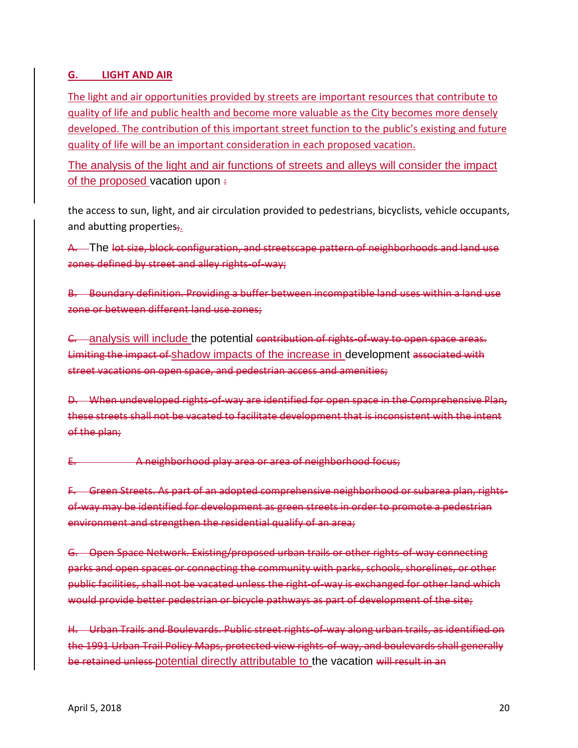## G. LIGHT AND AIR

The light and air opportunities provided by streets are important resources that contribute to quality of life and public health and become more valuable as the City becomes more densely developed. The contribution of this important street function to the public's existing and future quality of life will be an important consideration in each proposed vacation.

The analysis of the light and air functions of streets and alleys will consider the impact of the proposed vacation upon ~~:~~

the access to sun, light, and air circulation provided to pedestrians, bicyclists, vehicle occupants, and abutting properties~~;~~.

~~A.~~ The ~~lot size, block configuration, and streetscape pattern of neighborhoods and land use zones defined by street and alley rights-of-way;~~

~~B. Boundary definition. Providing a buffer between incompatible land uses within a land use zone or between different land use zones;~~

~~C.~~ analysis will include the potential ~~contribution of rights-of-way to open space areas. Limiting the impact of~~ shadow impacts of the increase in development ~~associated with street vacations on open space, and pedestrian access and amenities;~~

~~D. When undeveloped rights-of-way are identified for open space in the Comprehensive Plan, these streets shall not be vacated to facilitate development that is inconsistent with the intent of the plan;~~

~~E. A neighborhood play area or area of neighborhood focus;~~

~~F. Green Streets. As part of an adopted comprehensive neighborhood or subarea plan, rights-of-way may be identified for development as green streets in order to promote a pedestrian environment and strengthen the residential qualify of an area;~~

~~G. Open Space Network. Existing/proposed urban trails or other rights-of-way connecting parks and open spaces or connecting the community with parks, schools, shorelines, or other public facilities, shall not be vacated unless the right-of-way is exchanged for other land which would provide better pedestrian or bicycle pathways as part of development of the site;~~

~~H. Urban Trails and Boulevards. Public street rights-of-way along urban trails, as identified on the 1991 Urban Trail Policy Maps, protected view rights-of-way, and boulevards shall generally be retained unless~~ potential directly attributable to the vacation ~~will result in an~~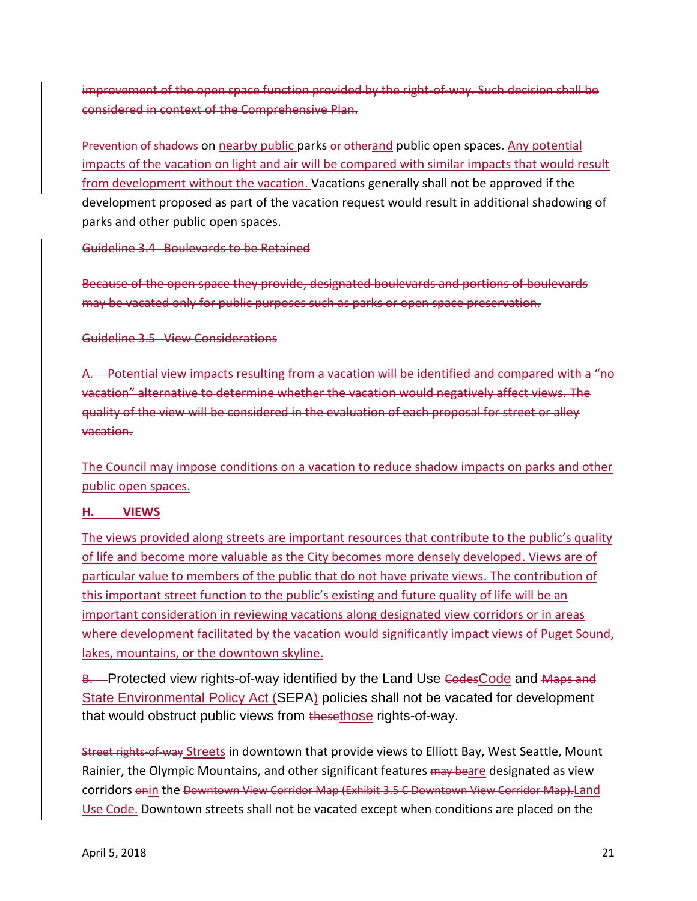~~improvement of the open space function provided by the right-of-way. Such decision shall be considered in context of the Comprehensive Plan.~~

~~Prevention of shadows~~ on nearby public parks ~~or other~~and public open spaces. Any potential impacts of the vacation on light and air will be compared with similar impacts that would result from development without the vacation. Vacations generally shall not be approved if the development proposed as part of the vacation request would result in additional shadowing of parks and other public open spaces.

~~Guideline 3.4 Boulevards to be Retained~~

~~Because of the open space they provide, designated boulevards and portions of boulevards may be vacated only for public purposes such as parks or open space preservation.~~

~~Guideline 3.5 View Considerations~~

~~A. Potential view impacts resulting from a vacation will be identified and compared with a "no vacation" alternative to determine whether the vacation would negatively affect views. The quality of the view will be considered in the evaluation of each proposal for street or alley vacation.~~

The Council may impose conditions on a vacation to reduce shadow impacts on parks and other public open spaces.

**H. VIEWS**

The views provided along streets are important resources that contribute to the public's quality of life and become more valuable as the City becomes more densely developed. Views are of particular value to members of the public that do not have private views. The contribution of this important street function to the public's existing and future quality of life will be an important consideration in reviewing vacations along designated view corridors or in areas where development facilitated by the vacation would significantly impact views of Puget Sound, lakes, mountains, or the downtown skyline.

~~B.~~ Protected view rights-of-way identified by the Land Use ~~Codes~~Code and ~~Maps and~~ State Environmental Policy Act (SEPA) policies shall not be vacated for development that would obstruct public views from ~~these~~those rights-of-way.

~~Street rights-of-way~~ Streets in downtown that provide views to Elliott Bay, West Seattle, Mount Rainier, the Olympic Mountains, and other significant features ~~may be~~are designated as view corridors ~~on~~in the ~~Downtown View Corridor Map (Exhibit 3.5 C Downtown View Corridor Map).~~Land Use Code. Downtown streets shall not be vacated except when conditions are placed on the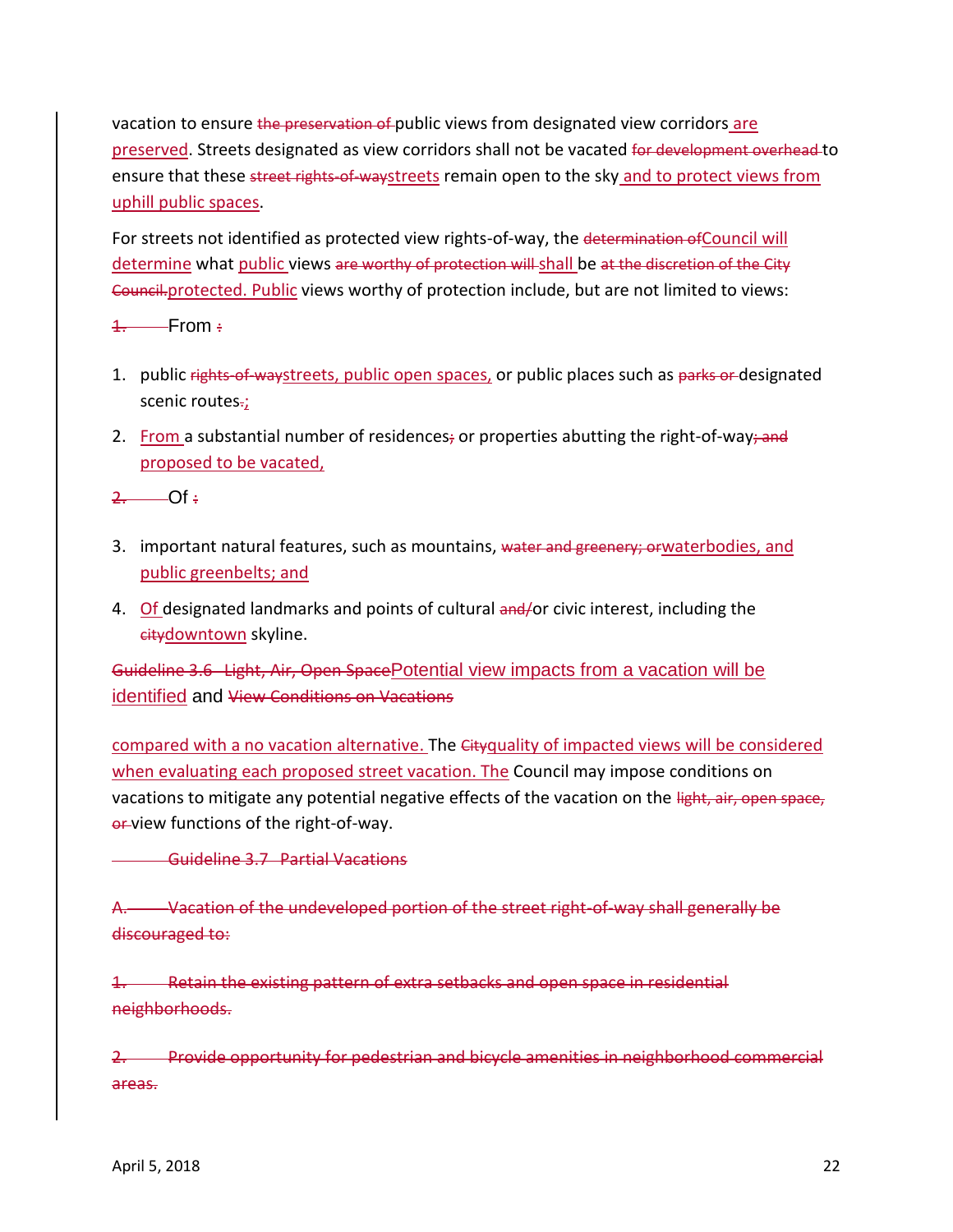vacation to ensure ~~the preservation of~~ public views from designated view corridors are preserved. Streets designated as view corridors shall not be vacated ~~for development overhead~~ to ensure that these ~~street rights-of-way~~streets remain open to the sky and to protect views from uphill public spaces.

For streets not identified as protected view rights-of-way, the ~~determination of~~Council will determine what public views ~~are worthy of protection will~~ shall be ~~at the discretion of the City Council.~~protected. Public views worthy of protection include, but are not limited to views:

~~1.~~ From ~~:~~

1. public ~~rights-of-way~~streets, public open spaces, or public places such as ~~parks or~~ designated scenic routes~~.~~;
2. From a substantial number of residences~~;~~ or properties abutting the right-of-way~~; and~~ proposed to be vacated,

~~2.~~ Of ~~:~~

3. important natural features, such as mountains, ~~water and greenery; or~~waterbodies, and public greenbelts; and
4. Of designated landmarks and points of cultural ~~and/~~or civic interest, including the ~~city~~downtown skyline.

~~Guideline 3.6 Light, Air, Open Space~~Potential view impacts from a vacation will be identified and ~~View Conditions on Vacations~~

compared with a no vacation alternative. The ~~City~~quality of impacted views will be considered when evaluating each proposed street vacation. The Council may impose conditions on vacations to mitigate any potential negative effects of the vacation on the ~~light, air, open space, or~~ view functions of the right-of-way.

~~Guideline 3.7 Partial Vacations~~

~~A. Vacation of the undeveloped portion of the street right-of-way shall generally be discouraged to:~~

~~1. Retain the existing pattern of extra setbacks and open space in residential neighborhoods.~~

~~2. Provide opportunity for pedestrian and bicycle amenities in neighborhood commercial areas.~~

April 5, 2018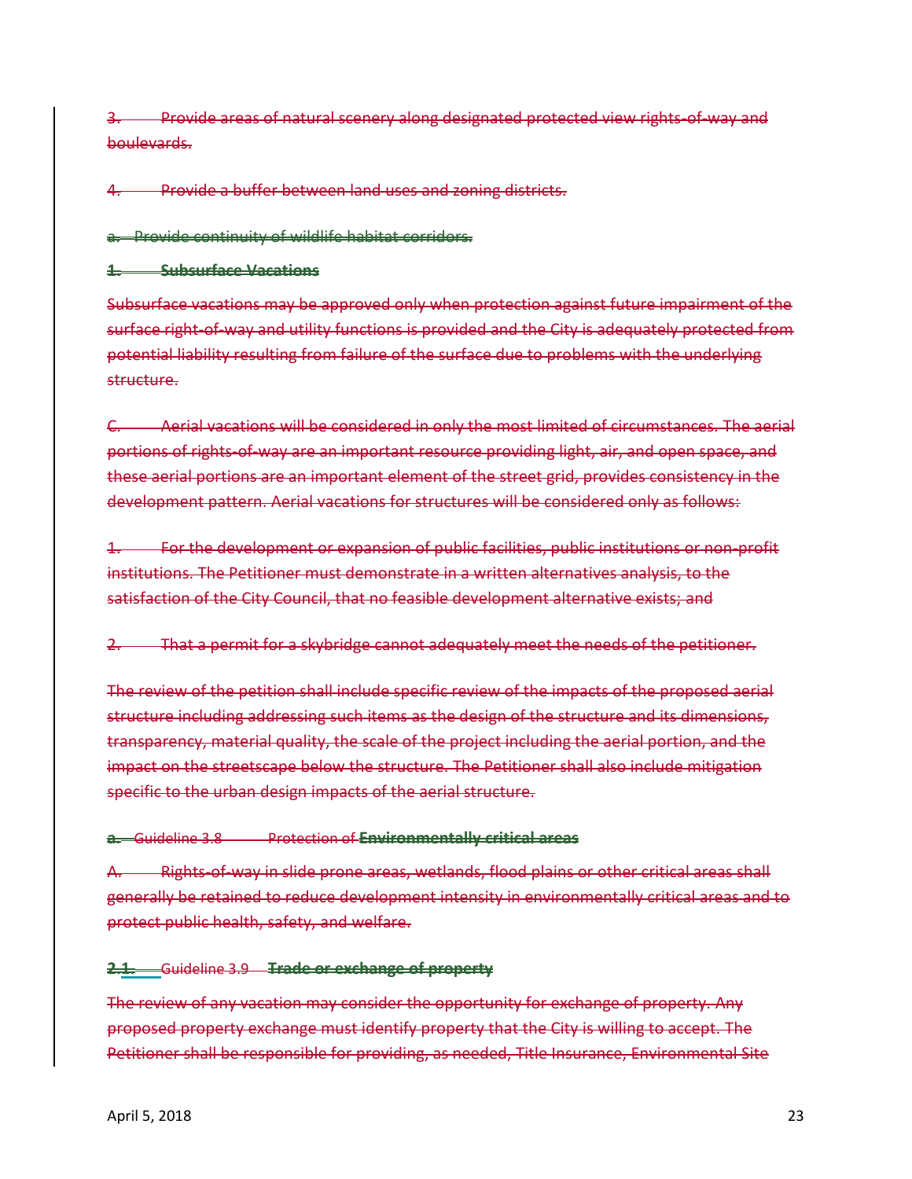3. Provide areas of natural scenery along designated protected view rights-of-way and boulevards.

4. Provide a buffer between land uses and zoning districts.

a. Provide continuity of wildlife habitat corridors.

**1. Subsurface Vacations**

Subsurface vacations may be approved only when protection against future impairment of the surface right-of-way and utility functions is provided and the City is adequately protected from potential liability resulting from failure of the surface due to problems with the underlying structure.

C. Aerial vacations will be considered in only the most limited of circumstances. The aerial portions of rights-of-way are an important resource providing light, air, and open space, and these aerial portions are an important element of the street grid, provides consistency in the development pattern. Aerial vacations for structures will be considered only as follows:

1. For the development or expansion of public facilities, public institutions or non-profit institutions. The Petitioner must demonstrate in a written alternatives analysis, to the satisfaction of the City Council, that no feasible development alternative exists; and

2. That a permit for a skybridge cannot adequately meet the needs of the petitioner.

The review of the petition shall include specific review of the impacts of the proposed aerial structure including addressing such items as the design of the structure and its dimensions, transparency, material quality, the scale of the project including the aerial portion, and the impact on the streetscape below the structure. The Petitioner shall also include mitigation specific to the urban design impacts of the aerial structure.

**a.** Guideline 3.8 Protection of **Environmentally critical areas**

A. Rights-of-way in slide prone areas, wetlands, flood plains or other critical areas shall generally be retained to reduce development intensity in environmentally critical areas and to protect public health, safety, and welfare.

**2.1.** Guideline 3.9 **Trade or exchange of property**

The review of any vacation may consider the opportunity for exchange of property. Any proposed property exchange must identify property that the City is willing to accept. The Petitioner shall be responsible for providing, as needed, Title Insurance, Environmental Site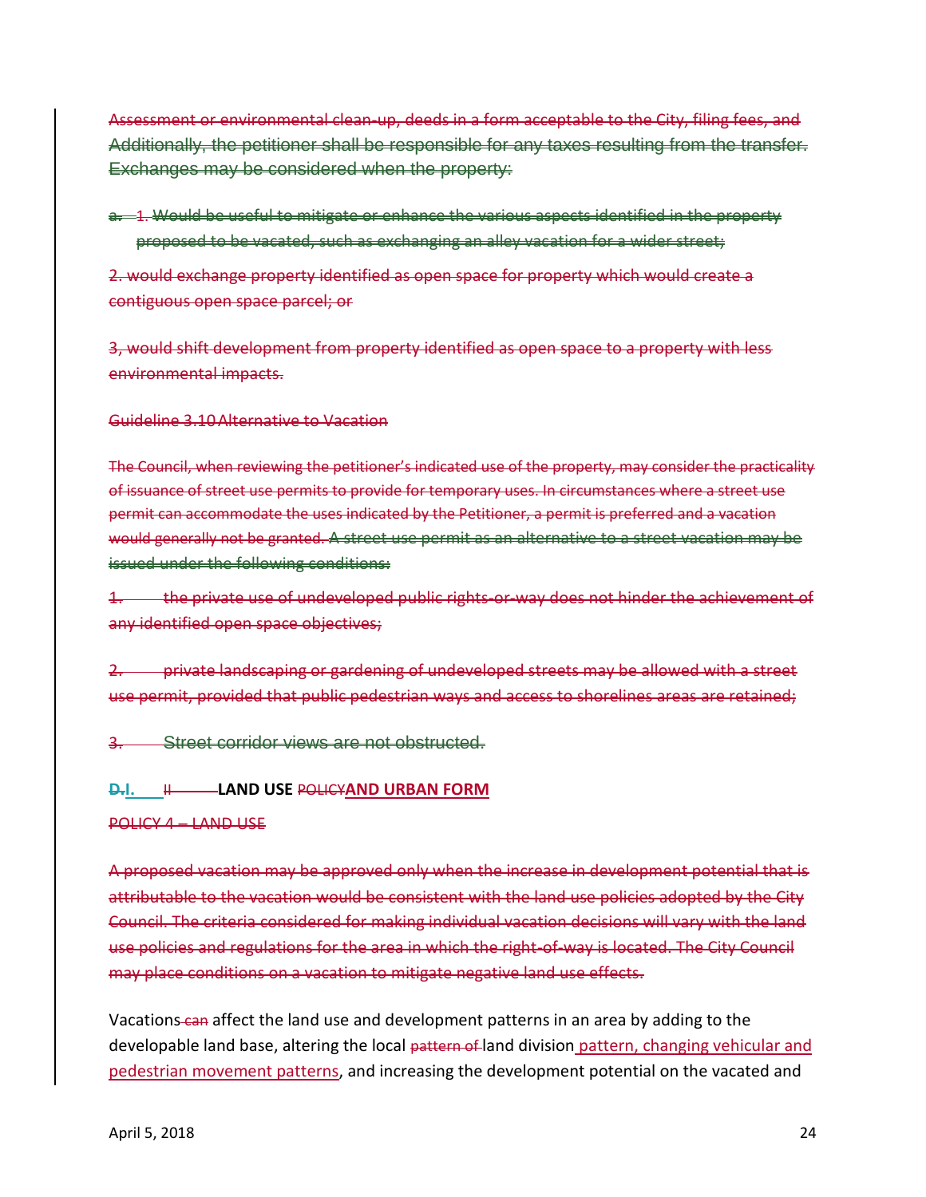~~Assessment or environmental clean-up, deeds in a form acceptable to the City, filing fees, and~~ ~~Additionally, the petitioner shall be responsible for any taxes resulting from the transfer.~~ ~~Exchanges may be considered when the property:~~

~~a. 1. Would be useful to mitigate or enhance the various aspects identified in the property proposed to be vacated, such as exchanging an alley vacation for a wider street;~~

~~2. would exchange property identified as open space for property which would create a contiguous open space parcel; or~~

~~3, would shift development from property identified as open space to a property with less environmental impacts.~~

~~Guideline 3.10 Alternative to Vacation~~

~~The Council, when reviewing the petitioner's indicated use of the property, may consider the practicality of issuance of street use permits to provide for temporary uses. In circumstances where a street use permit can accommodate the uses indicated by the Petitioner, a permit is preferred and a vacation would generally not be granted. A street use permit as an alternative to a street vacation may be issued under the following conditions:~~

~~1. the private use of undeveloped public rights-or-way does not hinder the achievement of any identified open space objectives;~~

~~2. private landscaping or gardening of undeveloped streets may be allowed with a street use permit, provided that public pedestrian ways and access to shorelines areas are retained;~~

~~3. Street corridor views are not obstructed.~~

**~~D.~~I. ~~II~~ LAND USE ~~POLICY~~AND URBAN FORM**

~~POLICY 4 – LAND USE~~

~~A proposed vacation may be approved only when the increase in development potential that is attributable to the vacation would be consistent with the land use policies adopted by the City Council. The criteria considered for making individual vacation decisions will vary with the land use policies and regulations for the area in which the right-of-way is located. The City Council may place conditions on a vacation to mitigate negative land use effects.~~

Vacations ~~can~~ affect the land use and development patterns in an area by adding to the developable land base, altering the local ~~pattern of~~ land division pattern, changing vehicular and pedestrian movement patterns, and increasing the development potential on the vacated and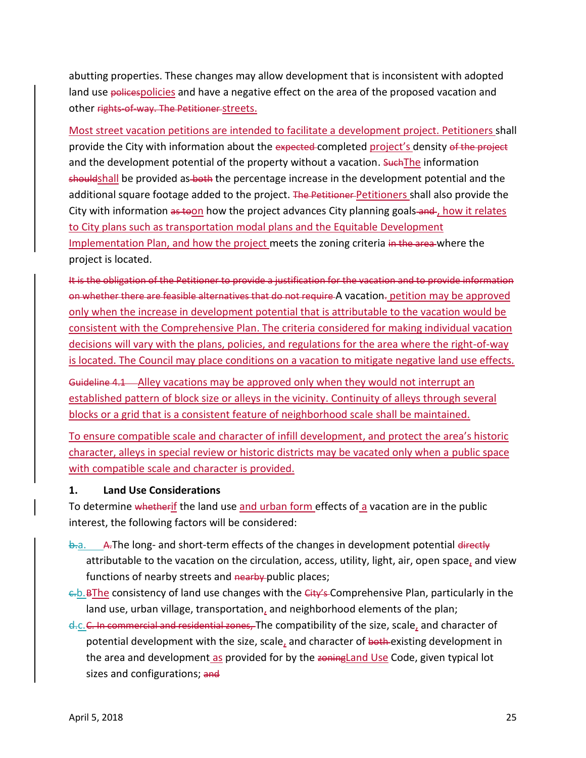abutting properties. These changes may allow development that is inconsistent with adopted land use ~~polices~~policies and have a negative effect on the area of the proposed vacation and other ~~rights-of-way. The Petitioner~~ streets.

Most street vacation petitions are intended to facilitate a development project. Petitioners shall provide the City with information about the ~~expected~~ completed project's density ~~of the project~~ and the development potential of the property without a vacation. ~~Such~~The information ~~should~~shall be provided as ~~both~~ the percentage increase in the development potential and the additional square footage added to the project. ~~The Petitioner~~ Petitioners shall also provide the City with information ~~as to~~on how the project advances City planning goals ~~and~~, how it relates to City plans such as transportation modal plans and the Equitable Development Implementation Plan, and how the project meets the zoning criteria ~~in the area~~ where the project is located.

~~It is the obligation of the Petitioner to provide a justification for the vacation and to provide information on whether there are feasible alternatives that do not require~~ A vacation~~.~~ petition may be approved only when the increase in development potential that is attributable to the vacation would be consistent with the Comprehensive Plan. The criteria considered for making individual vacation decisions will vary with the plans, policies, and regulations for the area where the right-of-way is located. The Council may place conditions on a vacation to mitigate negative land use effects.

~~Guideline 4.1~~ Alley vacations may be approved only when they would not interrupt an established pattern of block size or alleys in the vicinity. Continuity of alleys through several blocks or a grid that is a consistent feature of neighborhood scale shall be maintained.

To ensure compatible scale and character of infill development, and protect the area's historic character, alleys in special review or historic districts may be vacated only when a public space with compatible scale and character is provided.

**1. Land Use Considerations**

To determine ~~whether~~if the land use and urban form effects of a vacation are in the public interest, the following factors will be considered:

- ~~b.~~a. ~~A.~~The long- and short-term effects of the changes in development potential ~~directly~~ attributable to the vacation on the circulation, access, utility, light, air, open space, and view functions of nearby streets and ~~nearby~~ public places;
- ~~c.~~b. ~~B~~The consistency of land use changes with the ~~City's~~ Comprehensive Plan, particularly in the land use, urban village, transportation, and neighborhood elements of the plan;
- ~~d.~~c. ~~C. In commercial and residential zones,~~ The compatibility of the size, scale, and character of potential development with the size, scale, and character of ~~both~~ existing development in the area and development as provided for by the ~~zoning~~Land Use Code, given typical lot sizes and configurations; ~~and~~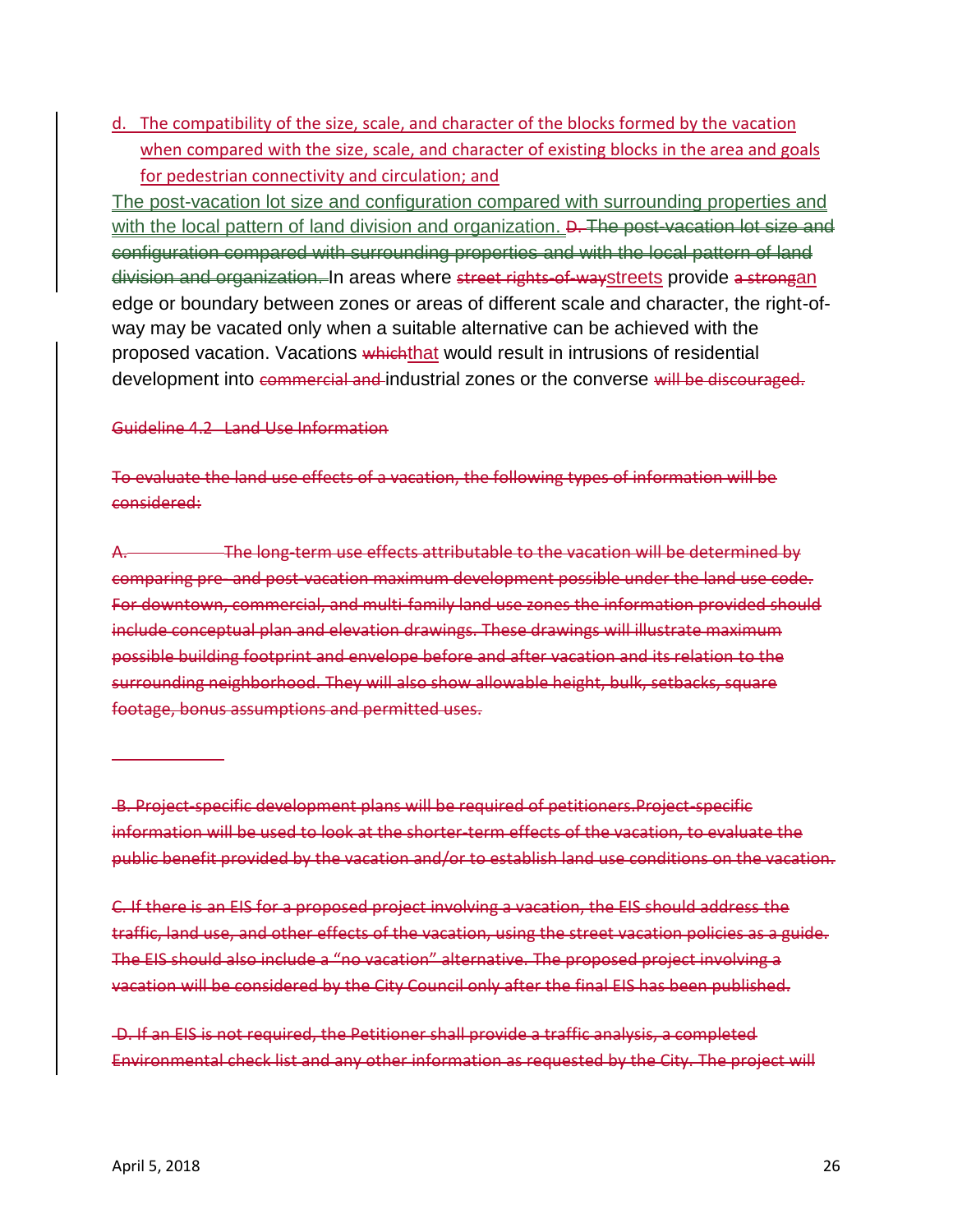d. The compatibility of the size, scale, and character of the blocks formed by the vacation when compared with the size, scale, and character of existing blocks in the area and goals for pedestrian connectivity and circulation; and

The post-vacation lot size and configuration compared with surrounding properties and with the local pattern of land division and organization. ~~D. The post-vacation lot size and configuration compared with surrounding properties and with the local pattern of land division and organization.~~ In areas where ~~street rights-of-way~~streets provide ~~a strong~~an edge or boundary between zones or areas of different scale and character, the right-of-way may be vacated only when a suitable alternative can be achieved with the proposed vacation. Vacations ~~which~~that would result in intrusions of residential development into ~~commercial and~~ industrial zones or the converse ~~will be discouraged.~~

~~Guideline 4.2 Land Use Information~~

~~To evaluate the land use effects of a vacation, the following types of information will be considered:~~

~~A. The long-term use effects attributable to the vacation will be determined by comparing pre- and post-vacation maximum development possible under the land use code. For downtown, commercial, and multi-family land use zones the information provided should include conceptual plan and elevation drawings. These drawings will illustrate maximum possible building footprint and envelope before and after vacation and its relation to the surrounding neighborhood. They will also show allowable height, bulk, setbacks, square footage, bonus assumptions and permitted uses.~~

~~B. Project-specific development plans will be required of petitioners.Project-specific information will be used to look at the shorter-term effects of the vacation, to evaluate the public benefit provided by the vacation and/or to establish land use conditions on the vacation.~~

~~C. If there is an EIS for a proposed project involving a vacation, the EIS should address the traffic, land use, and other effects of the vacation, using the street vacation policies as a guide. The EIS should also include a "no vacation" alternative. The proposed project involving a vacation will be considered by the City Council only after the final EIS has been published.~~

~~D. If an EIS is not required, the Petitioner shall provide a traffic analysis, a completed Environmental check list and any other information as requested by the City. The project will~~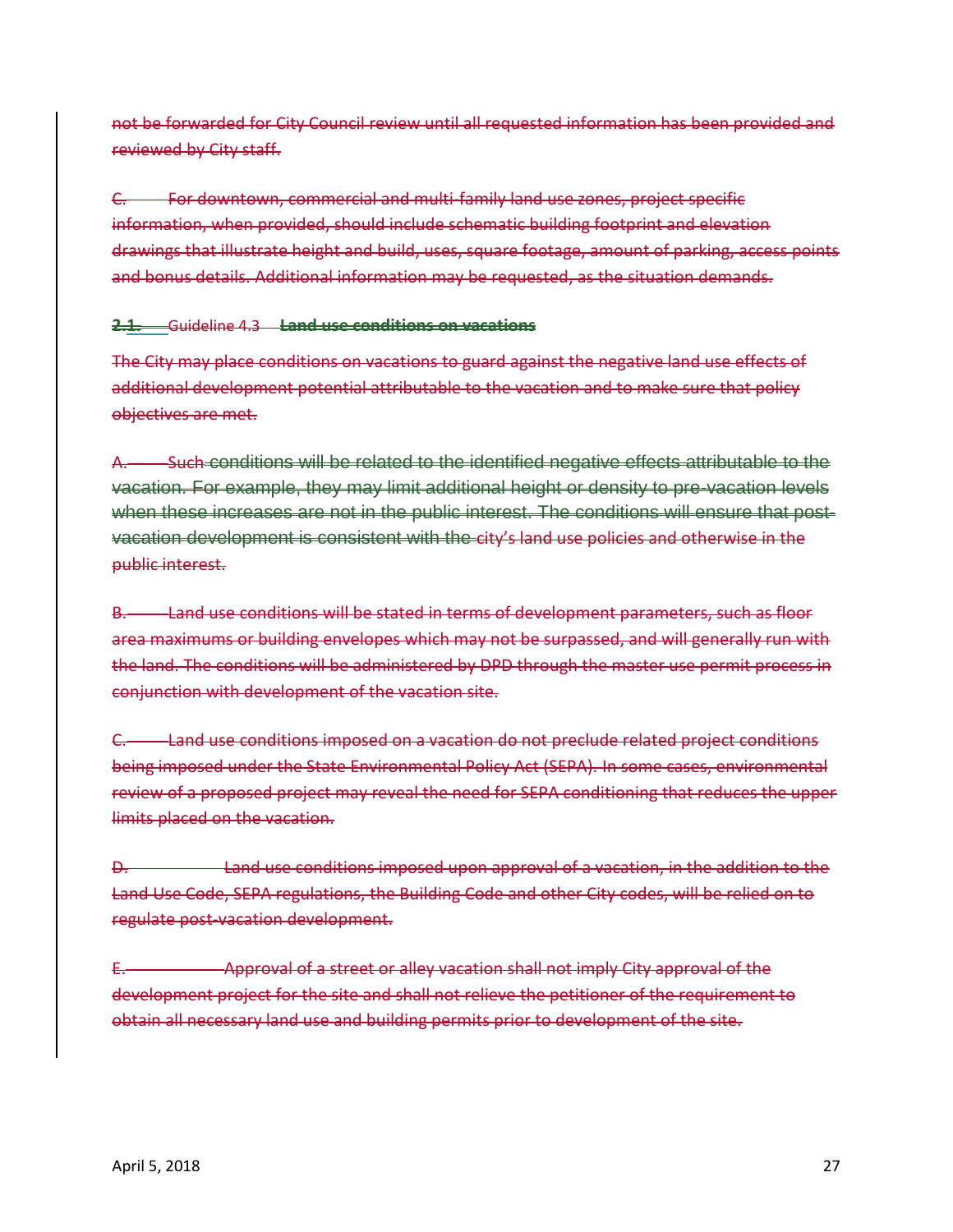not be forwarded for City Council review until all requested information has been provided and reviewed by City staff.

C. For downtown, commercial and multi-family land use zones, project specific information, when provided, should include schematic building footprint and elevation drawings that illustrate height and build, uses, square footage, amount of parking, access points and bonus details. Additional information may be requested, as the situation demands.

**2.1.** Guideline 4.3 **Land use conditions on vacations**

The City may place conditions on vacations to guard against the negative land use effects of additional development potential attributable to the vacation and to make sure that policy objectives are met.

A. Such conditions will be related to the identified negative effects attributable to the vacation. For example, they may limit additional height or density to pre-vacation levels when these increases are not in the public interest. The conditions will ensure that post-vacation development is consistent with the city's land use policies and otherwise in the public interest.

B. Land use conditions will be stated in terms of development parameters, such as floor area maximums or building envelopes which may not be surpassed, and will generally run with the land. The conditions will be administered by DPD through the master use permit process in conjunction with development of the vacation site.

C. Land use conditions imposed on a vacation do not preclude related project conditions being imposed under the State Environmental Policy Act (SEPA). In some cases, environmental review of a proposed project may reveal the need for SEPA conditioning that reduces the upper limits placed on the vacation.

D. Land use conditions imposed upon approval of a vacation, in the addition to the Land Use Code, SEPA regulations, the Building Code and other City codes, will be relied on to regulate post-vacation development.

E. Approval of a street or alley vacation shall not imply City approval of the development project for the site and shall not relieve the petitioner of the requirement to obtain all necessary land use and building permits prior to development of the site.

April 5, 2018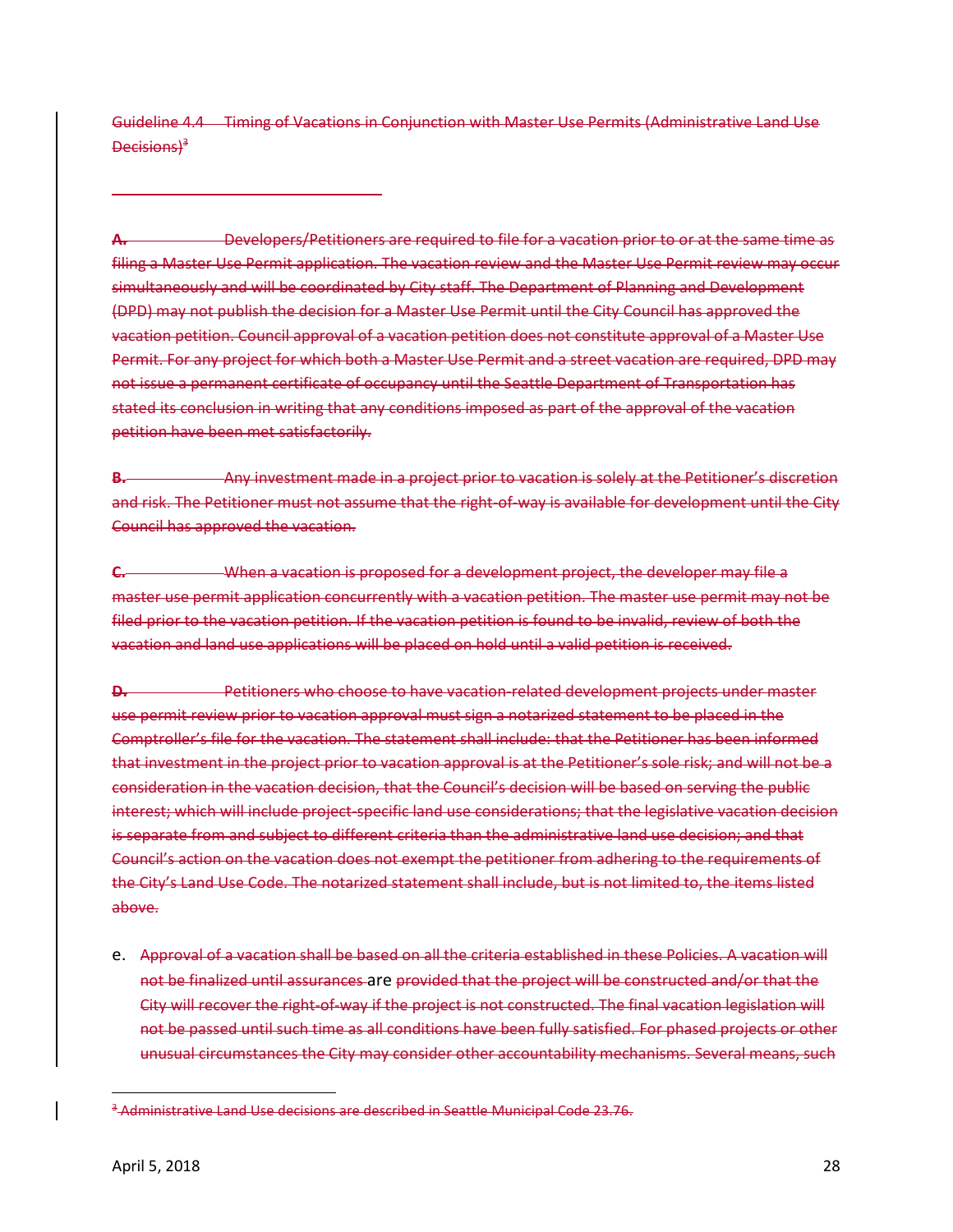~~Guideline 4.4 Timing of Vacations in Conjunction with Master Use Permits (Administrative Land Use Decisions)[3]~~

~~**A.** Developers/Petitioners are required to file for a vacation prior to or at the same time as filing a Master Use Permit application. The vacation review and the Master Use Permit review may occur simultaneously and will be coordinated by City staff. The Department of Planning and Development (DPD) may not publish the decision for a Master Use Permit until the City Council has approved the vacation petition. Council approval of a vacation petition does not constitute approval of a Master Use Permit. For any project for which both a Master Use Permit and a street vacation are required, DPD may not issue a permanent certificate of occupancy until the Seattle Department of Transportation has stated its conclusion in writing that any conditions imposed as part of the approval of the vacation petition have been met satisfactorily.~~

~~**B.** Any investment made in a project prior to vacation is solely at the Petitioner's discretion and risk. The Petitioner must not assume that the right-of-way is available for development until the City Council has approved the vacation.~~

~~**C.** When a vacation is proposed for a development project, the developer may file a master use permit application concurrently with a vacation petition. The master use permit may not be filed prior to the vacation petition. If the vacation petition is found to be invalid, review of both the vacation and land use applications will be placed on hold until a valid petition is received.~~

~~**D.** Petitioners who choose to have vacation-related development projects under master use permit review prior to vacation approval must sign a notarized statement to be placed in the Comptroller's file for the vacation. The statement shall include: that the Petitioner has been informed that investment in the project prior to vacation approval is at the Petitioner's sole risk; and will not be a consideration in the vacation decision, that the Council's decision will be based on serving the public interest; which will include project-specific land use considerations; that the legislative vacation decision is separate from and subject to different criteria than the administrative land use decision; and that Council's action on the vacation does not exempt the petitioner from adhering to the requirements of the City's Land Use Code. The notarized statement shall include, but is not limited to, the items listed above.~~

e. ~~Approval of a vacation shall be based on all the criteria established in these Policies. A vacation will not be finalized until assurances~~ are ~~provided that the project will be constructed and/or that the City will recover the right-of-way if the project is not constructed. The final vacation legislation will not be passed until such time as all conditions have been fully satisfied. For phased projects or other unusual circumstances the City may consider other accountability mechanisms. Several means, such~~

~~[3] Administrative Land Use decisions are described in Seattle Municipal Code 23.76.~~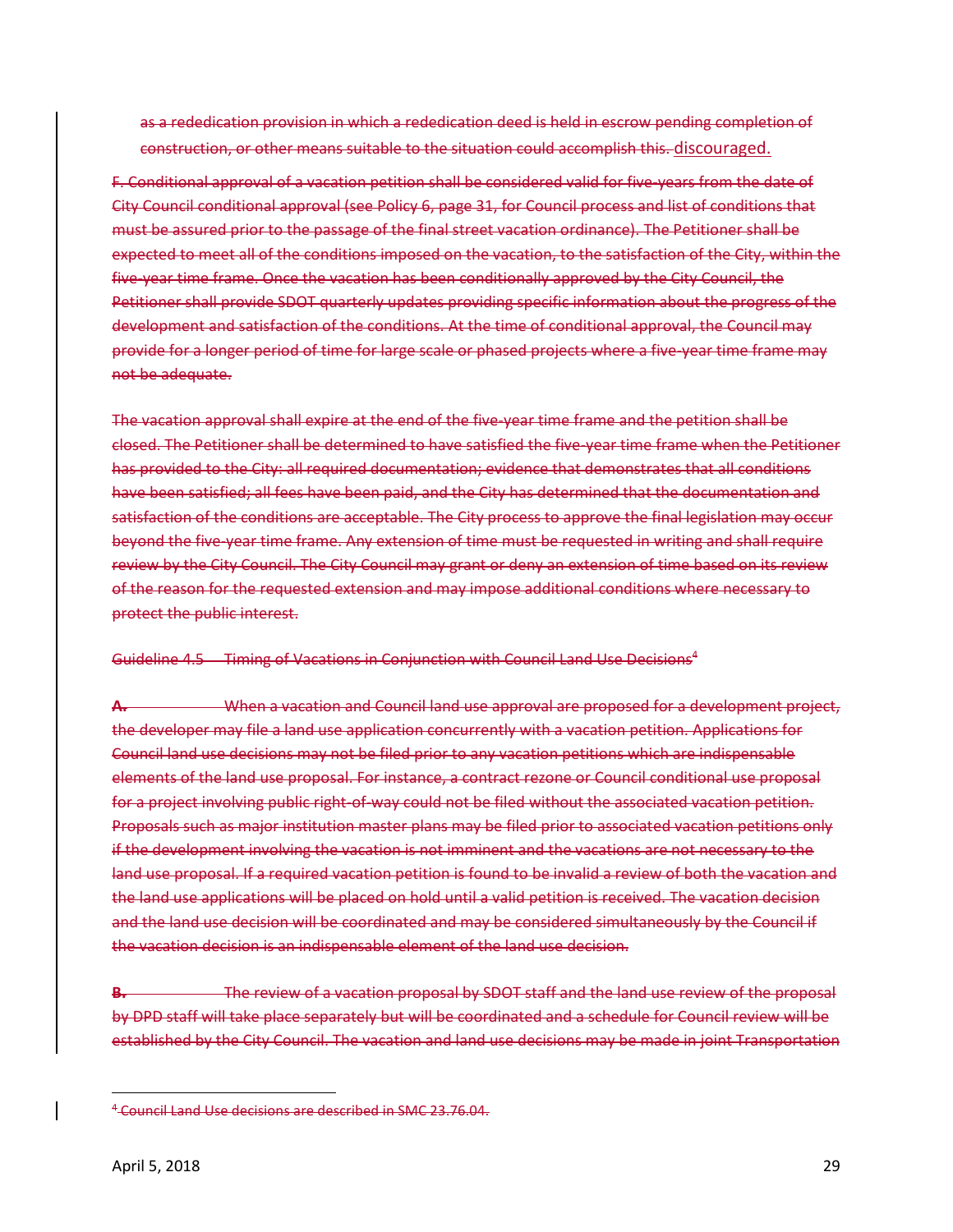as a rededication provision in which a rededication deed is held in escrow pending completion of construction, or other means suitable to the situation could accomplish this. discouraged.

F. Conditional approval of a vacation petition shall be considered valid for five-years from the date of City Council conditional approval (see Policy 6, page 31, for Council process and list of conditions that must be assured prior to the passage of the final street vacation ordinance). The Petitioner shall be expected to meet all of the conditions imposed on the vacation, to the satisfaction of the City, within the five-year time frame. Once the vacation has been conditionally approved by the City Council, the Petitioner shall provide SDOT quarterly updates providing specific information about the progress of the development and satisfaction of the conditions. At the time of conditional approval, the Council may provide for a longer period of time for large scale or phased projects where a five-year time frame may not be adequate.

The vacation approval shall expire at the end of the five-year time frame and the petition shall be closed. The Petitioner shall be determined to have satisfied the five-year time frame when the Petitioner has provided to the City: all required documentation; evidence that demonstrates that all conditions have been satisfied; all fees have been paid, and the City has determined that the documentation and satisfaction of the conditions are acceptable. The City process to approve the final legislation may occur beyond the five-year time frame. Any extension of time must be requested in writing and shall require review by the City Council. The City Council may grant or deny an extension of time based on its review of the reason for the requested extension and may impose additional conditions where necessary to protect the public interest.

Guideline 4.5 — Timing of Vacations in Conjunction with Council Land Use Decisions[4]

**A.** When a vacation and Council land use approval are proposed for a development project, the developer may file a land use application concurrently with a vacation petition. Applications for Council land use decisions may not be filed prior to any vacation petitions which are indispensable elements of the land use proposal. For instance, a contract rezone or Council conditional use proposal for a project involving public right-of-way could not be filed without the associated vacation petition. Proposals such as major institution master plans may be filed prior to associated vacation petitions only if the development involving the vacation is not imminent and the vacations are not necessary to the land use proposal. If a required vacation petition is found to be invalid a review of both the vacation and the land use applications will be placed on hold until a valid petition is received. The vacation decision and the land use decision will be coordinated and may be considered simultaneously by the Council if the vacation decision is an indispensable element of the land use decision.

**B.** The review of a vacation proposal by SDOT staff and the land use review of the proposal by DPD staff will take place separately but will be coordinated and a schedule for Council review will be established by the City Council. The vacation and land use decisions may be made in joint Transportation

[4] Council Land Use decisions are described in SMC 23.76.04.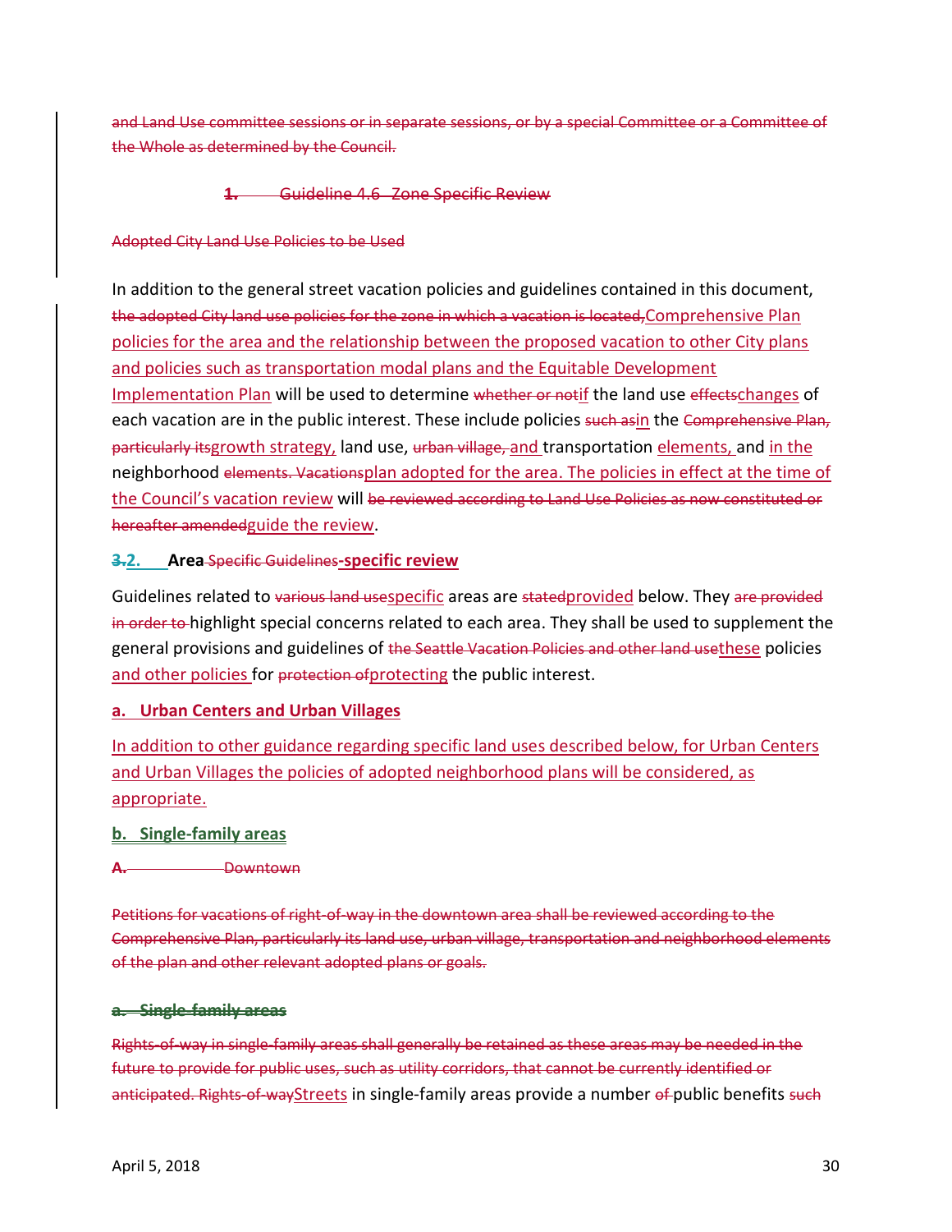~~and Land Use committee sessions or in separate sessions, or by a special Committee or a Committee of the Whole as determined by the Council.~~

~~1. Guideline 4.6 Zone Specific Review~~

~~Adopted City Land Use Policies to be Used~~

In addition to the general street vacation policies and guidelines contained in this document, ~~the adopted City land use policies for the zone in which a vacation is located,~~Comprehensive Plan policies for the area and the relationship between the proposed vacation to other City plans and policies such as transportation modal plans and the Equitable Development Implementation Plan will be used to determine ~~whether or not~~if the land use ~~effects~~changes of each vacation are in the public interest. These include policies ~~such as~~in the ~~Comprehensive Plan, particularly its~~growth strategy, land use, ~~urban village,~~ and transportation elements, and in the neighborhood ~~elements. Vacations~~plan adopted for the area. The policies in effect at the time of the Council's vacation review will ~~be reviewed according to Land Use Policies as now constituted or hereafter amended~~guide the review.

## ~~3.~~2. Area ~~Specific Guidelines~~-specific review

Guidelines related to ~~various land use~~specific areas are ~~stated~~provided below. They ~~are provided in order to~~ highlight special concerns related to each area. They shall be used to supplement the general provisions and guidelines of ~~the Seattle Vacation Policies and other land use~~these policies and other policies for ~~protection of~~protecting the public interest.

### a. Urban Centers and Urban Villages

In addition to other guidance regarding specific land uses described below, for Urban Centers and Urban Villages the policies of adopted neighborhood plans will be considered, as appropriate.

### b. Single-family areas

~~A. Downtown~~

~~Petitions for vacations of right-of-way in the downtown area shall be reviewed according to the Comprehensive Plan, particularly its land use, urban village, transportation and neighborhood elements of the plan and other relevant adopted plans or goals.~~

~~a. Single-family areas~~

~~Rights-of-way in single-family areas shall generally be retained as these areas may be needed in the future to provide for public uses, such as utility corridors, that cannot be currently identified or anticipated. Rights-of-way~~Streets in single-family areas provide a number ~~of~~ public benefits ~~such~~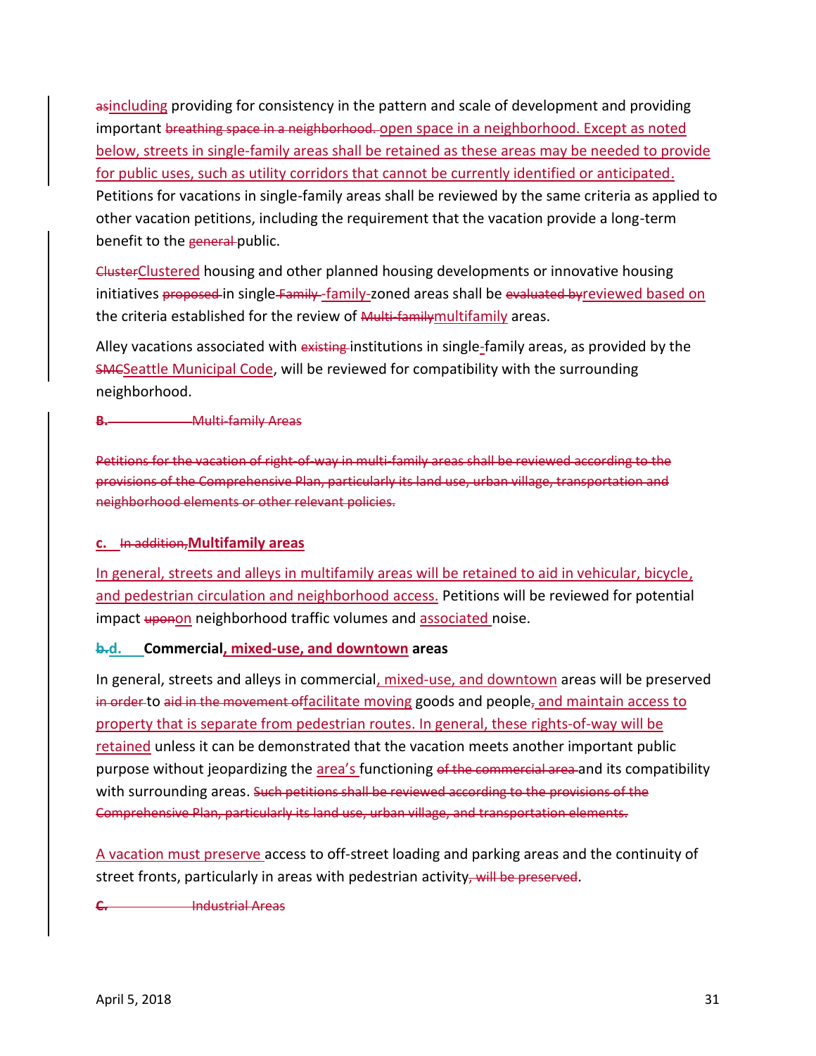asincluding providing for consistency in the pattern and scale of development and providing important breathing space in a neighborhood. open space in a neighborhood. Except as noted below, streets in single-family areas shall be retained as these areas may be needed to provide for public uses, such as utility corridors that cannot be currently identified or anticipated. Petitions for vacations in single-family areas shall be reviewed by the same criteria as applied to other vacation petitions, including the requirement that the vacation provide a long-term benefit to the general public.

ClusterClustered housing and other planned housing developments or innovative housing initiatives proposed in single-Family -family-zoned areas shall be evaluated byreviewed based on the criteria established for the review of Multi-familymultifamily areas.

Alley vacations associated with existing institutions in single-family areas, as provided by the SMCSeattle Municipal Code, will be reviewed for compatibility with the surrounding neighborhood.

B. Multi-family Areas

Petitions for the vacation of right-of-way in multi-family areas shall be reviewed according to the provisions of the Comprehensive Plan, particularly its land use, urban village, transportation and neighborhood elements or other relevant policies.

**c. In addition, Multifamily areas**

In general, streets and alleys in multifamily areas will be retained to aid in vehicular, bicycle, and pedestrian circulation and neighborhood access. Petitions will be reviewed for potential impact uponon neighborhood traffic volumes and associated noise.

**b.d. Commercial, mixed-use, and downtown areas**

In general, streets and alleys in commercial, mixed-use, and downtown areas will be preserved in order to aid in the movement offacilitate moving goods and people, and maintain access to property that is separate from pedestrian routes. In general, these rights-of-way will be retained unless it can be demonstrated that the vacation meets another important public purpose without jeopardizing the area's functioning of the commercial area and its compatibility with surrounding areas. Such petitions shall be reviewed according to the provisions of the Comprehensive Plan, particularly its land use, urban village, and transportation elements.

A vacation must preserve access to off-street loading and parking areas and the continuity of street fronts, particularly in areas with pedestrian activity, will be preserved.

C. Industrial Areas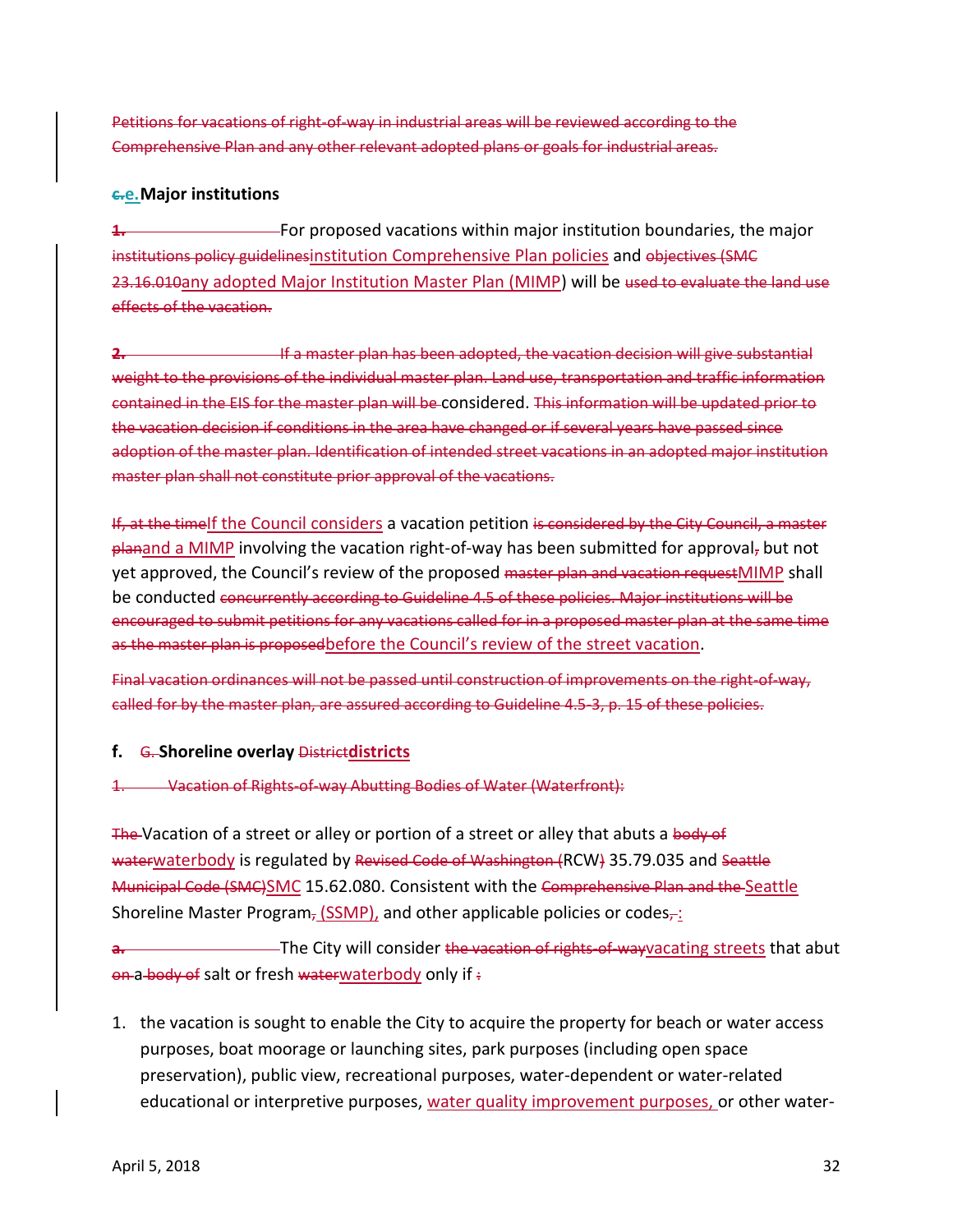~~Petitions for vacations of right-of-way in industrial areas will be reviewed according to the Comprehensive Plan and any other relevant adopted plans or goals for industrial areas.~~

### ~~c.~~e. Major institutions

~~1.~~ For proposed vacations within major institution boundaries, the major ~~institutions policy guidelines~~institution Comprehensive Plan policies and ~~objectives (SMC 23.16.010~~any adopted Major Institution Master Plan (MIMP) will be ~~used to evaluate the land use effects of the vacation.~~

~~2. If a master plan has been adopted, the vacation decision will give substantial weight to the provisions of the individual master plan. Land use, transportation and traffic information contained in the EIS for the master plan will be~~ considered. ~~This information will be updated prior to the vacation decision if conditions in the area have changed or if several years have passed since adoption of the master plan. Identification of intended street vacations in an adopted major institution master plan shall not constitute prior approval of the vacations.~~

~~If, at the time~~If the Council considers a vacation petition ~~is considered by the City Council, a master plan~~and a MIMP involving the vacation right-of-way has been submitted for approval~~,~~ but not yet approved, the Council's review of the proposed ~~master plan and vacation request~~MIMP shall be conducted ~~concurrently according to Guideline 4.5 of these policies. Major institutions will be encouraged to submit petitions for any vacations called for in a proposed master plan at the same time as the master plan is proposed~~before the Council's review of the street vacation.

~~Final vacation ordinances will not be passed until construction of improvements on the right-of-way, called for by the master plan, are assured according to Guideline 4.5-3, p. 15 of these policies.~~

### f. ~~G.~~ Shoreline overlay ~~District~~districts

~~1. Vacation of Rights-of-way Abutting Bodies of Water (Waterfront):~~

~~The~~ Vacation of a street or alley or portion of a street or alley that abuts a ~~body of water~~waterbody is regulated by ~~Revised Code of Washington (~~RCW~~)~~ 35.79.035 and ~~Seattle Municipal Code (SMC)~~SMC 15.62.080. Consistent with the ~~Comprehensive Plan and the~~ Seattle Shoreline Master Program~~,~~ (SSMP), and other applicable policies or codes~~,~~:

~~a.~~ The City will consider ~~the vacation of rights-of-way~~vacating streets that abut ~~on~~ a ~~body of~~ salt or fresh ~~water~~waterbody only if ~~:~~

1. the vacation is sought to enable the City to acquire the property for beach or water access purposes, boat moorage or launching sites, park purposes (including open space preservation), public view, recreational purposes, water-dependent or water-related educational or interpretive purposes, water quality improvement purposes, or other water-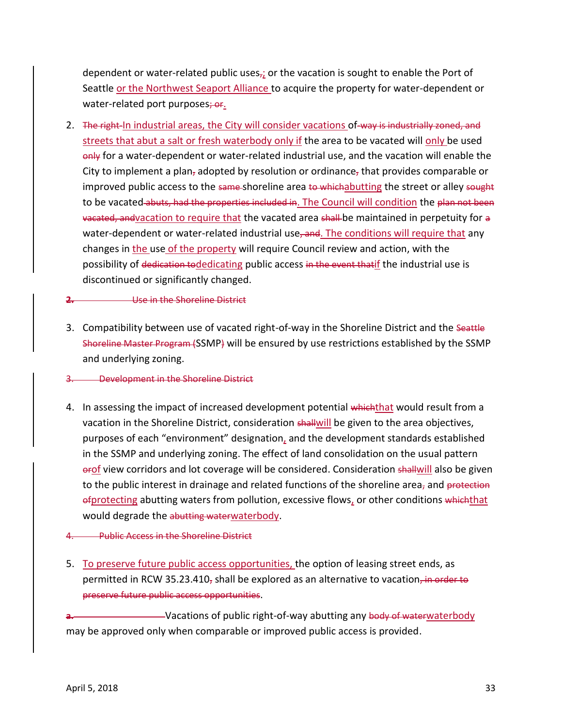dependent or water-related public uses~~,~~<u>;</u> or the vacation is sought to enable the Port of Seattle <u>or the Northwest Seaport Alliance</u> to acquire the property for water-dependent or water-related port purposes~~; or~~<u>.</u>

2. ~~The right~~ <u>In industrial areas, the City will consider vacations</u> of ~~way is industrially zoned, and~~ <u>streets that abut a salt or fresh waterbody only if</u> the area to be vacated will <u>only</u> be used ~~only~~ for a water-dependent or water-related industrial use, and the vacation will enable the City to implement a plan~~,~~ adopted by resolution or ordinance~~,~~ that provides comparable or improved public access to the ~~same~~ shoreline area ~~to which~~<u>abutting</u> the street or alley ~~sought~~ to be vacated ~~abuts, had the properties included in~~<u>. The Council will condition</u> the ~~plan not been vacated, and~~<u>vacation to require that</u> the vacated area ~~shall~~ be maintained in perpetuity for ~~a~~ water-dependent or water-related industrial use~~, and~~<u>. The conditions will require that</u> any changes in <u>the</u> use <u>of the property</u> will require Council review and action, with the possibility of ~~dedication to~~<u>dedicating</u> public access ~~in the event that~~<u>if</u> the industrial use is discontinued or significantly changed.

~~2. Use in the Shoreline District~~

3. Compatibility between use of vacated right-of-way in the Shoreline District and the ~~Seattle Shoreline Master Program (~~SSMP~~)~~ will be ensured by use restrictions established by the SSMP and underlying zoning.

~~3. Development in the Shoreline District~~

4. In assessing the impact of increased development potential ~~which~~<u>that</u> would result from a vacation in the Shoreline District, consideration ~~shall~~<u>will</u> be given to the area objectives, purposes of each "environment" designation<u>,</u> and the development standards established in the SSMP and underlying zoning. The effect of land consolidation on the usual pattern ~~or~~<u>of</u> view corridors and lot coverage will be considered. Consideration ~~shall~~<u>will</u> also be given to the public interest in drainage and related functions of the shoreline area~~,~~ and ~~protection of~~<u>protecting</u> abutting waters from pollution, excessive flows<u>,</u> or other conditions ~~which~~<u>that</u> would degrade the ~~abutting water~~<u>waterbody</u>.

~~4. Public Access in the Shoreline District~~

5. <u>To preserve future public access opportunities,</u> the option of leasing street ends, as permitted in RCW 35.23.410~~,~~ shall be explored as an alternative to vacation~~, in order to preserve future public access opportunities~~.

~~a.~~ Vacations of public right-of-way abutting any ~~body of water~~<u>waterbody</u> may be approved only when comparable or improved public access is provided.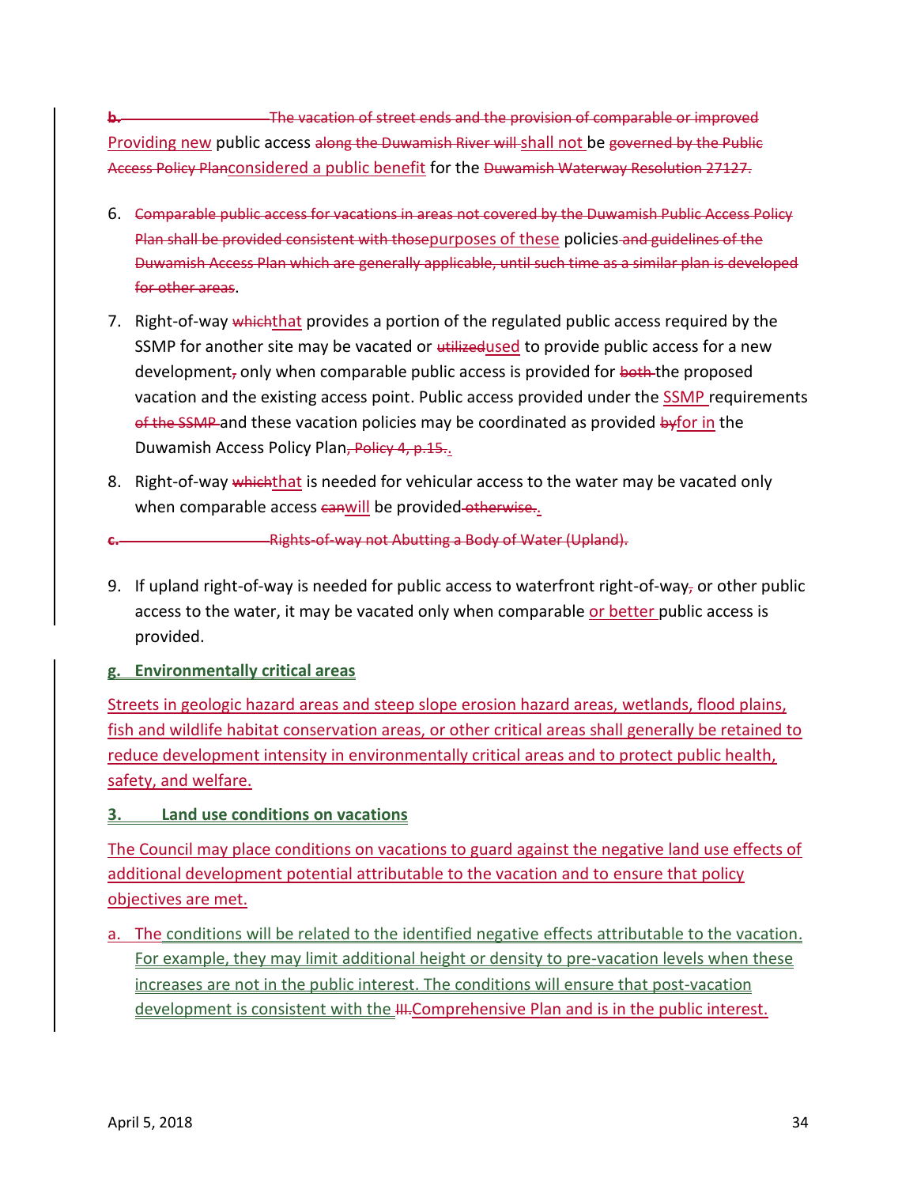~~b. The vacation of street ends and the provision of comparable or improved~~ Providing new public access ~~along the Duwamish River will~~ shall not be ~~governed by the Public Access Policy Plan~~considered a public benefit for the ~~Duwamish Waterway Resolution 27127.~~

6. ~~Comparable public access for vacations in areas not covered by the Duwamish Public Access Policy Plan shall be provided consistent with those~~purposes of these policies ~~and guidelines of the Duwamish Access Plan which are generally applicable, until such time as a similar plan is developed for other areas~~.

7. Right-of-way ~~which~~that provides a portion of the regulated public access required by the SSMP for another site may be vacated or ~~utilized~~used to provide public access for a new development~~,~~ only when comparable public access is provided for ~~both~~ the proposed vacation and the existing access point. Public access provided under the SSMP requirements ~~of the SSMP~~ and these vacation policies may be coordinated as provided ~~by~~for in the Duwamish Access Policy Plan~~, Policy 4, p.15.~~.

8. Right-of-way ~~which~~that is needed for vehicular access to the water may be vacated only when comparable access ~~can~~will be provided ~~otherwise.~~.

~~c. Rights-of-way not Abutting a Body of Water (Upland).~~

9. If upland right-of-way is needed for public access to waterfront right-of-way~~,~~ or other public access to the water, it may be vacated only when comparable or better public access is provided.

**g. Environmentally critical areas**

Streets in geologic hazard areas and steep slope erosion hazard areas, wetlands, flood plains, fish and wildlife habitat conservation areas, or other critical areas shall generally be retained to reduce development intensity in environmentally critical areas and to protect public health, safety, and welfare.

**3. Land use conditions on vacations**

The Council may place conditions on vacations to guard against the negative land use effects of additional development potential attributable to the vacation and to ensure that policy objectives are met.

a. The conditions will be related to the identified negative effects attributable to the vacation. For example, they may limit additional height or density to pre-vacation levels when these increases are not in the public interest. The conditions will ensure that post-vacation development is consistent with the ~~III.~~Comprehensive Plan and is in the public interest.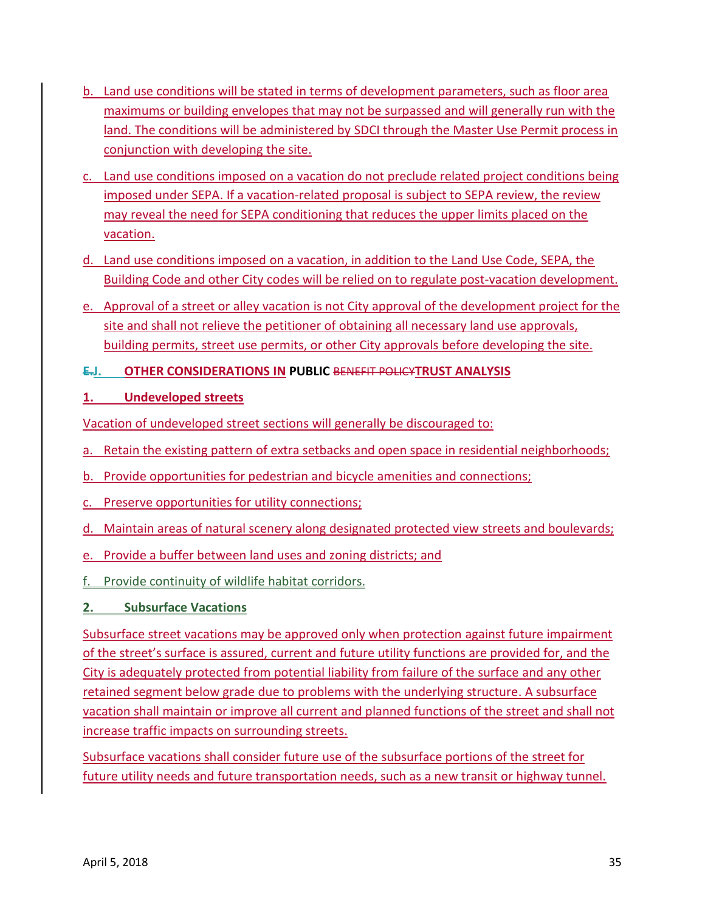b. Land use conditions will be stated in terms of development parameters, such as floor area maximums or building envelopes that may not be surpassed and will generally run with the land. The conditions will be administered by SDCI through the Master Use Permit process in conjunction with developing the site.

c. Land use conditions imposed on a vacation do not preclude related project conditions being imposed under SEPA. If a vacation-related proposal is subject to SEPA review, the review may reveal the need for SEPA conditioning that reduces the upper limits placed on the vacation.

d. Land use conditions imposed on a vacation, in addition to the Land Use Code, SEPA, the Building Code and other City codes will be relied on to regulate post-vacation development.

e. Approval of a street or alley vacation is not City approval of the development project for the site and shall not relieve the petitioner of obtaining all necessary land use approvals, building permits, street use permits, or other City approvals before developing the site.

## ~~E.~~J. OTHER CONSIDERATIONS IN PUBLIC ~~BENEFIT POLICY~~TRUST ANALYSIS

### 1. Undeveloped streets

Vacation of undeveloped street sections will generally be discouraged to:

a. Retain the existing pattern of extra setbacks and open space in residential neighborhoods;

b. Provide opportunities for pedestrian and bicycle amenities and connections;

c. Preserve opportunities for utility connections;

d. Maintain areas of natural scenery along designated protected view streets and boulevards;

e. Provide a buffer between land uses and zoning districts; and

f. Provide continuity of wildlife habitat corridors.

### 2. Subsurface Vacations

Subsurface street vacations may be approved only when protection against future impairment of the street's surface is assured, current and future utility functions are provided for, and the City is adequately protected from potential liability from failure of the surface and any other retained segment below grade due to problems with the underlying structure. A subsurface vacation shall maintain or improve all current and planned functions of the street and shall not increase traffic impacts on surrounding streets.

Subsurface vacations shall consider future use of the subsurface portions of the street for future utility needs and future transportation needs, such as a new transit or highway tunnel.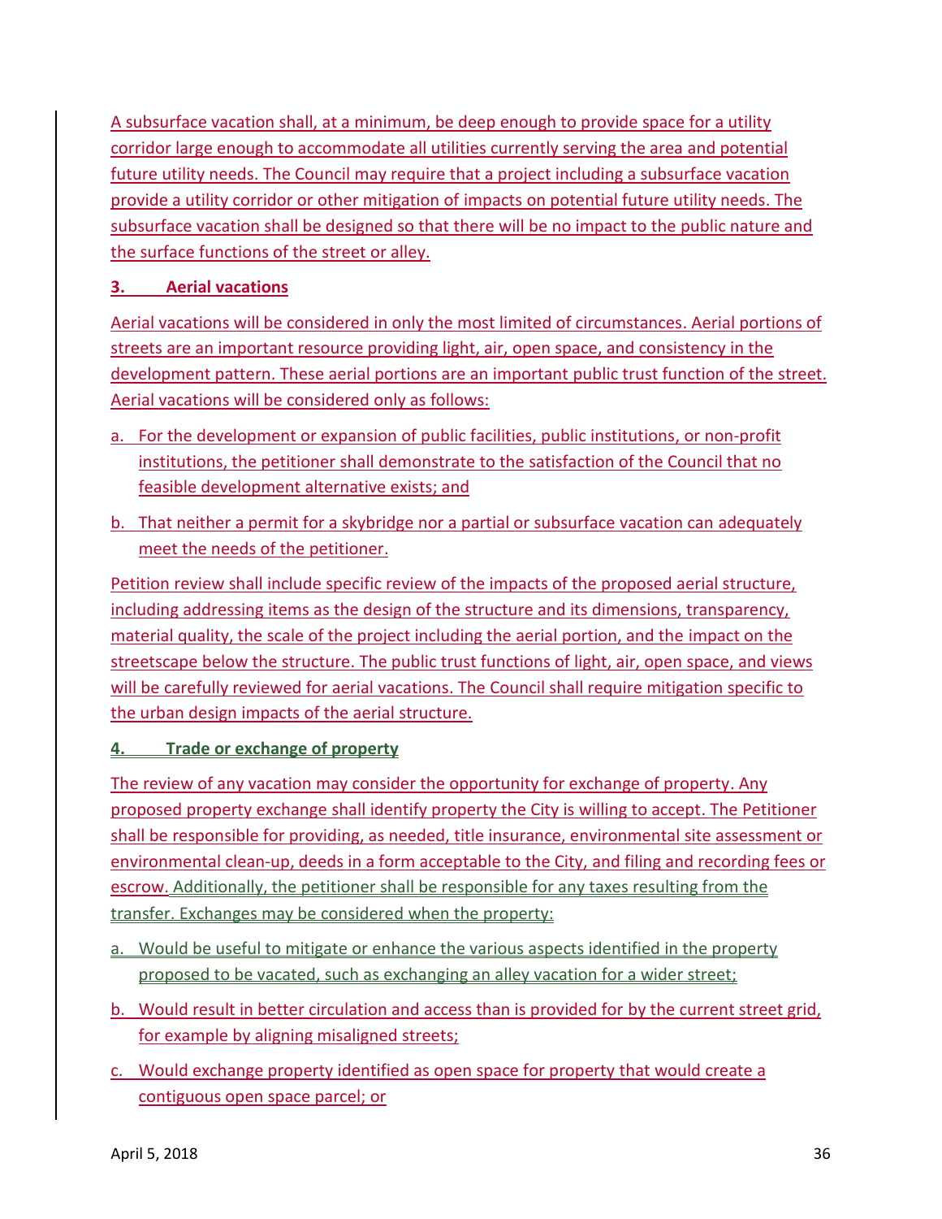A subsurface vacation shall, at a minimum, be deep enough to provide space for a utility corridor large enough to accommodate all utilities currently serving the area and potential future utility needs. The Council may require that a project including a subsurface vacation provide a utility corridor or other mitigation of impacts on potential future utility needs. The subsurface vacation shall be designed so that there will be no impact to the public nature and the surface functions of the street or alley.

### 3. Aerial vacations

Aerial vacations will be considered in only the most limited of circumstances. Aerial portions of streets are an important resource providing light, air, open space, and consistency in the development pattern. These aerial portions are an important public trust function of the street. Aerial vacations will be considered only as follows:

a. For the development or expansion of public facilities, public institutions, or non-profit institutions, the petitioner shall demonstrate to the satisfaction of the Council that no feasible development alternative exists; and

b. That neither a permit for a skybridge nor a partial or subsurface vacation can adequately meet the needs of the petitioner.

Petition review shall include specific review of the impacts of the proposed aerial structure, including addressing items as the design of the structure and its dimensions, transparency, material quality, the scale of the project including the aerial portion, and the impact on the streetscape below the structure. The public trust functions of light, air, open space, and views will be carefully reviewed for aerial vacations. The Council shall require mitigation specific to the urban design impacts of the aerial structure.

### 4. Trade or exchange of property

The review of any vacation may consider the opportunity for exchange of property. Any proposed property exchange shall identify property the City is willing to accept. The Petitioner shall be responsible for providing, as needed, title insurance, environmental site assessment or environmental clean-up, deeds in a form acceptable to the City, and filing and recording fees or escrow. Additionally, the petitioner shall be responsible for any taxes resulting from the transfer. Exchanges may be considered when the property:

a. Would be useful to mitigate or enhance the various aspects identified in the property proposed to be vacated, such as exchanging an alley vacation for a wider street;

b. Would result in better circulation and access than is provided for by the current street grid, for example by aligning misaligned streets;

c. Would exchange property identified as open space for property that would create a contiguous open space parcel; or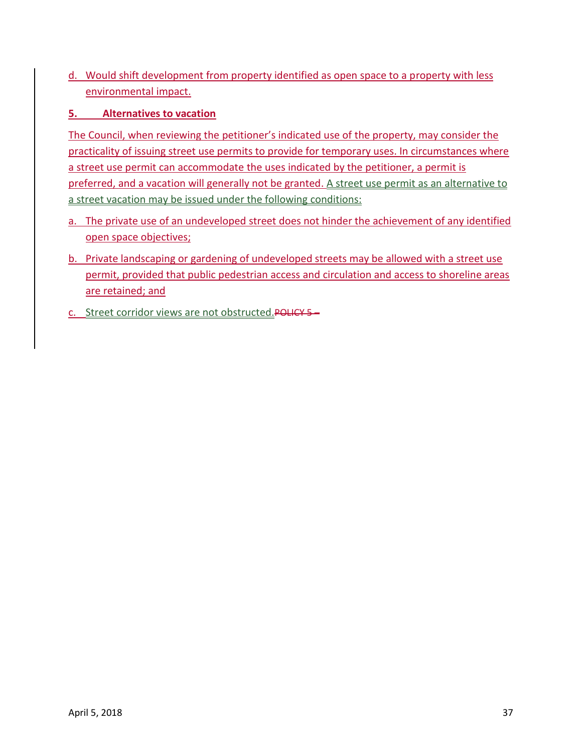d. Would shift development from property identified as open space to a property with less environmental impact.

**5. Alternatives to vacation**

The Council, when reviewing the petitioner's indicated use of the property, may consider the practicality of issuing street use permits to provide for temporary uses. In circumstances where a street use permit can accommodate the uses indicated by the petitioner, a permit is preferred, and a vacation will generally not be granted. A street use permit as an alternative to a street vacation may be issued under the following conditions:

a. The private use of an undeveloped street does not hinder the achievement of any identified open space objectives;

b. Private landscaping or gardening of undeveloped streets may be allowed with a street use permit, provided that public pedestrian access and circulation and access to shoreline areas are retained; and

c. Street corridor views are not obstructed.~~POLICY 5 –~~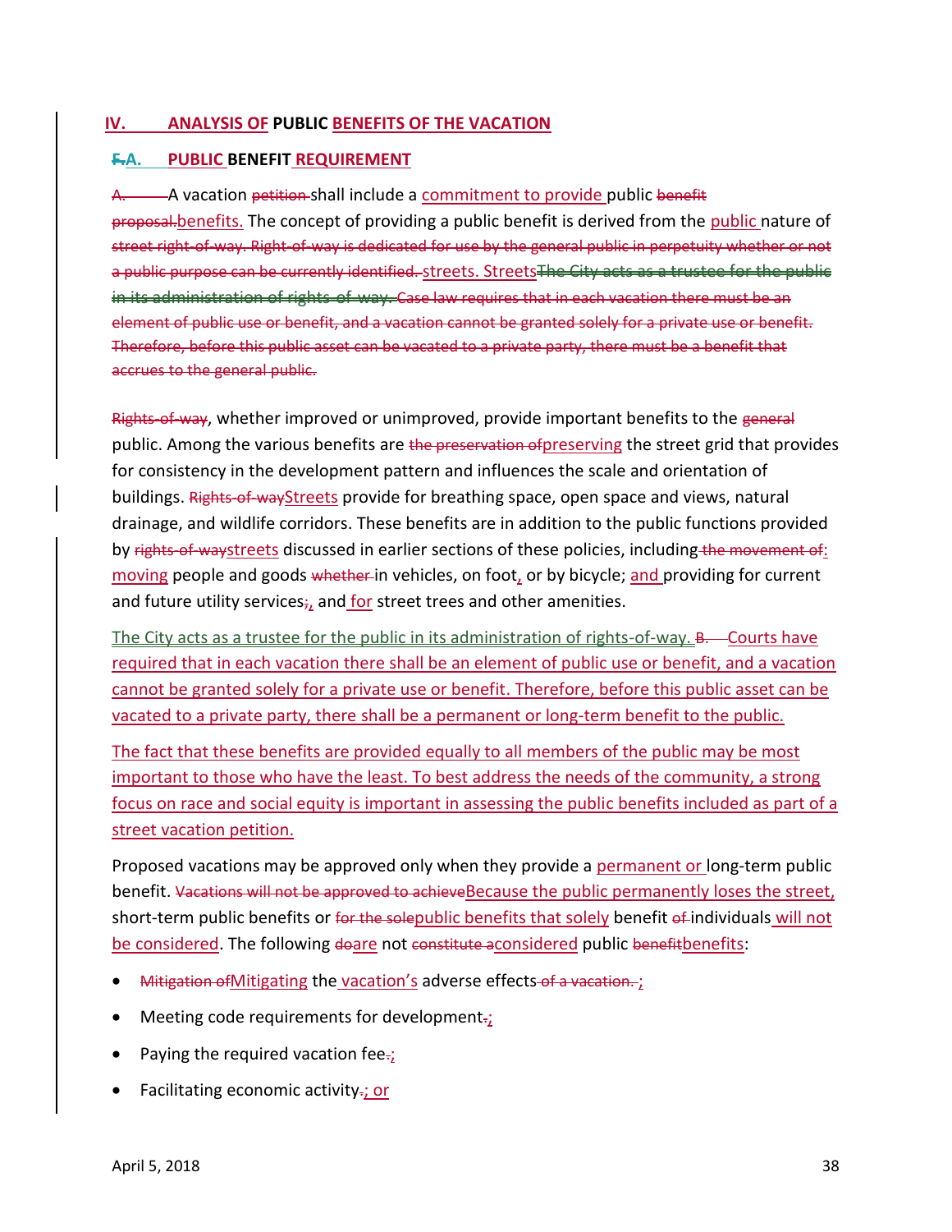## IV. ANALYSIS OF PUBLIC BENEFITS OF THE VACATION

### ~~F.~~A. PUBLIC BENEFIT REQUIREMENT

~~A.~~ A vacation ~~petition~~ shall include a commitment to provide public ~~benefit proposal.~~benefits. The concept of providing a public benefit is derived from the public nature of ~~street right-of-way. Right-of-way is dedicated for use by the general public in perpetuity whether or not a public purpose can be currently identified.~~ streets. Streets~~The City acts as a trustee for the public in its administration of rights-of-way. Case law requires that in each vacation there must be an element of public use or benefit, and a vacation cannot be granted solely for a private use or benefit. Therefore, before this public asset can be vacated to a private party, there must be a benefit that accrues to the general public.~~

~~Rights-of-way~~, whether improved or unimproved, provide important benefits to the ~~general~~ public. Among the various benefits are ~~the preservation of~~preserving the street grid that provides for consistency in the development pattern and influences the scale and orientation of buildings. ~~Rights-of-way~~Streets provide for breathing space, open space and views, natural drainage, and wildlife corridors. These benefits are in addition to the public functions provided by ~~rights-of-way~~streets discussed in earlier sections of these policies, including ~~the movement of~~: moving people and goods ~~whether~~ in vehicles, on foot, or by bicycle; and providing for current and future utility services~~;~~, and for street trees and other amenities.

The City acts as a trustee for the public in its administration of rights-of-way. ~~B.~~ Courts have required that in each vacation there shall be an element of public use or benefit, and a vacation cannot be granted solely for a private use or benefit. Therefore, before this public asset can be vacated to a private party, there shall be a permanent or long-term benefit to the public.

The fact that these benefits are provided equally to all members of the public may be most important to those who have the least. To best address the needs of the community, a strong focus on race and social equity is important in assessing the public benefits included as part of a street vacation petition.

Proposed vacations may be approved only when they provide a permanent or long-term public benefit. ~~Vacations will not be approved to achieve~~Because the public permanently loses the street, short-term public benefits or ~~for the sole~~public benefits that solely benefit ~~of~~ individuals will not be considered. The following ~~do~~are not ~~constitute a~~considered public ~~benefit~~benefits:

- ~~Mitigation of~~Mitigating the vacation's adverse effects ~~of a vacation.~~;
- Meeting code requirements for development~~.~~;
- Paying the required vacation fee~~.~~;
- Facilitating economic activity~~.~~; or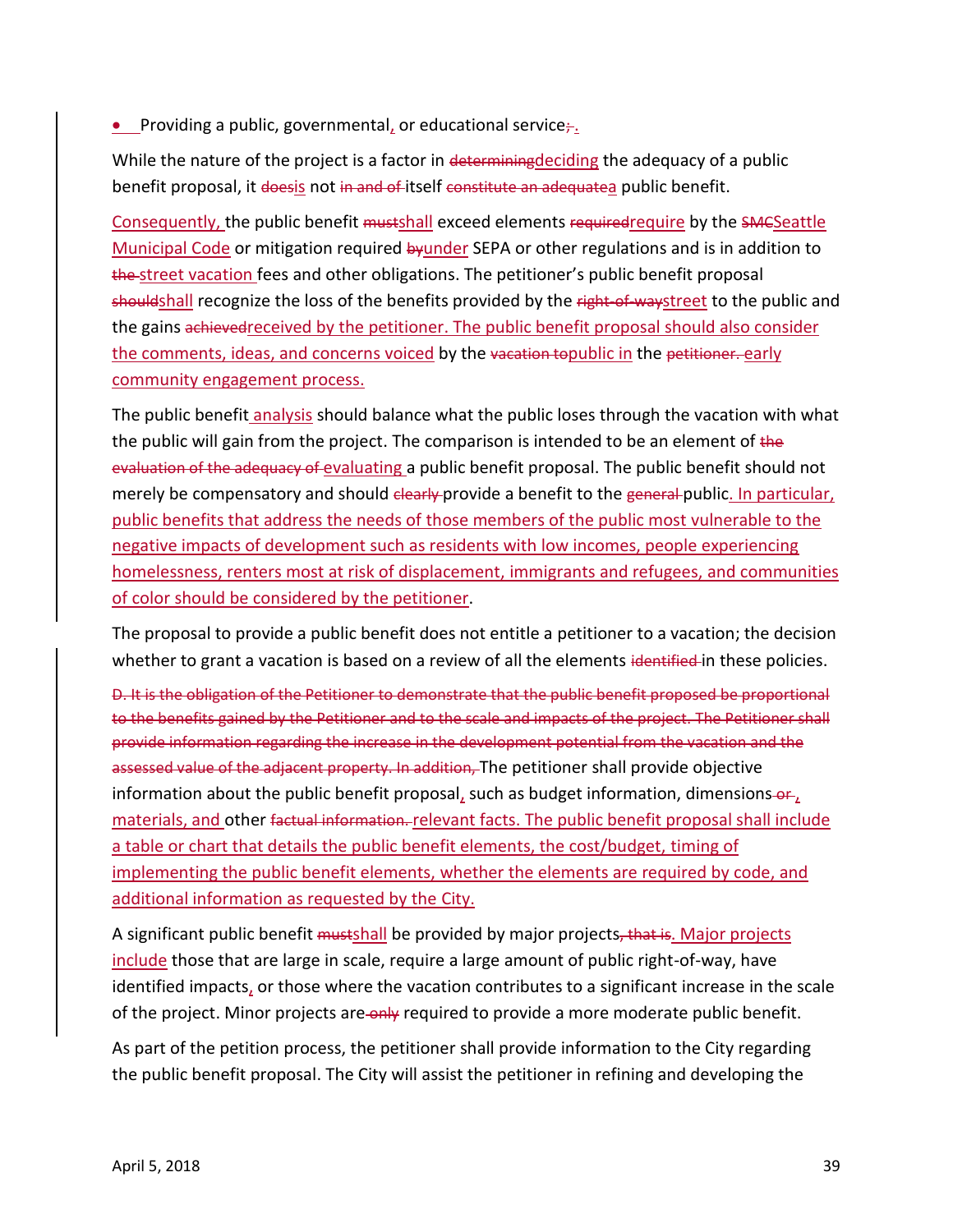- Providing a public, governmental, or educational service~~;~~.

While the nature of the project is a factor in ~~determining~~deciding the adequacy of a public benefit proposal, it ~~does~~is not ~~in and of~~ itself ~~constitute an adequate~~a public benefit.

Consequently, the public benefit ~~must~~shall exceed elements ~~required~~require by the ~~SMC~~Seattle Municipal Code or mitigation required ~~by~~under SEPA or other regulations and is in addition to ~~the~~ street vacation fees and other obligations. The petitioner's public benefit proposal ~~should~~shall recognize the loss of the benefits provided by the ~~right-of-way~~street to the public and the gains ~~achieved~~received by the petitioner. The public benefit proposal should also consider the comments, ideas, and concerns voiced by the ~~vacation to~~public in the ~~petitioner.~~ early community engagement process.

The public benefit analysis should balance what the public loses through the vacation with what the public will gain from the project. The comparison is intended to be an element of ~~the evaluation of the adequacy of~~ evaluating a public benefit proposal. The public benefit should not merely be compensatory and should ~~clearly~~ provide a benefit to the ~~general~~ public. In particular, public benefits that address the needs of those members of the public most vulnerable to the negative impacts of development such as residents with low incomes, people experiencing homelessness, renters most at risk of displacement, immigrants and refugees, and communities of color should be considered by the petitioner.

The proposal to provide a public benefit does not entitle a petitioner to a vacation; the decision whether to grant a vacation is based on a review of all the elements ~~identified~~ in these policies.

~~D. It is the obligation of the Petitioner to demonstrate that the public benefit proposed be proportional to the benefits gained by the Petitioner and to the scale and impacts of the project. The Petitioner shall provide information regarding the increase in the development potential from the vacation and the assessed value of the adjacent property. In addition,~~ The petitioner shall provide objective information about the public benefit proposal, such as budget information, dimensions ~~or~~, materials, and other ~~factual information.~~ relevant facts. The public benefit proposal shall include a table or chart that details the public benefit elements, the cost/budget, timing of implementing the public benefit elements, whether the elements are required by code, and additional information as requested by the City.

A significant public benefit ~~must~~shall be provided by major projects~~, that is~~. Major projects include those that are large in scale, require a large amount of public right-of-way, have identified impacts, or those where the vacation contributes to a significant increase in the scale of the project. Minor projects are ~~only~~ required to provide a more moderate public benefit.

As part of the petition process, the petitioner shall provide information to the City regarding the public benefit proposal. The City will assist the petitioner in refining and developing the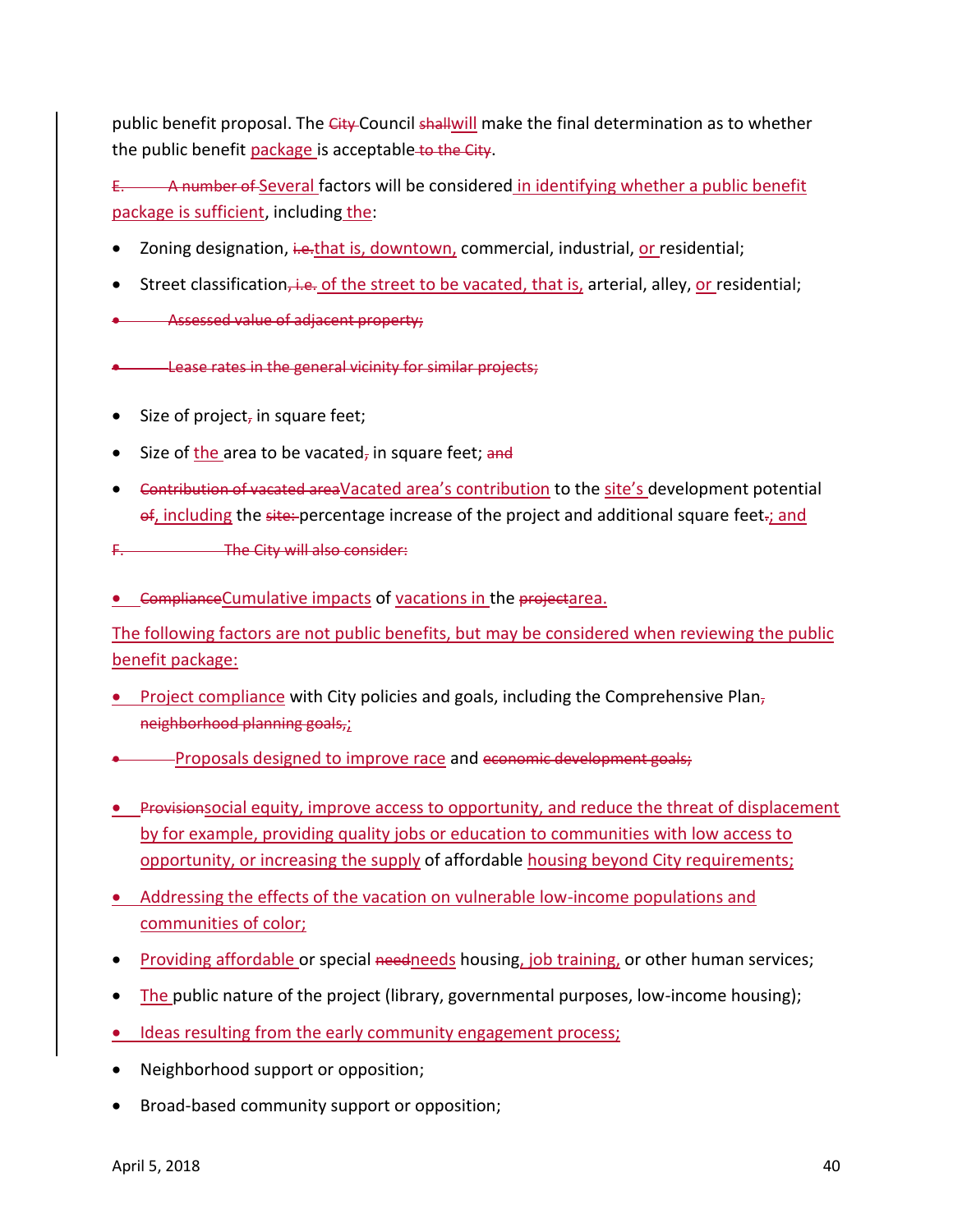public benefit proposal. The ~~City~~ Council ~~shall~~will make the final determination as to whether the public benefit package is acceptable ~~to the City~~.

~~E. A number of~~ Several factors will be considered in identifying whether a public benefit package is sufficient, including the:

- Zoning designation, ~~i.e.~~that is, downtown, commercial, industrial, or residential;
- Street classification~~, i.e.~~ of the street to be vacated, that is, arterial, alley, or residential;
- ~~Assessed value of adjacent property;~~
- ~~Lease rates in the general vicinity for similar projects;~~
- Size of project~~,~~ in square feet;
- Size of the area to be vacated~~,~~ in square feet; ~~and~~
- ~~Contribution of vacated area~~Vacated area's contribution to the site's development potential ~~of~~, including the ~~site:~~ percentage increase of the project and additional square feet~~.~~; and

~~F. The City will also consider:~~

- ~~Compliance~~Cumulative impacts of vacations in the ~~project~~area.

The following factors are not public benefits, but may be considered when reviewing the public benefit package:

- Project compliance with City policies and goals, including the Comprehensive Plan~~,~~ ~~neighborhood planning goals,~~;
- Proposals designed to improve race and ~~economic development goals;~~
- ~~Provision~~social equity, improve access to opportunity, and reduce the threat of displacement by for example, providing quality jobs or education to communities with low access to opportunity, or increasing the supply of affordable housing beyond City requirements;
- Addressing the effects of the vacation on vulnerable low-income populations and communities of color;
- Providing affordable or special ~~need~~needs housing, job training, or other human services;
- The public nature of the project (library, governmental purposes, low-income housing);
- Ideas resulting from the early community engagement process;
- Neighborhood support or opposition;
- Broad-based community support or opposition;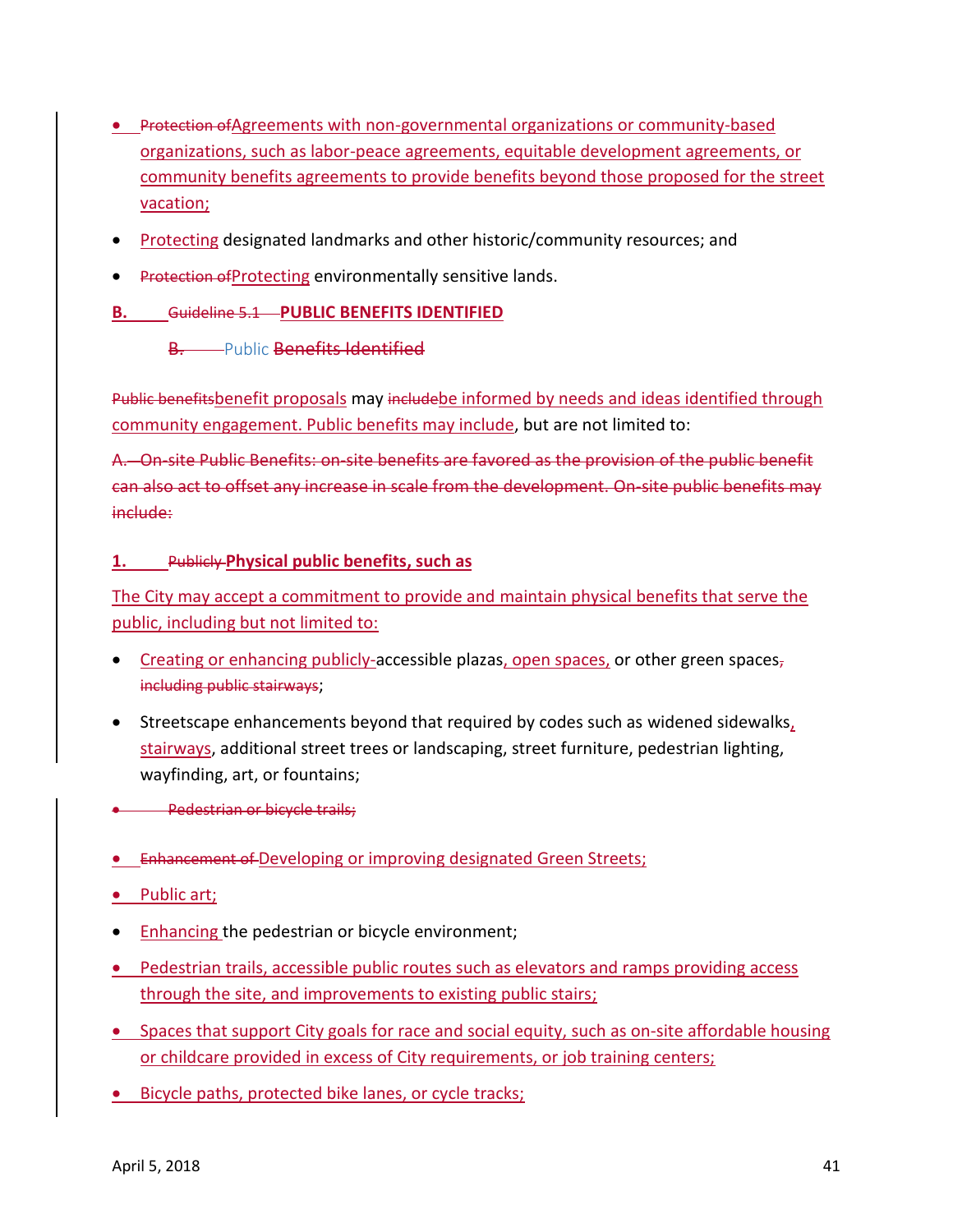- ~~Protection of~~Agreements with non-governmental organizations or community-based organizations, such as labor-peace agreements, equitable development agreements, or community benefits agreements to provide benefits beyond those proposed for the street vacation;
- Protecting designated landmarks and other historic/community resources; and
- ~~Protection of~~Protecting environmentally sensitive lands.

## B. ~~Guideline 5.1~~ PUBLIC BENEFITS IDENTIFIED

~~B.~~ Public ~~Benefits Identified~~

~~Public benefits~~benefit proposals may ~~include~~be informed by needs and ideas identified through community engagement. Public benefits may include, but are not limited to:

~~A. On-site Public Benefits: on-site benefits are favored as the provision of the public benefit can also act to offset any increase in scale from the development. On-site public benefits may include:~~

### 1. ~~Publicly~~ Physical public benefits, such as

The City may accept a commitment to provide and maintain physical benefits that serve the public, including but not limited to:

- Creating or enhancing publicly-accessible plazas, open spaces, or other green spaces~~, including public stairways~~;
- Streetscape enhancements beyond that required by codes such as widened sidewalks, stairways, additional street trees or landscaping, street furniture, pedestrian lighting, wayfinding, art, or fountains;
- ~~Pedestrian or bicycle trails;~~
- ~~Enhancement of~~ Developing or improving designated Green Streets;
- Public art;
- Enhancing the pedestrian or bicycle environment;
- Pedestrian trails, accessible public routes such as elevators and ramps providing access through the site, and improvements to existing public stairs;
- Spaces that support City goals for race and social equity, such as on-site affordable housing or childcare provided in excess of City requirements, or job training centers;
- Bicycle paths, protected bike lanes, or cycle tracks;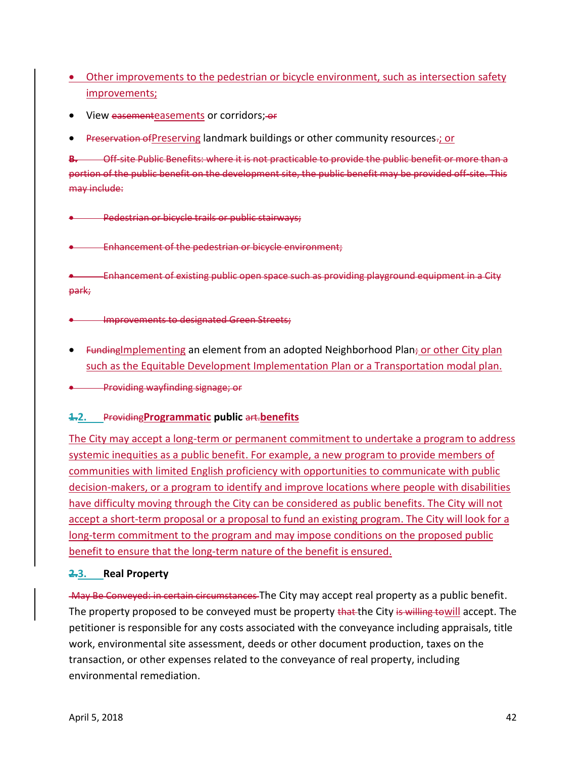- Other improvements to the pedestrian or bicycle environment, such as intersection safety improvements;
- View easementeasements or corridors; or
- Preservation ofPreserving landmark buildings or other community resources.; or

B. Off-site Public Benefits: where it is not practicable to provide the public benefit or more than a portion of the public benefit on the development site, the public benefit may be provided off-site. This may include:

- Pedestrian or bicycle trails or public stairways;
- Enhancement of the pedestrian or bicycle environment;
- Enhancement of existing public open space such as providing playground equipment in a City park;
- Improvements to designated Green Streets;
- FundingImplementing an element from an adopted Neighborhood Plan; or other City plan such as the Equitable Development Implementation Plan or a Transportation modal plan.
- Providing wayfinding signage; or

### 1.2. ProvidingProgrammatic public art.benefits

The City may accept a long-term or permanent commitment to undertake a program to address systemic inequities as a public benefit. For example, a new program to provide members of communities with limited English proficiency with opportunities to communicate with public decision-makers, or a program to identify and improve locations where people with disabilities have difficulty moving through the City can be considered as public benefits. The City will not accept a short-term proposal or a proposal to fund an existing program. The City will look for a long-term commitment to the program and may impose conditions on the proposed public benefit to ensure that the long-term nature of the benefit is ensured.

### 2.3. Real Property

May Be Conveyed: in certain circumstances The City may accept real property as a public benefit. The property proposed to be conveyed must be property that the City is willing towill accept. The petitioner is responsible for any costs associated with the conveyance including appraisals, title work, environmental site assessment, deeds or other document production, taxes on the transaction, or other expenses related to the conveyance of real property, including environmental remediation.

April 5, 2018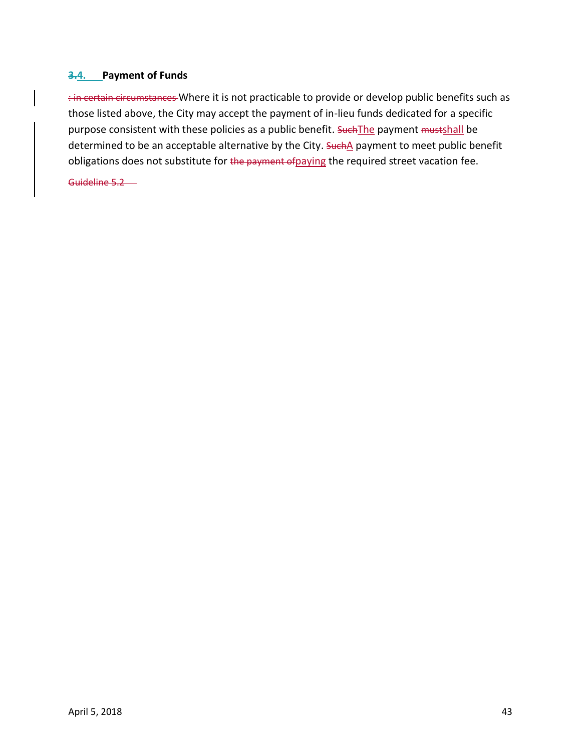### ~~3.~~4. Payment of Funds

~~: in certain circumstances~~ Where it is not practicable to provide or develop public benefits such as those listed above, the City may accept the payment of in-lieu funds dedicated for a specific purpose consistent with these policies as a public benefit. ~~Such~~The payment ~~must~~shall be determined to be an acceptable alternative by the City. ~~Such~~A payment to meet public benefit obligations does not substitute for ~~the payment of~~paying the required street vacation fee.

~~Guideline 5.2~~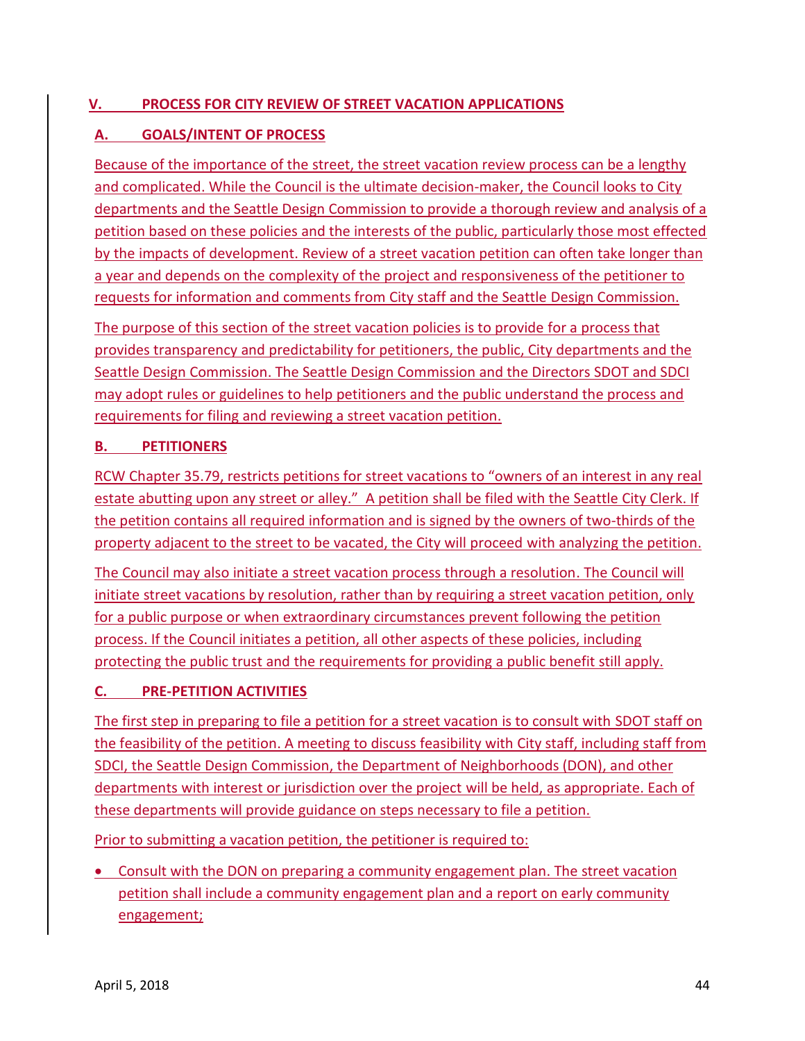## V. PROCESS FOR CITY REVIEW OF STREET VACATION APPLICATIONS

### A. GOALS/INTENT OF PROCESS

Because of the importance of the street, the street vacation review process can be a lengthy and complicated. While the Council is the ultimate decision-maker, the Council looks to City departments and the Seattle Design Commission to provide a thorough review and analysis of a petition based on these policies and the interests of the public, particularly those most effected by the impacts of development. Review of a street vacation petition can often take longer than a year and depends on the complexity of the project and responsiveness of the petitioner to requests for information and comments from City staff and the Seattle Design Commission.

The purpose of this section of the street vacation policies is to provide for a process that provides transparency and predictability for petitioners, the public, City departments and the Seattle Design Commission. The Seattle Design Commission and the Directors SDOT and SDCI may adopt rules or guidelines to help petitioners and the public understand the process and requirements for filing and reviewing a street vacation petition.

### B. PETITIONERS

RCW Chapter 35.79, restricts petitions for street vacations to "owners of an interest in any real estate abutting upon any street or alley." A petition shall be filed with the Seattle City Clerk. If the petition contains all required information and is signed by the owners of two-thirds of the property adjacent to the street to be vacated, the City will proceed with analyzing the petition.

The Council may also initiate a street vacation process through a resolution. The Council will initiate street vacations by resolution, rather than by requiring a street vacation petition, only for a public purpose or when extraordinary circumstances prevent following the petition process. If the Council initiates a petition, all other aspects of these policies, including protecting the public trust and the requirements for providing a public benefit still apply.

### C. PRE-PETITION ACTIVITIES

The first step in preparing to file a petition for a street vacation is to consult with SDOT staff on the feasibility of the petition. A meeting to discuss feasibility with City staff, including staff from SDCI, the Seattle Design Commission, the Department of Neighborhoods (DON), and other departments with interest or jurisdiction over the project will be held, as appropriate. Each of these departments will provide guidance on steps necessary to file a petition.

Prior to submitting a vacation petition, the petitioner is required to:

- Consult with the DON on preparing a community engagement plan. The street vacation petition shall include a community engagement plan and a report on early community engagement;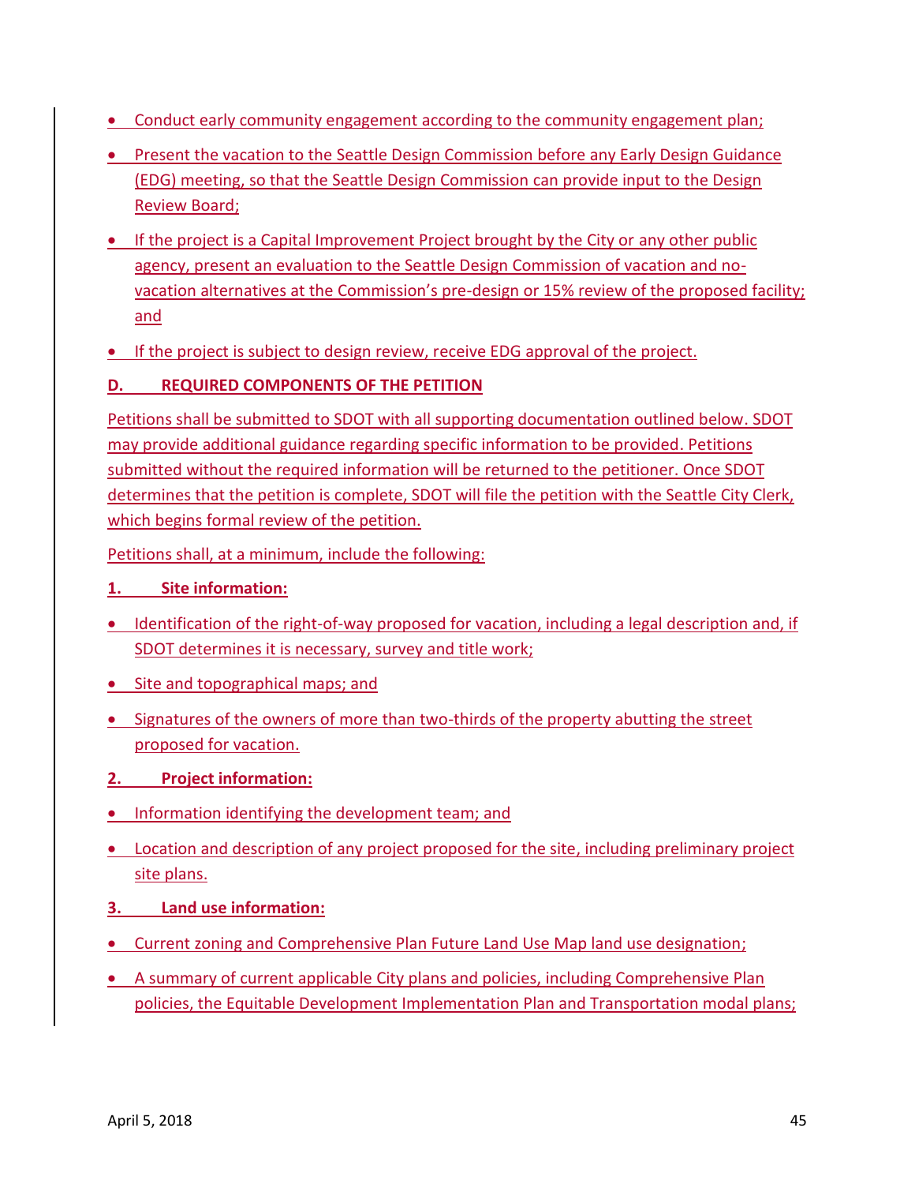- Conduct early community engagement according to the community engagement plan;
- Present the vacation to the Seattle Design Commission before any Early Design Guidance (EDG) meeting, so that the Seattle Design Commission can provide input to the Design Review Board;
- If the project is a Capital Improvement Project brought by the City or any other public agency, present an evaluation to the Seattle Design Commission of vacation and no-vacation alternatives at the Commission's pre-design or 15% review of the proposed facility; and
- If the project is subject to design review, receive EDG approval of the project.

### D. REQUIRED COMPONENTS OF THE PETITION

Petitions shall be submitted to SDOT with all supporting documentation outlined below. SDOT may provide additional guidance regarding specific information to be provided. Petitions submitted without the required information will be returned to the petitioner. Once SDOT determines that the petition is complete, SDOT will file the petition with the Seattle City Clerk, which begins formal review of the petition.

Petitions shall, at a minimum, include the following:

**1. Site information:**

- Identification of the right-of-way proposed for vacation, including a legal description and, if SDOT determines it is necessary, survey and title work;
- Site and topographical maps; and
- Signatures of the owners of more than two-thirds of the property abutting the street proposed for vacation.

**2. Project information:**

- Information identifying the development team; and
- Location and description of any project proposed for the site, including preliminary project site plans.

**3. Land use information:**

- Current zoning and Comprehensive Plan Future Land Use Map land use designation;
- A summary of current applicable City plans and policies, including Comprehensive Plan policies, the Equitable Development Implementation Plan and Transportation modal plans;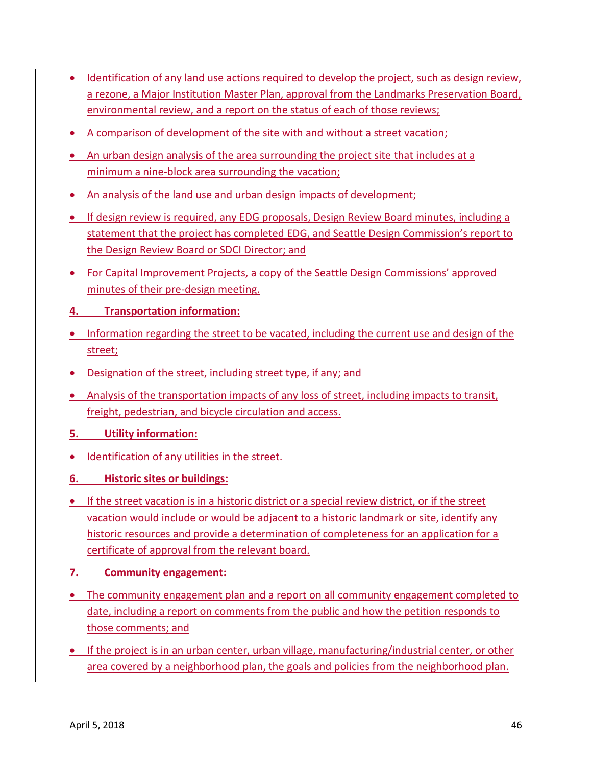- Identification of any land use actions required to develop the project, such as design review, a rezone, a Major Institution Master Plan, approval from the Landmarks Preservation Board, environmental review, and a report on the status of each of those reviews;
- A comparison of development of the site with and without a street vacation;
- An urban design analysis of the area surrounding the project site that includes at a minimum a nine-block area surrounding the vacation;
- An analysis of the land use and urban design impacts of development;
- If design review is required, any EDG proposals, Design Review Board minutes, including a statement that the project has completed EDG, and Seattle Design Commission's report to the Design Review Board or SDCI Director; and
- For Capital Improvement Projects, a copy of the Seattle Design Commissions' approved minutes of their pre-design meeting.

**4. Transportation information:**

- Information regarding the street to be vacated, including the current use and design of the street;
- Designation of the street, including street type, if any; and
- Analysis of the transportation impacts of any loss of street, including impacts to transit, freight, pedestrian, and bicycle circulation and access.

**5. Utility information:**

- Identification of any utilities in the street.

**6. Historic sites or buildings:**

- If the street vacation is in a historic district or a special review district, or if the street vacation would include or would be adjacent to a historic landmark or site, identify any historic resources and provide a determination of completeness for an application for a certificate of approval from the relevant board.

**7. Community engagement:**

- The community engagement plan and a report on all community engagement completed to date, including a report on comments from the public and how the petition responds to those comments; and
- If the project is in an urban center, urban village, manufacturing/industrial center, or other area covered by a neighborhood plan, the goals and policies from the neighborhood plan.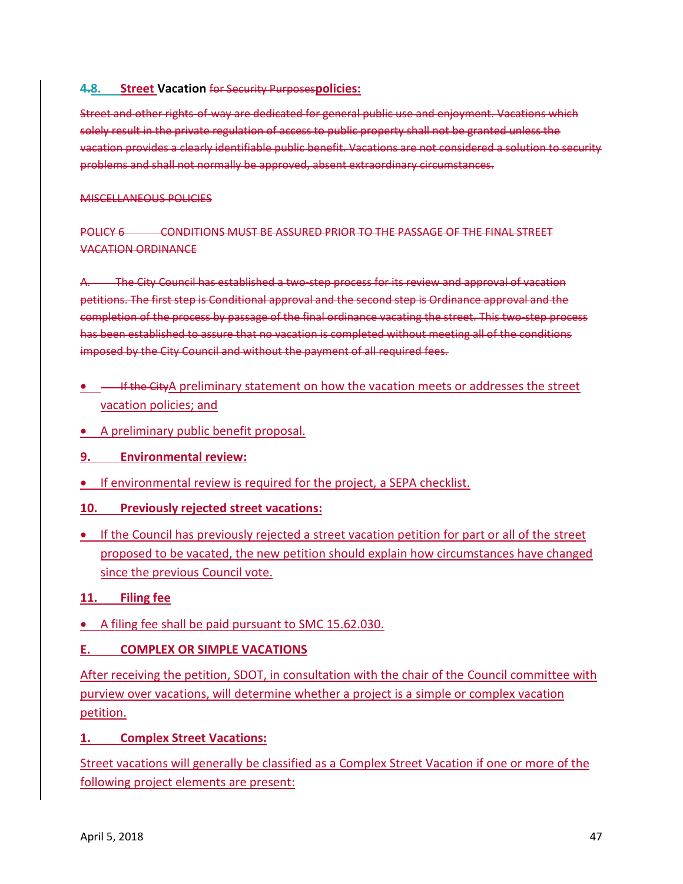## ~~4.~~8. Street Vacation ~~for Security Purposes~~policies:

~~Street and other rights-of-way are dedicated for general public use and enjoyment. Vacations which solely result in the private regulation of access to public property shall not be granted unless the vacation provides a clearly identifiable public benefit. Vacations are not considered a solution to security problems and shall not normally be approved, absent extraordinary circumstances.~~

~~MISCELLANEOUS POLICIES~~

~~POLICY 6 CONDITIONS MUST BE ASSURED PRIOR TO THE PASSAGE OF THE FINAL STREET VACATION ORDINANCE~~

~~A. The City Council has established a two-step process for its review and approval of vacation petitions. The first step is Conditional approval and the second step is Ordinance approval and the completion of the process by passage of the final ordinance vacating the street. This two-step process has been established to assure that no vacation is completed without meeting all of the conditions imposed by the City Council and without the payment of all required fees.~~

- ~~If the City~~A preliminary statement on how the vacation meets or addresses the street vacation policies; and
- A preliminary public benefit proposal.

**9. Environmental review:**

- If environmental review is required for the project, a SEPA checklist.

**10. Previously rejected street vacations:**

- If the Council has previously rejected a street vacation petition for part or all of the street proposed to be vacated, the new petition should explain how circumstances have changed since the previous Council vote.

**11. Filing fee**

- A filing fee shall be paid pursuant to SMC 15.62.030.

### E. COMPLEX OR SIMPLE VACATIONS

After receiving the petition, SDOT, in consultation with the chair of the Council committee with purview over vacations, will determine whether a project is a simple or complex vacation petition.

**1. Complex Street Vacations:**

Street vacations will generally be classified as a Complex Street Vacation if one or more of the following project elements are present: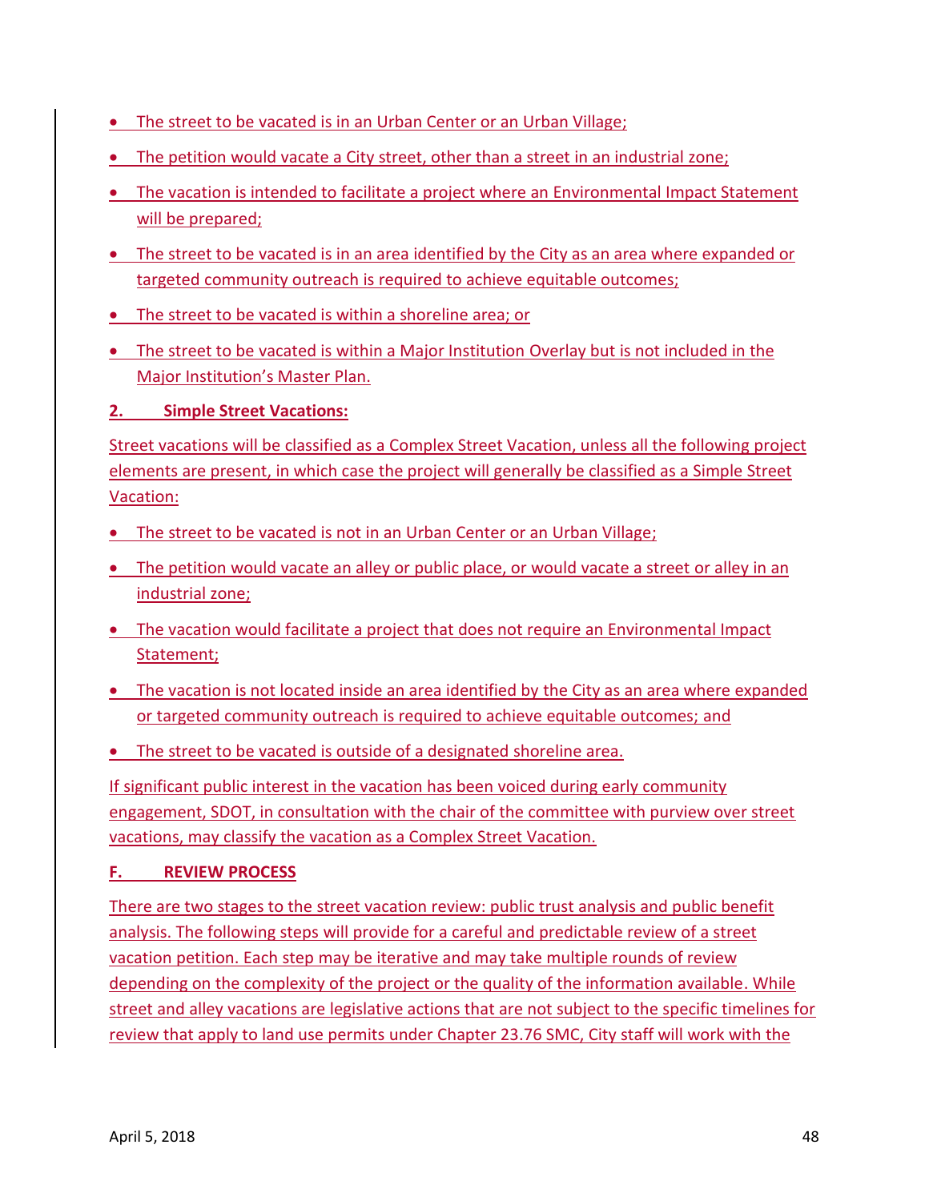- The street to be vacated is in an Urban Center or an Urban Village;
- The petition would vacate a City street, other than a street in an industrial zone;
- The vacation is intended to facilitate a project where an Environmental Impact Statement will be prepared;
- The street to be vacated is in an area identified by the City as an area where expanded or targeted community outreach is required to achieve equitable outcomes;
- The street to be vacated is within a shoreline area; or
- The street to be vacated is within a Major Institution Overlay but is not included in the Major Institution's Master Plan.

**2. Simple Street Vacations:**

Street vacations will be classified as a Complex Street Vacation, unless all the following project elements are present, in which case the project will generally be classified as a Simple Street Vacation:

- The street to be vacated is not in an Urban Center or an Urban Village;
- The petition would vacate an alley or public place, or would vacate a street or alley in an industrial zone;
- The vacation would facilitate a project that does not require an Environmental Impact Statement;
- The vacation is not located inside an area identified by the City as an area where expanded or targeted community outreach is required to achieve equitable outcomes; and
- The street to be vacated is outside of a designated shoreline area.

If significant public interest in the vacation has been voiced during early community engagement, SDOT, in consultation with the chair of the committee with purview over street vacations, may classify the vacation as a Complex Street Vacation.

**F. REVIEW PROCESS**

There are two stages to the street vacation review: public trust analysis and public benefit analysis. The following steps will provide for a careful and predictable review of a street vacation petition. Each step may be iterative and may take multiple rounds of review depending on the complexity of the project or the quality of the information available. While street and alley vacations are legislative actions that are not subject to the specific timelines for review that apply to land use permits under Chapter 23.76 SMC, City staff will work with the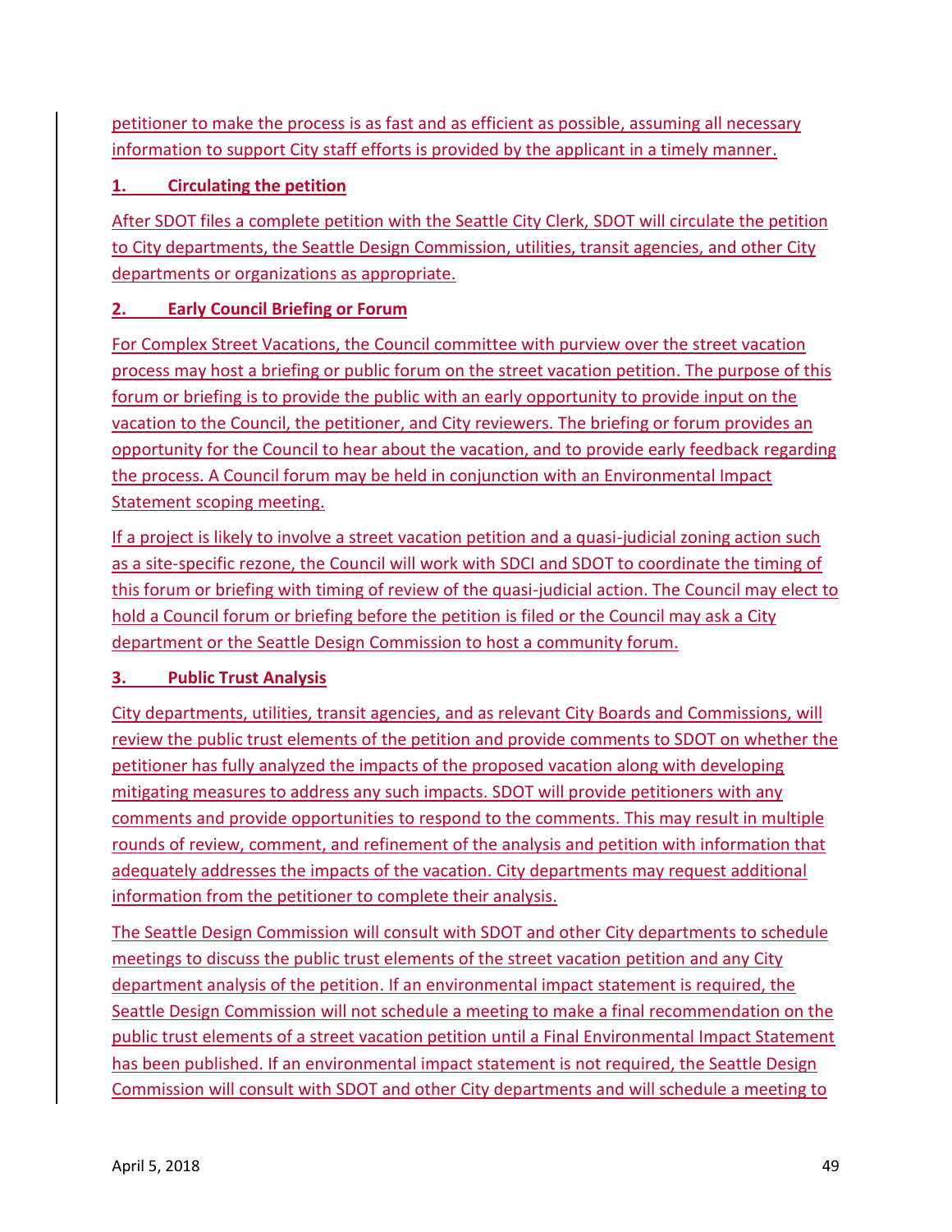petitioner to make the process is as fast and as efficient as possible, assuming all necessary information to support City staff efforts is provided by the applicant in a timely manner.

**1. Circulating the petition**

After SDOT files a complete petition with the Seattle City Clerk, SDOT will circulate the petition to City departments, the Seattle Design Commission, utilities, transit agencies, and other City departments or organizations as appropriate.

**2. Early Council Briefing or Forum**

For Complex Street Vacations, the Council committee with purview over the street vacation process may host a briefing or public forum on the street vacation petition. The purpose of this forum or briefing is to provide the public with an early opportunity to provide input on the vacation to the Council, the petitioner, and City reviewers. The briefing or forum provides an opportunity for the Council to hear about the vacation, and to provide early feedback regarding the process. A Council forum may be held in conjunction with an Environmental Impact Statement scoping meeting.

If a project is likely to involve a street vacation petition and a quasi-judicial zoning action such as a site-specific rezone, the Council will work with SDCI and SDOT to coordinate the timing of this forum or briefing with timing of review of the quasi-judicial action. The Council may elect to hold a Council forum or briefing before the petition is filed or the Council may ask a City department or the Seattle Design Commission to host a community forum.

**3. Public Trust Analysis**

City departments, utilities, transit agencies, and as relevant City Boards and Commissions, will review the public trust elements of the petition and provide comments to SDOT on whether the petitioner has fully analyzed the impacts of the proposed vacation along with developing mitigating measures to address any such impacts. SDOT will provide petitioners with any comments and provide opportunities to respond to the comments. This may result in multiple rounds of review, comment, and refinement of the analysis and petition with information that adequately addresses the impacts of the vacation. City departments may request additional information from the petitioner to complete their analysis.

The Seattle Design Commission will consult with SDOT and other City departments to schedule meetings to discuss the public trust elements of the street vacation petition and any City department analysis of the petition. If an environmental impact statement is required, the Seattle Design Commission will not schedule a meeting to make a final recommendation on the public trust elements of a street vacation petition until a Final Environmental Impact Statement has been published. If an environmental impact statement is not required, the Seattle Design Commission will consult with SDOT and other City departments and will schedule a meeting to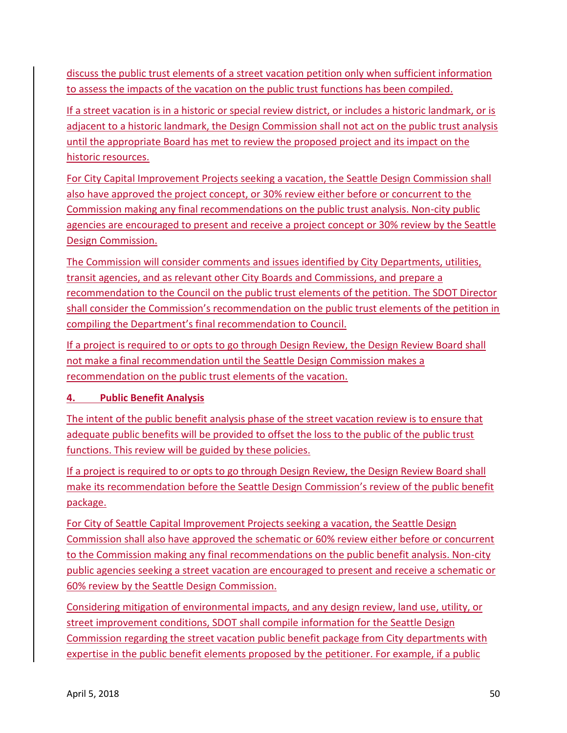discuss the public trust elements of a street vacation petition only when sufficient information to assess the impacts of the vacation on the public trust functions has been compiled.

If a street vacation is in a historic or special review district, or includes a historic landmark, or is adjacent to a historic landmark, the Design Commission shall not act on the public trust analysis until the appropriate Board has met to review the proposed project and its impact on the historic resources.

For City Capital Improvement Projects seeking a vacation, the Seattle Design Commission shall also have approved the project concept, or 30% review either before or concurrent to the Commission making any final recommendations on the public trust analysis. Non-city public agencies are encouraged to present and receive a project concept or 30% review by the Seattle Design Commission.

The Commission will consider comments and issues identified by City Departments, utilities, transit agencies, and as relevant other City Boards and Commissions, and prepare a recommendation to the Council on the public trust elements of the petition. The SDOT Director shall consider the Commission's recommendation on the public trust elements of the petition in compiling the Department's final recommendation to Council.

If a project is required to or opts to go through Design Review, the Design Review Board shall not make a final recommendation until the Seattle Design Commission makes a recommendation on the public trust elements of the vacation.

**4. Public Benefit Analysis**

The intent of the public benefit analysis phase of the street vacation review is to ensure that adequate public benefits will be provided to offset the loss to the public of the public trust functions. This review will be guided by these policies.

If a project is required to or opts to go through Design Review, the Design Review Board shall make its recommendation before the Seattle Design Commission's review of the public benefit package.

For City of Seattle Capital Improvement Projects seeking a vacation, the Seattle Design Commission shall also have approved the schematic or 60% review either before or concurrent to the Commission making any final recommendations on the public benefit analysis. Non-city public agencies seeking a street vacation are encouraged to present and receive a schematic or 60% review by the Seattle Design Commission.

Considering mitigation of environmental impacts, and any design review, land use, utility, or street improvement conditions, SDOT shall compile information for the Seattle Design Commission regarding the street vacation public benefit package from City departments with expertise in the public benefit elements proposed by the petitioner. For example, if a public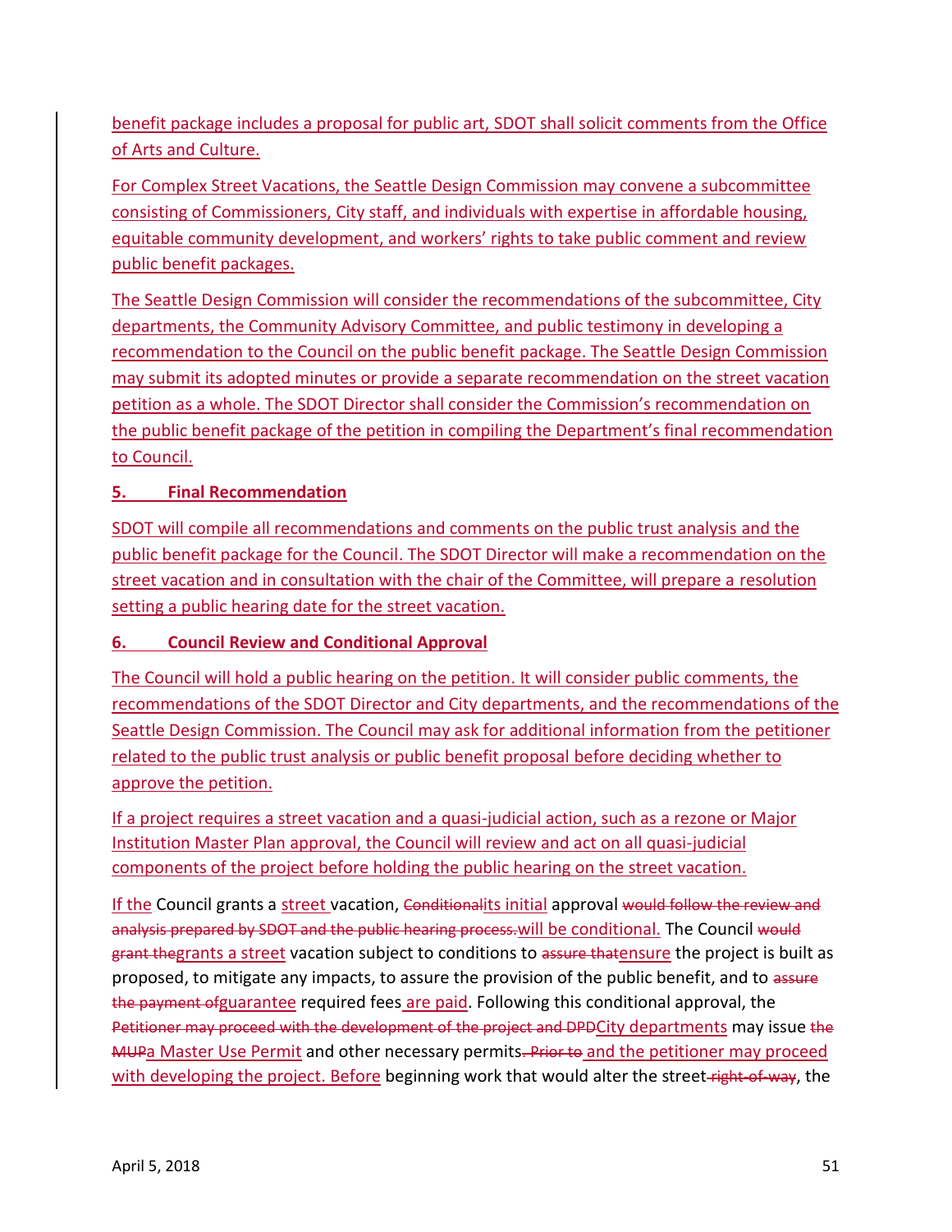benefit package includes a proposal for public art, SDOT shall solicit comments from the Office of Arts and Culture.

For Complex Street Vacations, the Seattle Design Commission may convene a subcommittee consisting of Commissioners, City staff, and individuals with expertise in affordable housing, equitable community development, and workers' rights to take public comment and review public benefit packages.

The Seattle Design Commission will consider the recommendations of the subcommittee, City departments, the Community Advisory Committee, and public testimony in developing a recommendation to the Council on the public benefit package. The Seattle Design Commission may submit its adopted minutes or provide a separate recommendation on the street vacation petition as a whole. The SDOT Director shall consider the Commission's recommendation on the public benefit package of the petition in compiling the Department's final recommendation to Council.

**5. Final Recommendation**

SDOT will compile all recommendations and comments on the public trust analysis and the public benefit package for the Council. The SDOT Director will make a recommendation on the street vacation and in consultation with the chair of the Committee, will prepare a resolution setting a public hearing date for the street vacation.

**6. Council Review and Conditional Approval**

The Council will hold a public hearing on the petition. It will consider public comments, the recommendations of the SDOT Director and City departments, and the recommendations of the Seattle Design Commission. The Council may ask for additional information from the petitioner related to the public trust analysis or public benefit proposal before deciding whether to approve the petition.

If a project requires a street vacation and a quasi-judicial action, such as a rezone or Major Institution Master Plan approval, the Council will review and act on all quasi-judicial components of the project before holding the public hearing on the street vacation.

If the Council grants a street vacation, ~~Conditional~~its initial approval ~~would follow the review and analysis prepared by SDOT and the public hearing process.~~will be conditional. The Council ~~would grant the~~grants a street vacation subject to conditions to ~~assure that~~ensure the project is built as proposed, to mitigate any impacts, to assure the provision of the public benefit, and to ~~assure the payment of~~guarantee required fees are paid. Following this conditional approval, the ~~Petitioner may proceed with the development of the project and DPD~~City departments may issue ~~the MUP~~a Master Use Permit and other necessary permits~~. Prior to~~ and the petitioner may proceed with developing the project. Before beginning work that would alter the street~~ right-of-way~~, the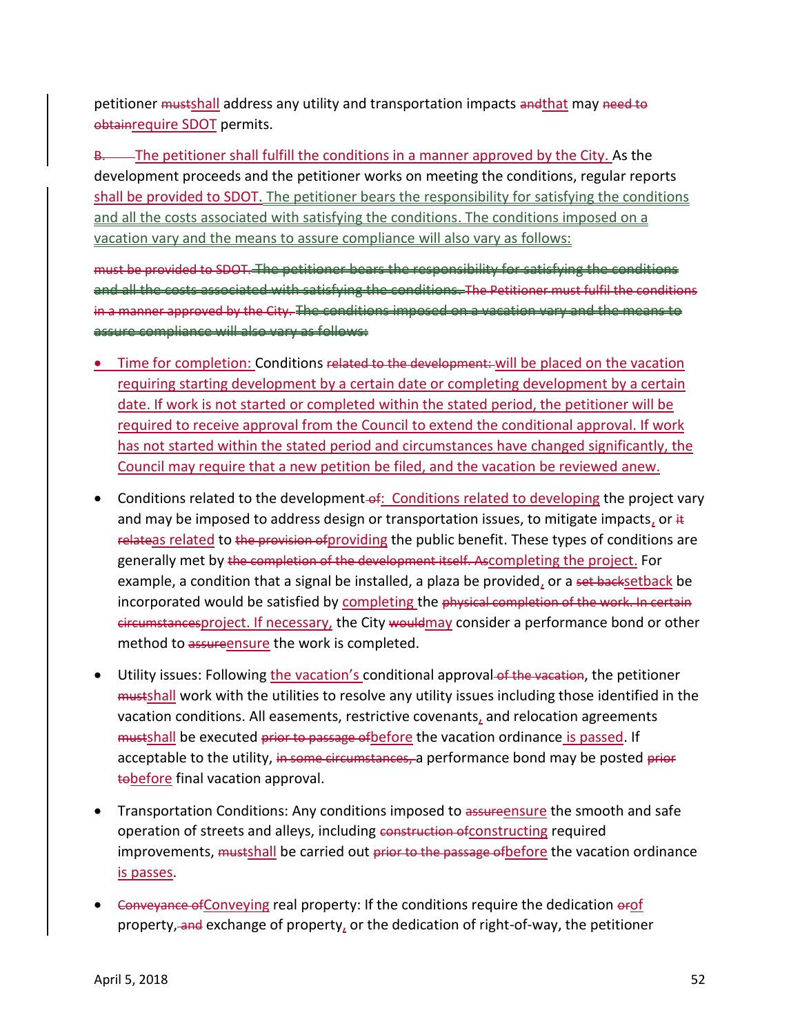petitioner ~~must~~shall address any utility and transportation impacts ~~and~~that may ~~need to obtain~~require SDOT permits.

~~B.~~ The petitioner shall fulfill the conditions in a manner approved by the City. As the development proceeds and the petitioner works on meeting the conditions, regular reports shall be provided to SDOT. The petitioner bears the responsibility for satisfying the conditions and all the costs associated with satisfying the conditions. The conditions imposed on a vacation vary and the means to assure compliance will also vary as follows:

~~must be provided to SDOT. The petitioner bears the responsibility for satisfying the conditions and all the costs associated with satisfying the conditions. The Petitioner must fulfil the conditions in a manner approved by the City. The conditions imposed on a vacation vary and the means to assure compliance will also vary as follows:~~

- Time for completion: Conditions ~~related to the development:~~ will be placed on the vacation requiring starting development by a certain date or completing development by a certain date. If work is not started or completed within the stated period, the petitioner will be required to receive approval from the Council to extend the conditional approval. If work has not started within the stated period and circumstances have changed significantly, the Council may require that a new petition be filed, and the vacation be reviewed anew.

- Conditions related to the development ~~of~~: Conditions related to developing the project vary and may be imposed to address design or transportation issues, to mitigate impacts, or ~~it relate~~as related to ~~the provision of~~providing the public benefit. These types of conditions are generally met by ~~the completion of the development itself. As~~completing the project. For example, a condition that a signal be installed, a plaza be provided, or a ~~set back~~setback be incorporated would be satisfied by completing the ~~physical completion of the work. In certain circumstances~~project. If necessary, the City ~~would~~may consider a performance bond or other method to ~~assure~~ensure the work is completed.

- Utility issues: Following the vacation's conditional approval ~~of the vacation~~, the petitioner ~~must~~shall work with the utilities to resolve any utility issues including those identified in the vacation conditions. All easements, restrictive covenants, and relocation agreements ~~must~~shall be executed ~~prior to passage of~~before the vacation ordinance is passed. If acceptable to the utility, ~~in some circumstances,~~ a performance bond may be posted ~~prior to~~before final vacation approval.

- Transportation Conditions: Any conditions imposed to ~~assure~~ensure the smooth and safe operation of streets and alleys, including ~~construction of~~constructing required improvements, ~~must~~shall be carried out ~~prior to the passage of~~before the vacation ordinance is passes.

- ~~Conveyance of~~Conveying real property: If the conditions require the dedication ~~or~~of property, ~~and~~ exchange of property, or the dedication of right-of-way, the petitioner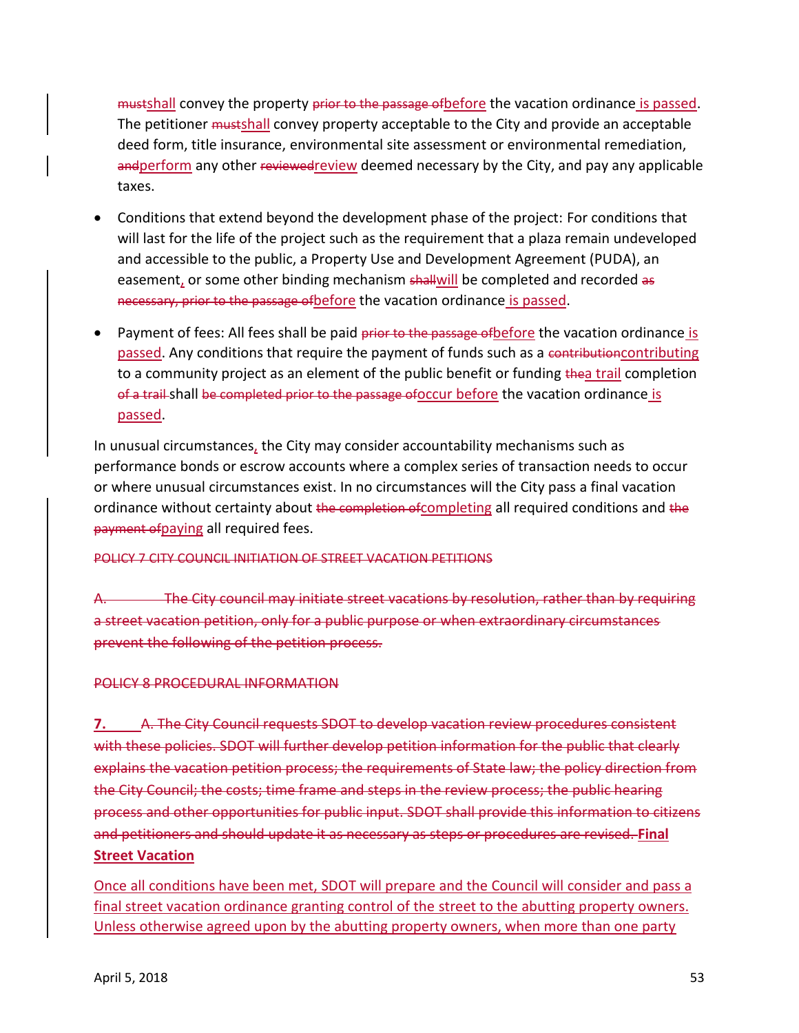~~must~~shall convey the property ~~prior to the passage of~~before the vacation ordinance is passed. The petitioner ~~must~~shall convey property acceptable to the City and provide an acceptable deed form, title insurance, environmental site assessment or environmental remediation, ~~and~~perform any other ~~reviewed~~review deemed necessary by the City, and pay any applicable taxes.

- Conditions that extend beyond the development phase of the project: For conditions that will last for the life of the project such as the requirement that a plaza remain undeveloped and accessible to the public, a Property Use and Development Agreement (PUDA), an easement, or some other binding mechanism ~~shall~~will be completed and recorded ~~as necessary, prior to the passage of~~before the vacation ordinance is passed.

- Payment of fees: All fees shall be paid ~~prior to the passage of~~before the vacation ordinance is passed. Any conditions that require the payment of funds such as a ~~contribution~~contributing to a community project as an element of the public benefit or funding ~~the~~a trail completion ~~of a trail~~ shall ~~be completed prior to the passage of~~occur before the vacation ordinance is passed.

In unusual circumstances, the City may consider accountability mechanisms such as performance bonds or escrow accounts where a complex series of transaction needs to occur or where unusual circumstances exist. In no circumstances will the City pass a final vacation ordinance without certainty about ~~the completion of~~completing all required conditions and ~~the payment of~~paying all required fees.

~~POLICY 7 CITY COUNCIL INITIATION OF STREET VACATION PETITIONS~~

~~A. The City council may initiate street vacations by resolution, rather than by requiring a street vacation petition, only for a public purpose or when extraordinary circumstances prevent the following of the petition process.~~

~~POLICY 8 PROCEDURAL INFORMATION~~

**7.** ~~A. The City Council requests SDOT to develop vacation review procedures consistent with these policies. SDOT will further develop petition information for the public that clearly explains the vacation petition process; the requirements of State law; the policy direction from the City Council; the costs; time frame and steps in the review process; the public hearing process and other opportunities for public input. SDOT shall provide this information to citizens and petitioners and should update it as necessary as steps or procedures are revised.~~ **Final Street Vacation**

Once all conditions have been met, SDOT will prepare and the Council will consider and pass a final street vacation ordinance granting control of the street to the abutting property owners. Unless otherwise agreed upon by the abutting property owners, when more than one party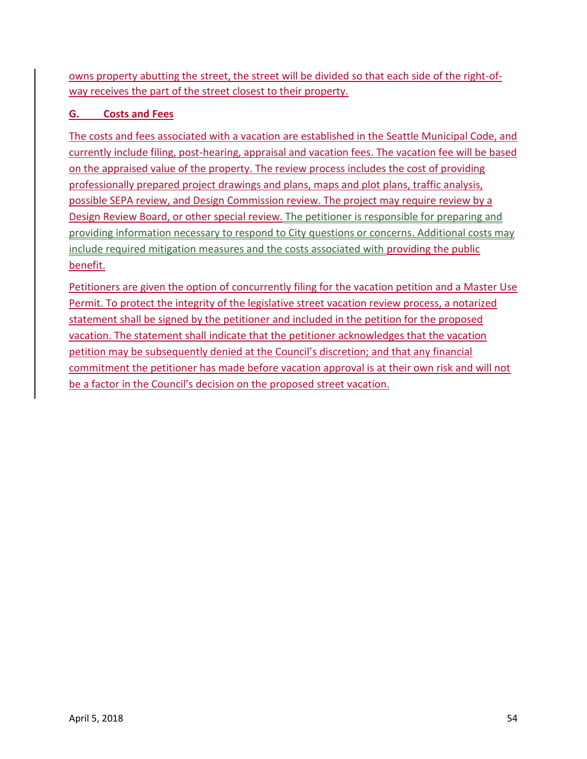owns property abutting the street, the street will be divided so that each side of the right-of-way receives the part of the street closest to their property.

### G. Costs and Fees

The costs and fees associated with a vacation are established in the Seattle Municipal Code, and currently include filing, post-hearing, appraisal and vacation fees. The vacation fee will be based on the appraised value of the property. The review process includes the cost of providing professionally prepared project drawings and plans, maps and plot plans, traffic analysis, possible SEPA review, and Design Commission review. The project may require review by a Design Review Board, or other special review. The petitioner is responsible for preparing and providing information necessary to respond to City questions or concerns. Additional costs may include required mitigation measures and the costs associated with providing the public benefit.

Petitioners are given the option of concurrently filing for the vacation petition and a Master Use Permit. To protect the integrity of the legislative street vacation review process, a notarized statement shall be signed by the petitioner and included in the petition for the proposed vacation. The statement shall indicate that the petitioner acknowledges that the vacation petition may be subsequently denied at the Council's discretion; and that any financial commitment the petitioner has made before vacation approval is at their own risk and will not be a factor in the Council's decision on the proposed street vacation.